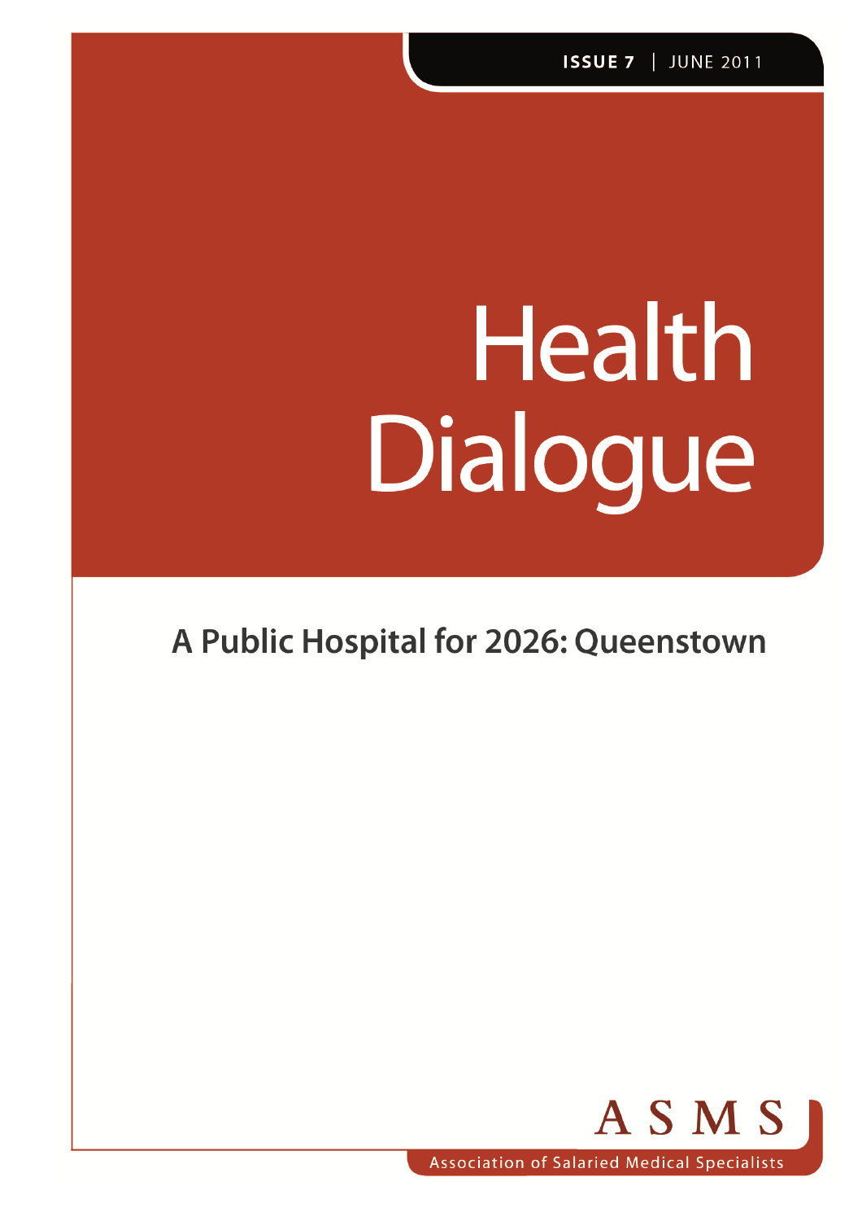ISSUE 7 | JUNE 2011

# Health Dialogue

## A Public Hospital for 2026: Queenstown

ASMS

Association of Salaried Medical Specialists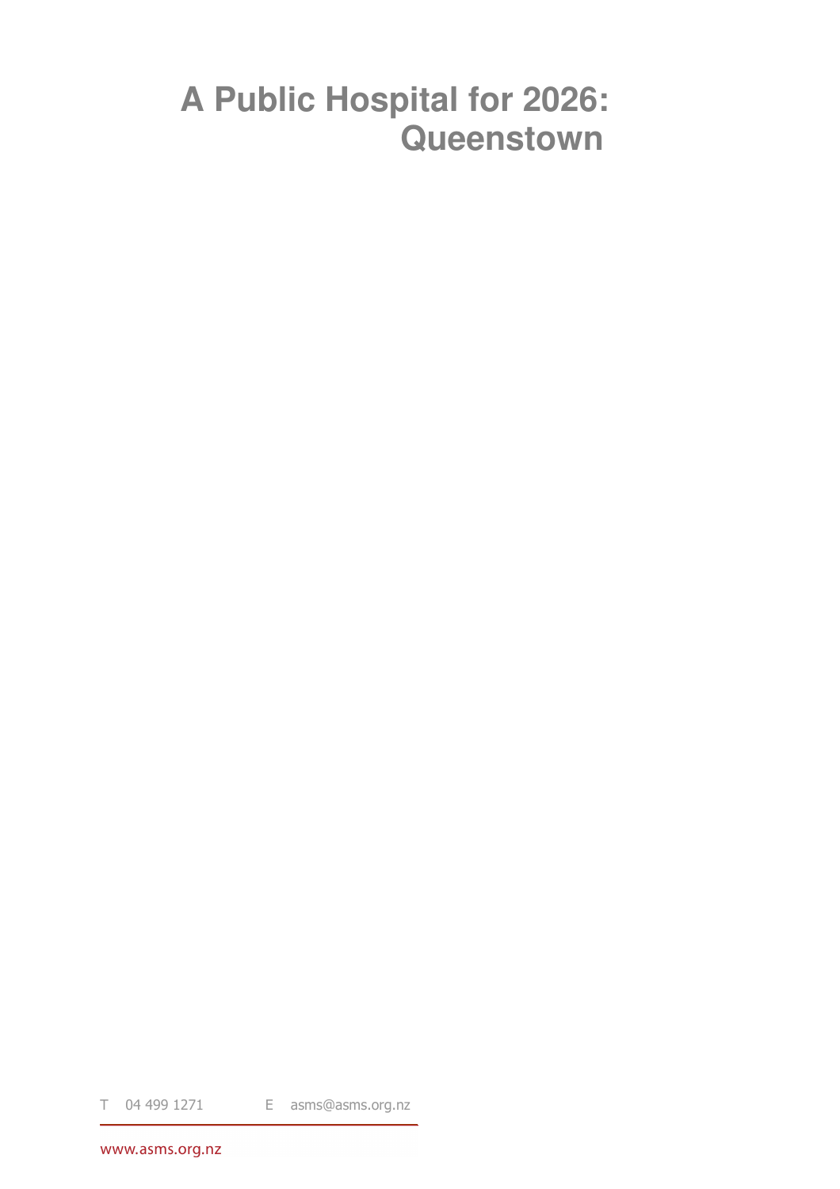# A Public Hospital for 2026: Queenstown

T 04 499 1271 E asms@asms.org.nz

www.asms.org.nz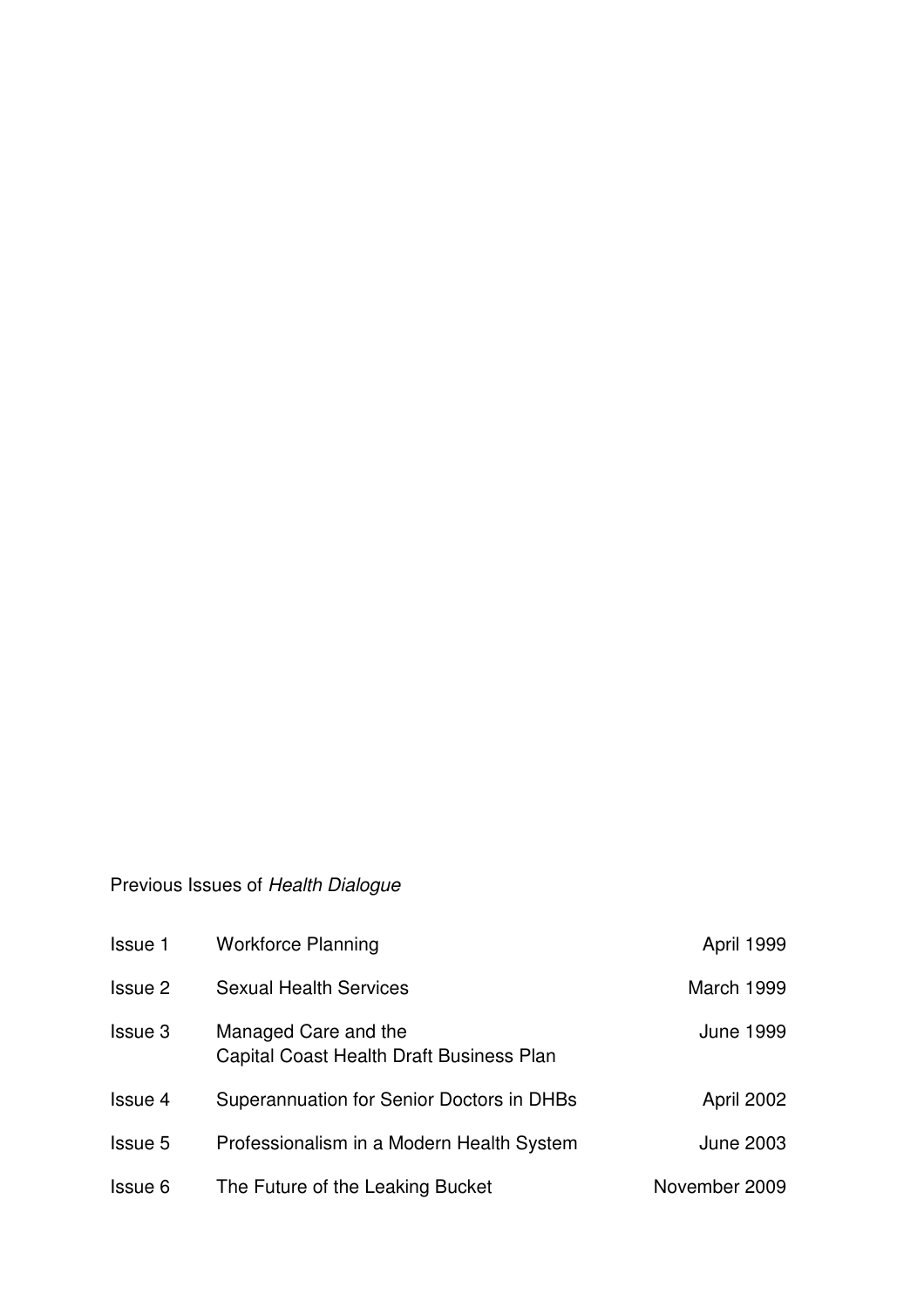Previous Issues of *Health Dialogue*

| | | |
|---|---|---|
| Issue 1 | Workforce Planning | April 1999 |
| Issue 2 | Sexual Health Services | March 1999 |
| Issue 3 | Managed Care and the Capital Coast Health Draft Business Plan | June 1999 |
| Issue 4 | Superannuation for Senior Doctors in DHBs | April 2002 |
| Issue 5 | Professionalism in a Modern Health System | June 2003 |
| Issue 6 | The Future of the Leaking Bucket | November 2009 |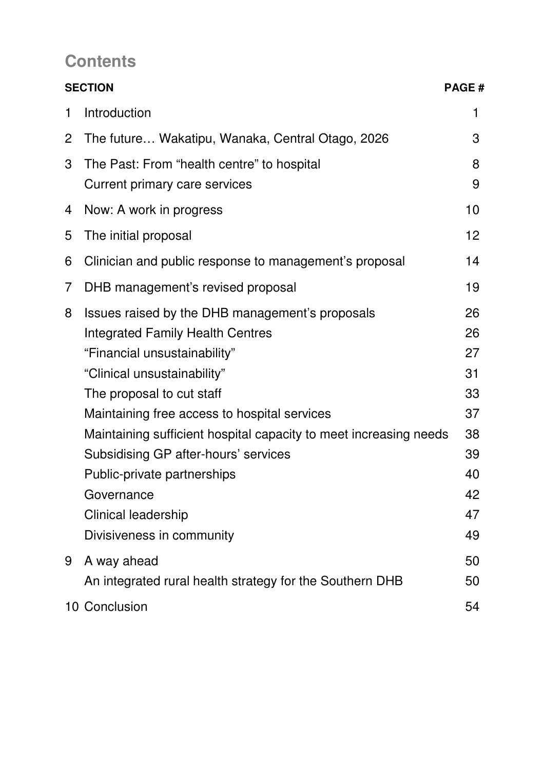## Contents

| SECTION | | PAGE # |
|---|---|---|
| 1 | Introduction | 1 |
| 2 | The future… Wakatipu, Wanaka, Central Otago, 2026 | 3 |
| 3 | The Past: From "health centre" to hospital | 8 |
| | Current primary care services | 9 |
| 4 | Now: A work in progress | 10 |
| 5 | The initial proposal | 12 |
| 6 | Clinician and public response to management's proposal | 14 |
| 7 | DHB management's revised proposal | 19 |
| 8 | Issues raised by the DHB management's proposals | 26 |
| | Integrated Family Health Centres | 26 |
| | "Financial unsustainability" | 27 |
| | "Clinical unsustainability" | 31 |
| | The proposal to cut staff | 33 |
| | Maintaining free access to hospital services | 37 |
| | Maintaining sufficient hospital capacity to meet increasing needs | 38 |
| | Subsidising GP after-hours' services | 39 |
| | Public-private partnerships | 40 |
| | Governance | 42 |
| | Clinical leadership | 47 |
| | Divisiveness in community | 49 |
| 9 | A way ahead | 50 |
| | An integrated rural health strategy for the Southern DHB | 50 |
| 10 | Conclusion | 54 |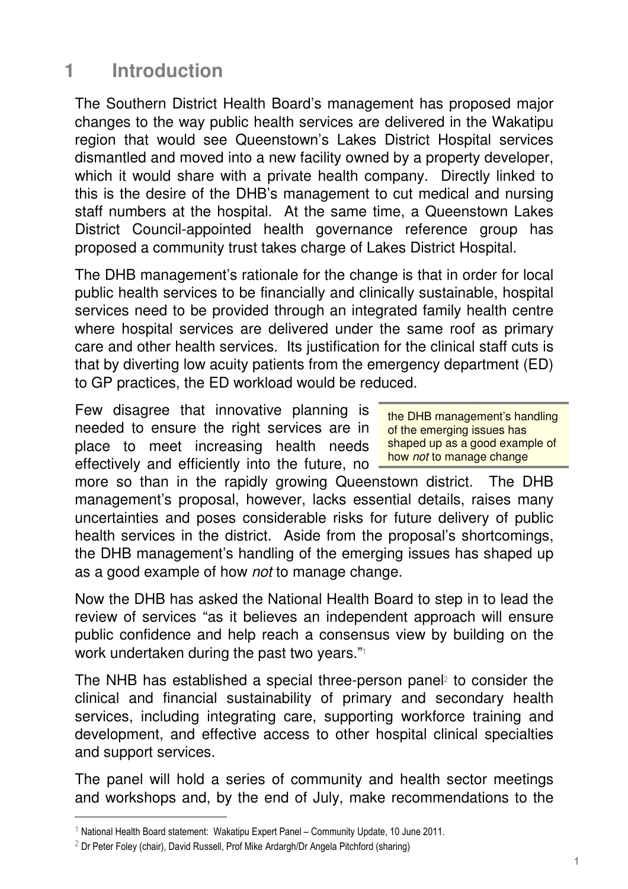# 1 Introduction

The Southern District Health Board's management has proposed major changes to the way public health services are delivered in the Wakatipu region that would see Queenstown's Lakes District Hospital services dismantled and moved into a new facility owned by a property developer, which it would share with a private health company. Directly linked to this is the desire of the DHB's management to cut medical and nursing staff numbers at the hospital. At the same time, a Queenstown Lakes District Council-appointed health governance reference group has proposed a community trust takes charge of Lakes District Hospital.

The DHB management's rationale for the change is that in order for local public health services to be financially and clinically sustainable, hospital services need to be provided through an integrated family health centre where hospital services are delivered under the same roof as primary care and other health services. Its justification for the clinical staff cuts is that by diverting low acuity patients from the emergency department (ED) to GP practices, the ED workload would be reduced.

> the DHB management's handling of the emerging issues has shaped up as a good example of how *not* to manage change

Few disagree that innovative planning is needed to ensure the right services are in place to meet increasing health needs effectively and efficiently into the future, no more so than in the rapidly growing Queenstown district. The DHB management's proposal, however, lacks essential details, raises many uncertainties and poses considerable risks for future delivery of public health services in the district. Aside from the proposal's shortcomings, the DHB management's handling of the emerging issues has shaped up as a good example of how *not* to manage change.

Now the DHB has asked the National Health Board to step in to lead the review of services "as it believes an independent approach will ensure public confidence and help reach a consensus view by building on the work undertaken during the past two years."[1]

The NHB has established a special three-person panel[2] to consider the clinical and financial sustainability of primary and secondary health services, including integrating care, supporting workforce training and development, and effective access to other hospital clinical specialties and support services.

The panel will hold a series of community and health sector meetings and workshops and, by the end of July, make recommendations to the

[1] National Health Board statement: Wakatipu Expert Panel – Community Update, 10 June 2011.

[2] Dr Peter Foley (chair), David Russell, Prof Mike Ardargh/Dr Angela Pitchford (sharing)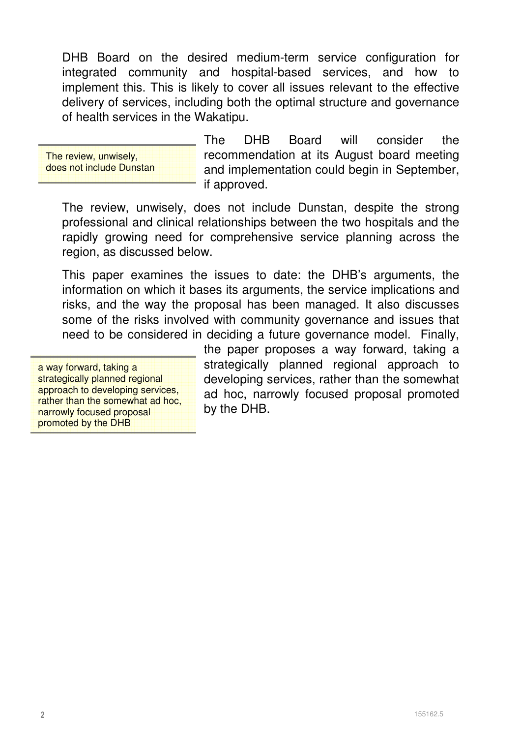DHB Board on the desired medium-term service configuration for integrated community and hospital-based services, and how to implement this. This is likely to cover all issues relevant to the effective delivery of services, including both the optimal structure and governance of health services in the Wakatipu.

> The review, unwisely, does not include Dunstan

The DHB Board will consider the recommendation at its August board meeting and implementation could begin in September, if approved.

The review, unwisely, does not include Dunstan, despite the strong professional and clinical relationships between the two hospitals and the rapidly growing need for comprehensive service planning across the region, as discussed below.

This paper examines the issues to date: the DHB's arguments, the information on which it bases its arguments, the service implications and risks, and the way the proposal has been managed. It also discusses some of the risks involved with community governance and issues that need to be considered in deciding a future governance model. Finally, the paper proposes a way forward, taking a strategically planned regional approach to developing services, rather than the somewhat ad hoc, narrowly focused proposal promoted by the DHB.

> a way forward, taking a strategically planned regional approach to developing services, rather than the somewhat ad hoc, narrowly focused proposal promoted by the DHB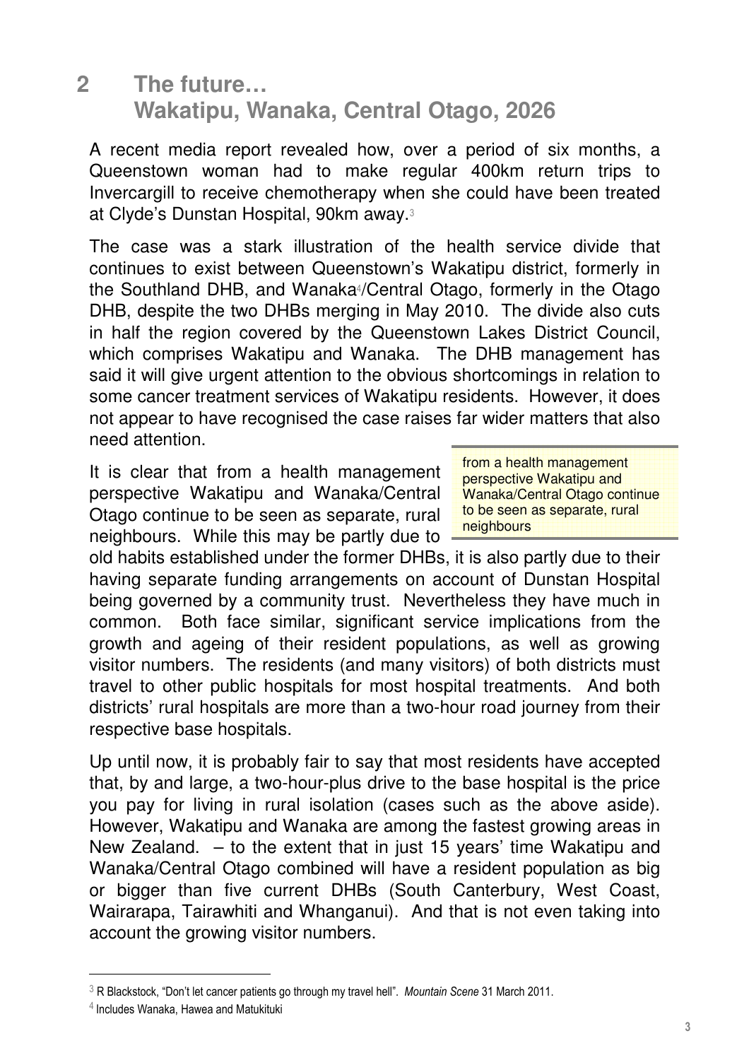## 2 The future… Wakatipu, Wanaka, Central Otago, 2026

A recent media report revealed how, over a period of six months, a Queenstown woman had to make regular 400km return trips to Invercargill to receive chemotherapy when she could have been treated at Clyde's Dunstan Hospital, 90km away.[3]

The case was a stark illustration of the health service divide that continues to exist between Queenstown's Wakatipu district, formerly in the Southland DHB, and Wanaka[4]/Central Otago, formerly in the Otago DHB, despite the two DHBs merging in May 2010. The divide also cuts in half the region covered by the Queenstown Lakes District Council, which comprises Wakatipu and Wanaka. The DHB management has said it will give urgent attention to the obvious shortcomings in relation to some cancer treatment services of Wakatipu residents. However, it does not appear to have recognised the case raises far wider matters that also need attention.

> from a health management perspective Wakatipu and Wanaka/Central Otago continue to be seen as separate, rural neighbours

It is clear that from a health management perspective Wakatipu and Wanaka/Central Otago continue to be seen as separate, rural neighbours. While this may be partly due to old habits established under the former DHBs, it is also partly due to their having separate funding arrangements on account of Dunstan Hospital being governed by a community trust. Nevertheless they have much in common. Both face similar, significant service implications from the growth and ageing of their resident populations, as well as growing visitor numbers. The residents (and many visitors) of both districts must travel to other public hospitals for most hospital treatments. And both districts' rural hospitals are more than a two-hour road journey from their respective base hospitals.

Up until now, it is probably fair to say that most residents have accepted that, by and large, a two-hour-plus drive to the base hospital is the price you pay for living in rural isolation (cases such as the above aside). However, Wakatipu and Wanaka are among the fastest growing areas in New Zealand. – to the extent that in just 15 years' time Wakatipu and Wanaka/Central Otago combined will have a resident population as big or bigger than five current DHBs (South Canterbury, West Coast, Wairarapa, Tairawhiti and Whanganui). And that is not even taking into account the growing visitor numbers.

---

[3] R Blackstock, "Don't let cancer patients go through my travel hell". *Mountain Scene* 31 March 2011.

[4] Includes Wanaka, Hawea and Matukituki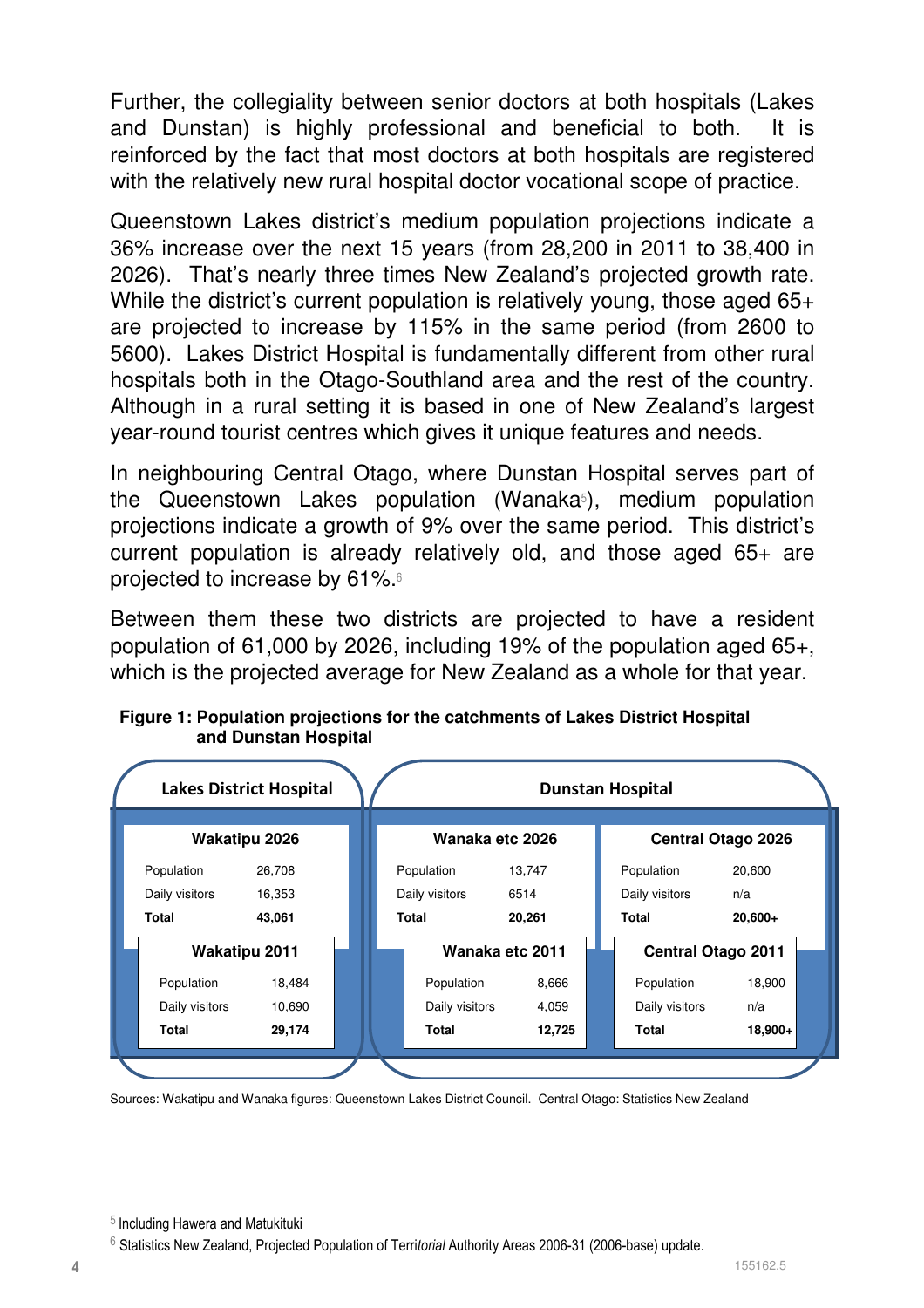Further, the collegiality between senior doctors at both hospitals (Lakes and Dunstan) is highly professional and beneficial to both. It is reinforced by the fact that most doctors at both hospitals are registered with the relatively new rural hospital doctor vocational scope of practice.

Queenstown Lakes district's medium population projections indicate a 36% increase over the next 15 years (from 28,200 in 2011 to 38,400 in 2026). That's nearly three times New Zealand's projected growth rate. While the district's current population is relatively young, those aged 65+ are projected to increase by 115% in the same period (from 2600 to 5600). Lakes District Hospital is fundamentally different from other rural hospitals both in the Otago-Southland area and the rest of the country. Although in a rural setting it is based in one of New Zealand's largest year-round tourist centres which gives it unique features and needs.

In neighbouring Central Otago, where Dunstan Hospital serves part of the Queenstown Lakes population (Wanaka[5]), medium population projections indicate a growth of 9% over the same period. This district's current population is already relatively old, and those aged 65+ are projected to increase by 61%.[6]

Between them these two districts are projected to have a resident population of 61,000 by 2026, including 19% of the population aged 65+, which is the projected average for New Zealand as a whole for that year.

**Figure 1: Population projections for the catchments of Lakes District Hospital and Dunstan Hospital**

| | Lakes District Hospital | Dunstan Hospital | |
|---|---|---|---|
| | **Wakatipu 2026** | **Wanaka etc 2026** | **Central Otago 2026** |
| Population | 26,708 | 13,747 | 20,600 |
| Daily visitors | 16,353 | 6514 | n/a |
| **Total** | **43,061** | **20,261** | **20,600+** |
| | **Wakatipu 2011** | **Wanaka etc 2011** | **Central Otago 2011** |
| Population | 18,484 | 8,666 | 18,900 |
| Daily visitors | 10,690 | 4,059 | n/a |
| **Total** | **29,174** | **12,725** | **18,900+** |

Sources: Wakatipu and Wanaka figures: Queenstown Lakes District Council. Central Otago: Statistics New Zealand

---

[5] Including Hawera and Matukituki

[6] Statistics New Zealand, Projected Population of Territorial Authority Areas 2006-31 (2006-base) update.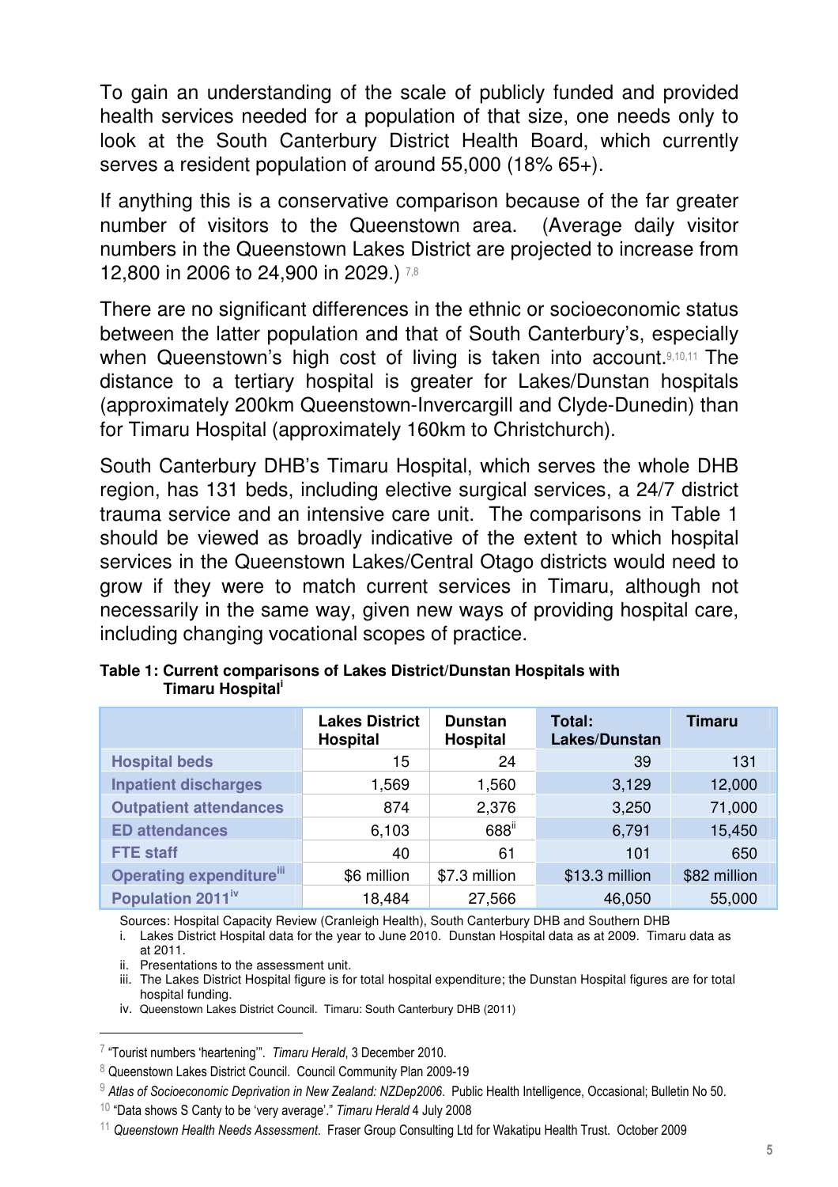To gain an understanding of the scale of publicly funded and provided health services needed for a population of that size, one needs only to look at the South Canterbury District Health Board, which currently serves a resident population of around 55,000 (18% 65+).

If anything this is a conservative comparison because of the far greater number of visitors to the Queenstown area. (Average daily visitor numbers in the Queenstown Lakes District are projected to increase from 12,800 in 2006 to 24,900 in 2029.) [7,8]

There are no significant differences in the ethnic or socioeconomic status between the latter population and that of South Canterbury's, especially when Queenstown's high cost of living is taken into account.[9,10,11] The distance to a tertiary hospital is greater for Lakes/Dunstan hospitals (approximately 200km Queenstown-Invercargill and Clyde-Dunedin) than for Timaru Hospital (approximately 160km to Christchurch).

South Canterbury DHB's Timaru Hospital, which serves the whole DHB region, has 131 beds, including elective surgical services, a 24/7 district trauma service and an intensive care unit. The comparisons in Table 1 should be viewed as broadly indicative of the extent to which hospital services in the Queenstown Lakes/Central Otago districts would need to grow if they were to match current services in Timaru, although not necessarily in the same way, given new ways of providing hospital care, including changing vocational scopes of practice.

**Table 1: Current comparisons of Lakes District/Dunstan Hospitals with Timaru Hospital[i]**

| | Lakes District Hospital | Dunstan Hospital | Total: Lakes/Dunstan | Timaru |
|---|---|---|---|---|
| Hospital beds | 15 | 24 | 39 | 131 |
| Inpatient discharges | 1,569 | 1,560 | 3,129 | 12,000 |
| Outpatient attendances | 874 | 2,376 | 3,250 | 71,000 |
| ED attendances | 6,103 | 688[ii] | 6,791 | 15,450 |
| FTE staff | 40 | 61 | 101 | 650 |
| Operating expenditure[iii] | $6 million | $7.3 million | $13.3 million | $82 million |
| Population 2011[iv] | 18,484 | 27,566 | 46,050 | 55,000 |

Sources: Hospital Capacity Review (Cranleigh Health), South Canterbury DHB and Southern DHB

i. Lakes District Hospital data for the year to June 2010. Dunstan Hospital data as at 2009. Timaru data as at 2011.

ii. Presentations to the assessment unit.

iii. The Lakes District Hospital figure is for total hospital expenditure; the Dunstan Hospital figures are for total hospital funding.

iv. Queenstown Lakes District Council. Timaru: South Canterbury DHB (2011)

---

[7] "Tourist numbers 'heartening'". *Timaru Herald*, 3 December 2010.

[8] Queenstown Lakes District Council. Council Community Plan 2009-19

[9] *Atlas of Socioeconomic Deprivation in New Zealand: NZDep2006*. Public Health Intelligence, Occasional; Bulletin No 50.

[10] "Data shows S Canty to be 'very average'." *Timaru Herald* 4 July 2008

[11] *Queenstown Health Needs Assessment*. Fraser Group Consulting Ltd for Wakatipu Health Trust. October 2009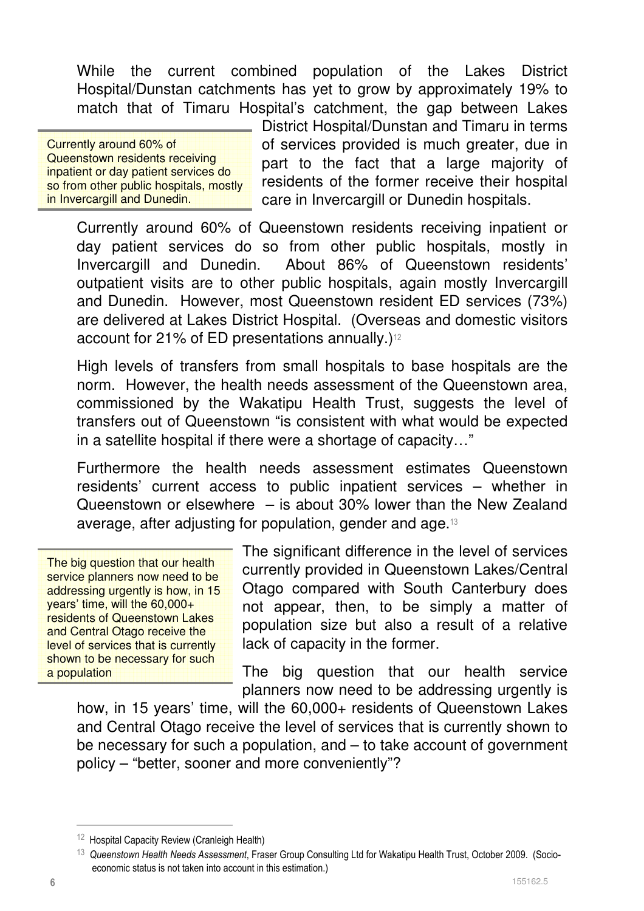While the current combined population of the Lakes District Hospital/Dunstan catchments has yet to grow by approximately 19% to match that of Timaru Hospital's catchment, the gap between Lakes District Hospital/Dunstan and Timaru in terms of services provided is much greater, due in part to the fact that a large majority of residents of the former receive their hospital care in Invercargill or Dunedin hospitals.

> Currently around 60% of Queenstown residents receiving inpatient or day patient services do so from other public hospitals, mostly in Invercargill and Dunedin.

Currently around 60% of Queenstown residents receiving inpatient or day patient services do so from other public hospitals, mostly in Invercargill and Dunedin. About 86% of Queenstown residents' outpatient visits are to other public hospitals, again mostly Invercargill and Dunedin. However, most Queenstown resident ED services (73%) are delivered at Lakes District Hospital. (Overseas and domestic visitors account for 21% of ED presentations annually.)[12]

High levels of transfers from small hospitals to base hospitals are the norm. However, the health needs assessment of the Queenstown area, commissioned by the Wakatipu Health Trust, suggests the level of transfers out of Queenstown "is consistent with what would be expected in a satellite hospital if there were a shortage of capacity…"

Furthermore the health needs assessment estimates Queenstown residents' current access to public inpatient services – whether in Queenstown or elsewhere – is about 30% lower than the New Zealand average, after adjusting for population, gender and age.[13]

> The big question that our health service planners now need to be addressing urgently is how, in 15 years' time, will the 60,000+ residents of Queenstown Lakes and Central Otago receive the level of services that is currently shown to be necessary for such a population

The significant difference in the level of services currently provided in Queenstown Lakes/Central Otago compared with South Canterbury does not appear, then, to be simply a matter of population size but also a result of a relative lack of capacity in the former.

The big question that our health service planners now need to be addressing urgently is how, in 15 years' time, will the 60,000+ residents of Queenstown Lakes and Central Otago receive the level of services that is currently shown to be necessary for such a population, and – to take account of government policy – "better, sooner and more conveniently"?

---

[12] Hospital Capacity Review (Cranleigh Health)

[13] *Queenstown Health Needs Assessment*, Fraser Group Consulting Ltd for Wakatipu Health Trust, October 2009. (Socio-economic status is not taken into account in this estimation.)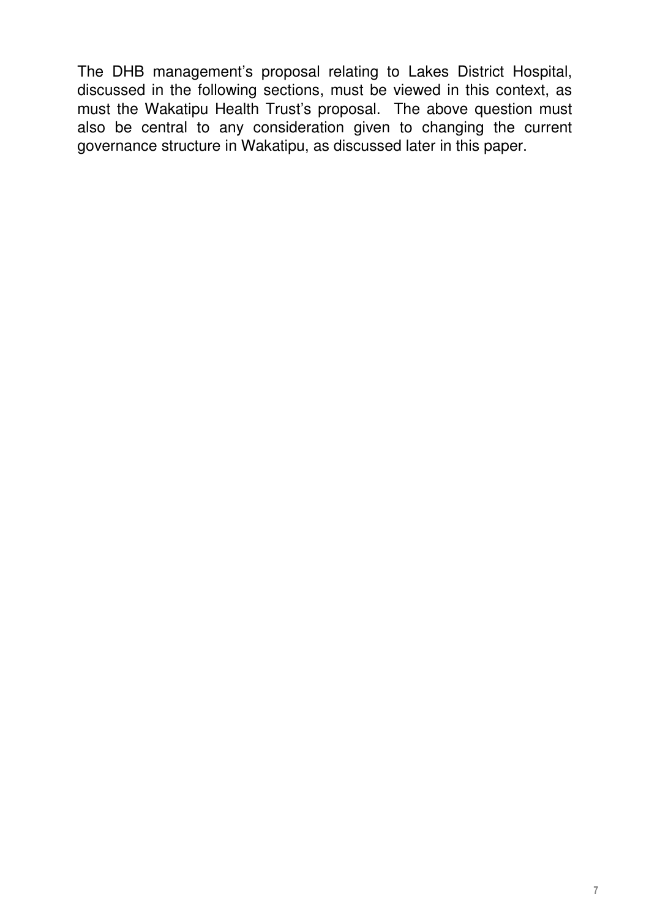The DHB management's proposal relating to Lakes District Hospital, discussed in the following sections, must be viewed in this context, as must the Wakatipu Health Trust's proposal. The above question must also be central to any consideration given to changing the current governance structure in Wakatipu, as discussed later in this paper.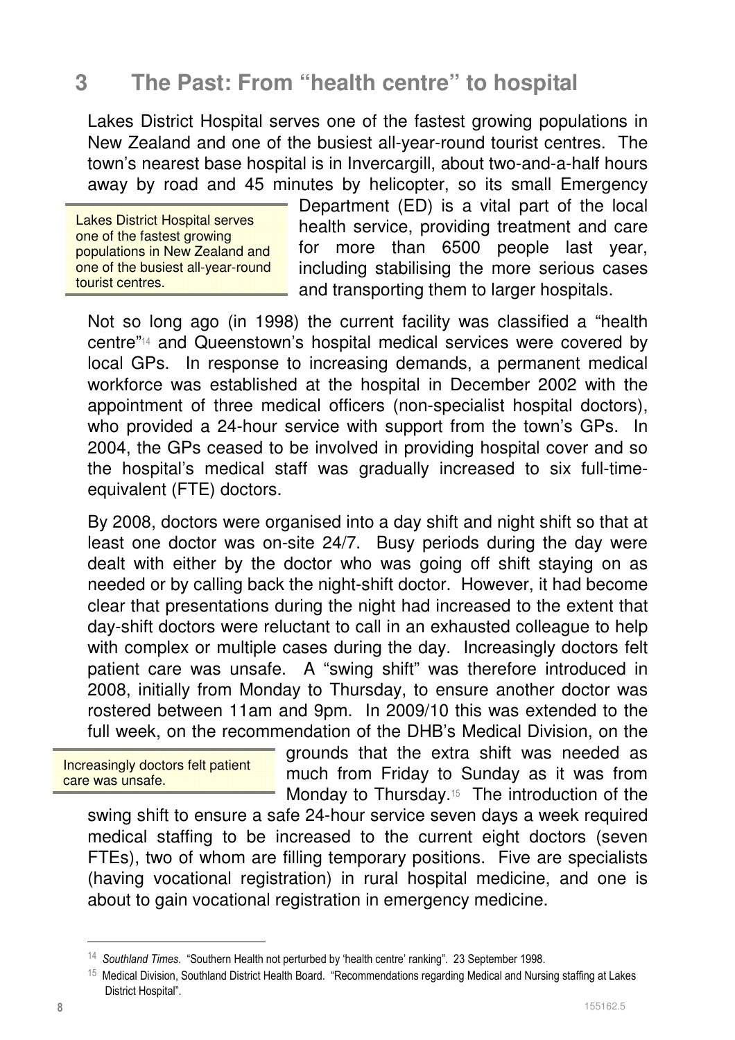## 3 The Past: From "health centre" to hospital

Lakes District Hospital serves one of the fastest growing populations in New Zealand and one of the busiest all-year-round tourist centres. The town's nearest base hospital is in Invercargill, about two-and-a-half hours away by road and 45 minutes by helicopter, so its small Emergency Department (ED) is a vital part of the local health service, providing treatment and care for more than 6500 people last year, including stabilising the more serious cases and transporting them to larger hospitals.

> Lakes District Hospital serves one of the fastest growing populations in New Zealand and one of the busiest all-year-round tourist centres.

Not so long ago (in 1998) the current facility was classified a "health centre"[14] and Queenstown's hospital medical services were covered by local GPs. In response to increasing demands, a permanent medical workforce was established at the hospital in December 2002 with the appointment of three medical officers (non-specialist hospital doctors), who provided a 24-hour service with support from the town's GPs. In 2004, the GPs ceased to be involved in providing hospital cover and so the hospital's medical staff was gradually increased to six full-time-equivalent (FTE) doctors.

By 2008, doctors were organised into a day shift and night shift so that at least one doctor was on-site 24/7. Busy periods during the day were dealt with either by the doctor who was going off shift staying on as needed or by calling back the night-shift doctor. However, it had become clear that presentations during the night had increased to the extent that day-shift doctors were reluctant to call in an exhausted colleague to help with complex or multiple cases during the day. Increasingly doctors felt patient care was unsafe. A "swing shift" was therefore introduced in 2008, initially from Monday to Thursday, to ensure another doctor was rostered between 11am and 9pm. In 2009/10 this was extended to the full week, on the recommendation of the DHB's Medical Division, on the grounds that the extra shift was needed as much from Friday to Sunday as it was from Monday to Thursday.[15] The introduction of the swing shift to ensure a safe 24-hour service seven days a week required medical staffing to be increased to the current eight doctors (seven FTEs), two of whom are filling temporary positions. Five are specialists (having vocational registration) in rural hospital medicine, and one is about to gain vocational registration in emergency medicine.

> Increasingly doctors felt patient care was unsafe.

---

[14] *Southland Times*. "Southern Health not perturbed by 'health centre' ranking". 23 September 1998.

[15] Medical Division, Southland District Health Board. "Recommendations regarding Medical and Nursing staffing at Lakes District Hospital".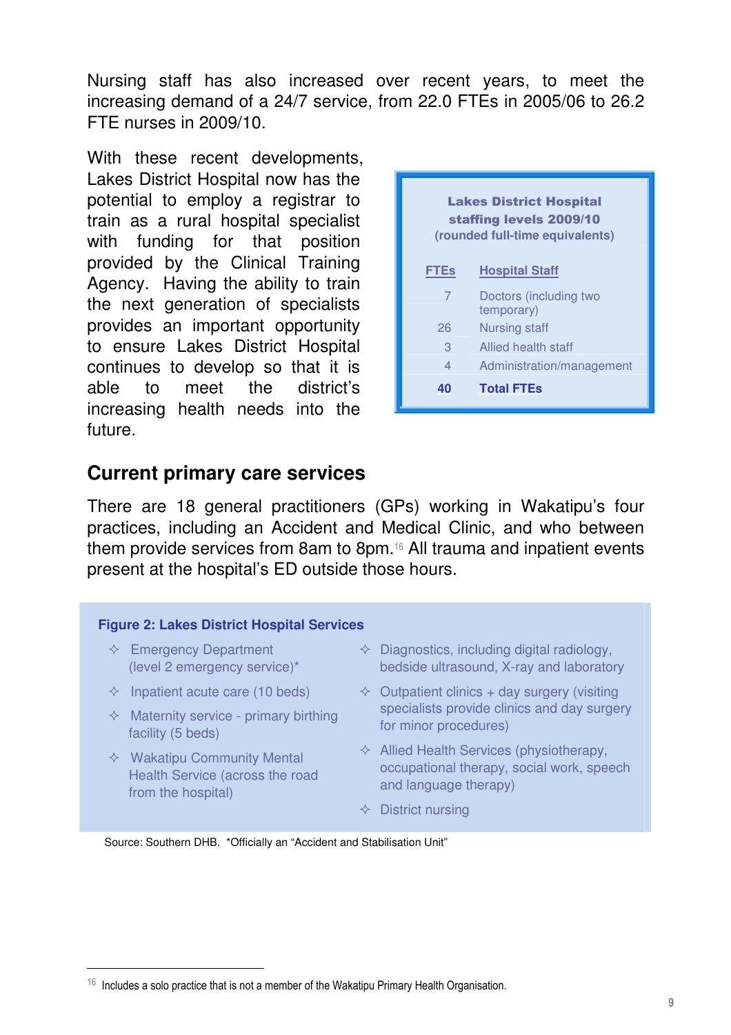Nursing staff has also increased over recent years, to meet the increasing demand of a 24/7 service, from 22.0 FTEs in 2005/06 to 26.2 FTE nurses in 2009/10.

With these recent developments, Lakes District Hospital now has the potential to employ a registrar to train as a rural hospital specialist with funding for that position provided by the Clinical Training Agency. Having the ability to train the next generation of specialists provides an important opportunity to ensure Lakes District Hospital continues to develop so that it is able to meet the district's increasing health needs into the future.

**Lakes District Hospital staffing levels 2009/10 (rounded full-time equivalents)**

| FTEs | Hospital Staff |
|---|---|
| 7 | Doctors (including two temporary) |
| 26 | Nursing staff |
| 3 | Allied health staff |
| 4 | Administration/management |
| **40** | **Total FTEs** |

## Current primary care services

There are 18 general practitioners (GPs) working in Wakatipu's four practices, including an Accident and Medical Clinic, and who between them provide services from 8am to 8pm.[16] All trauma and inpatient events present at the hospital's ED outside those hours.

**Figure 2: Lakes District Hospital Services**

- Emergency Department (level 2 emergency service)*
- Inpatient acute care (10 beds)
- Maternity service - primary birthing facility (5 beds)
- Wakatipu Community Mental Health Service (across the road from the hospital)
- Diagnostics, including digital radiology, bedside ultrasound, X-ray and laboratory
- Outpatient clinics + day surgery (visiting specialists provide clinics and day surgery for minor procedures)
- Allied Health Services (physiotherapy, occupational therapy, social work, speech and language therapy)
- District nursing

Source: Southern DHB. *Officially an "Accident and Stabilisation Unit"

[16] Includes a solo practice that is not a member of the Wakatipu Primary Health Organisation.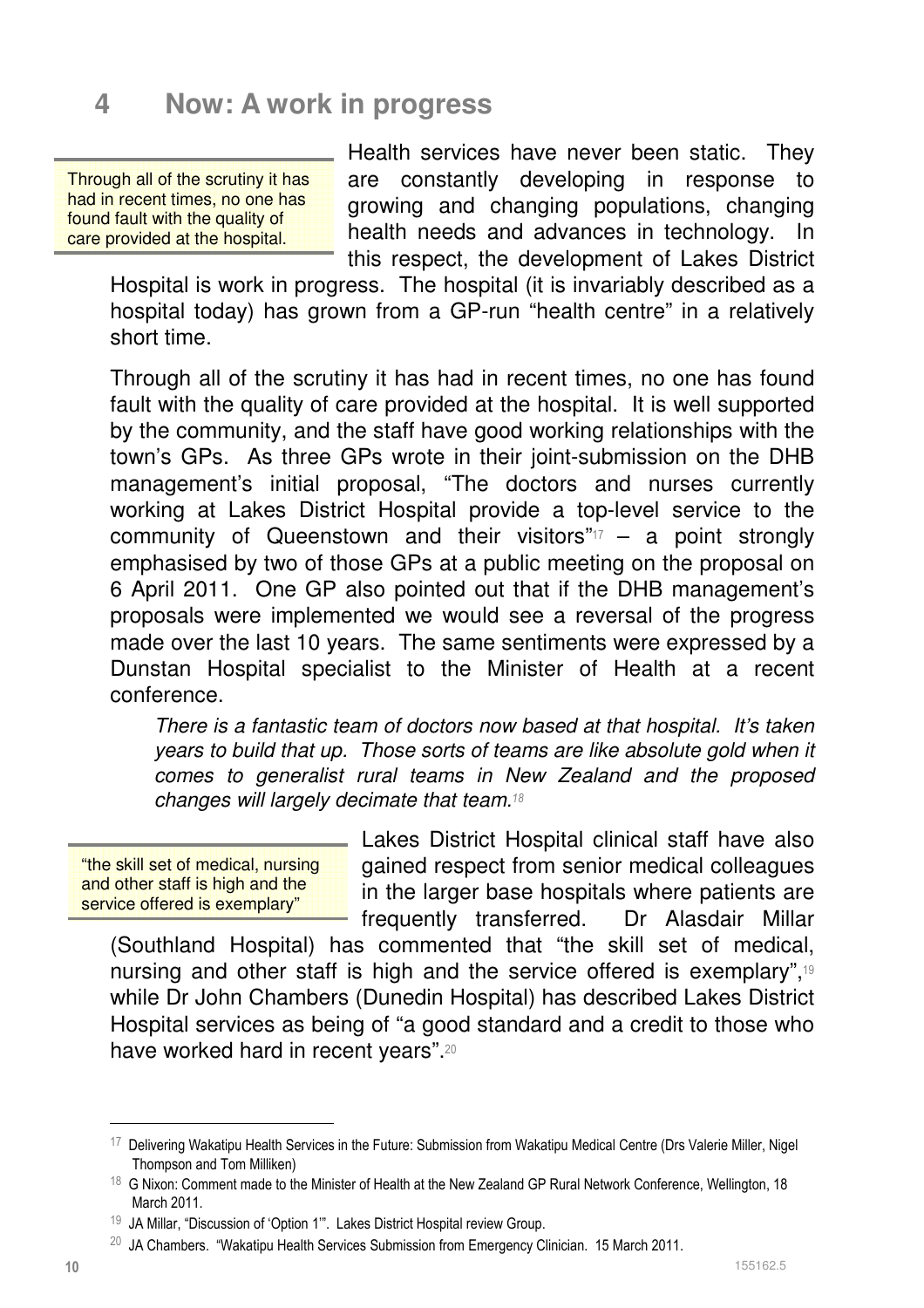## 4 Now: A work in progress

> Through all of the scrutiny it has had in recent times, no one has found fault with the quality of care provided at the hospital.

Health services have never been static. They are constantly developing in response to growing and changing populations, changing health needs and advances in technology. In this respect, the development of Lakes District Hospital is work in progress. The hospital (it is invariably described as a hospital today) has grown from a GP-run "health centre" in a relatively short time.

Through all of the scrutiny it has had in recent times, no one has found fault with the quality of care provided at the hospital. It is well supported by the community, and the staff have good working relationships with the town's GPs. As three GPs wrote in their joint-submission on the DHB management's initial proposal, "The doctors and nurses currently working at Lakes District Hospital provide a top-level service to the community of Queenstown and their visitors"[17] – a point strongly emphasised by two of those GPs at a public meeting on the proposal on 6 April 2011. One GP also pointed out that if the DHB management's proposals were implemented we would see a reversal of the progress made over the last 10 years. The same sentiments were expressed by a Dunstan Hospital specialist to the Minister of Health at a recent conference.

> *There is a fantastic team of doctors now based at that hospital. It's taken years to build that up. Those sorts of teams are like absolute gold when it comes to generalist rural teams in New Zealand and the proposed changes will largely decimate that team.*[18]

> "the skill set of medical, nursing and other staff is high and the service offered is exemplary"

Lakes District Hospital clinical staff have also gained respect from senior medical colleagues in the larger base hospitals where patients are frequently transferred. Dr Alasdair Millar (Southland Hospital) has commented that "the skill set of medical, nursing and other staff is high and the service offered is exemplary",[19] while Dr John Chambers (Dunedin Hospital) has described Lakes District Hospital services as being of "a good standard and a credit to those who have worked hard in recent years".[20]

---

[17] Delivering Wakatipu Health Services in the Future: Submission from Wakatipu Medical Centre (Drs Valerie Miller, Nigel Thompson and Tom Milliken)

[18] G Nixon: Comment made to the Minister of Health at the New Zealand GP Rural Network Conference, Wellington, 18 March 2011.

[19] JA Millar, "Discussion of 'Option 1'". Lakes District Hospital review Group.

[20] JA Chambers. "Wakatipu Health Services Submission from Emergency Clinician. 15 March 2011.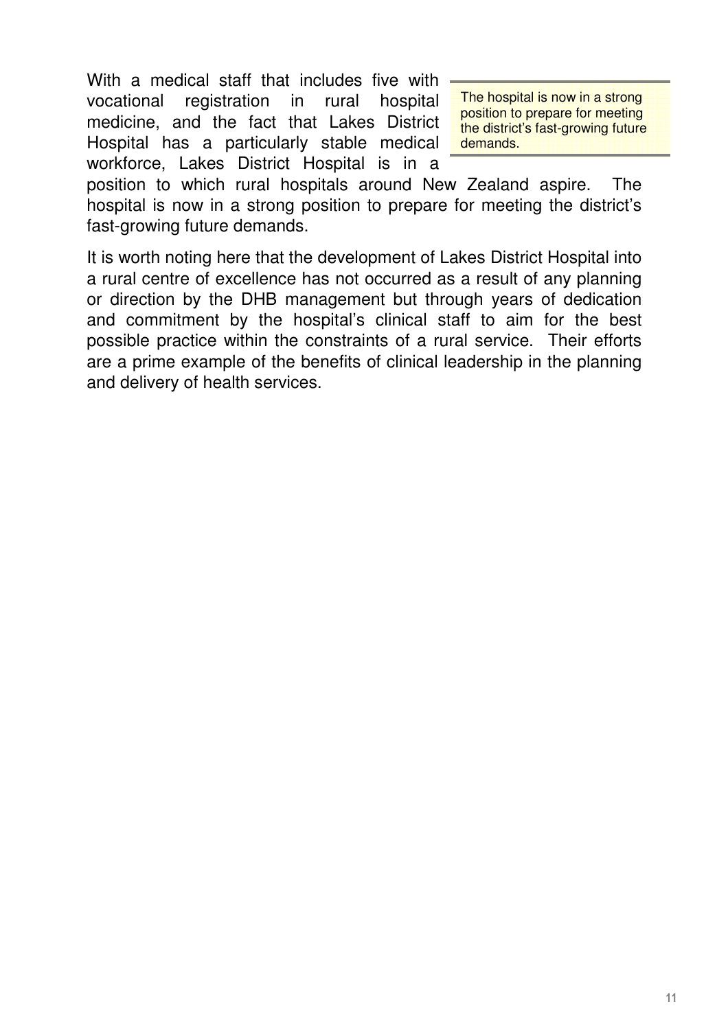With a medical staff that includes five with vocational registration in rural hospital medicine, and the fact that Lakes District Hospital has a particularly stable medical workforce, Lakes District Hospital is in a position to which rural hospitals around New Zealand aspire. The hospital is now in a strong position to prepare for meeting the district's fast-growing future demands.

> The hospital is now in a strong position to prepare for meeting the district's fast-growing future demands.

It is worth noting here that the development of Lakes District Hospital into a rural centre of excellence has not occurred as a result of any planning or direction by the DHB management but through years of dedication and commitment by the hospital's clinical staff to aim for the best possible practice within the constraints of a rural service. Their efforts are a prime example of the benefits of clinical leadership in the planning and delivery of health services.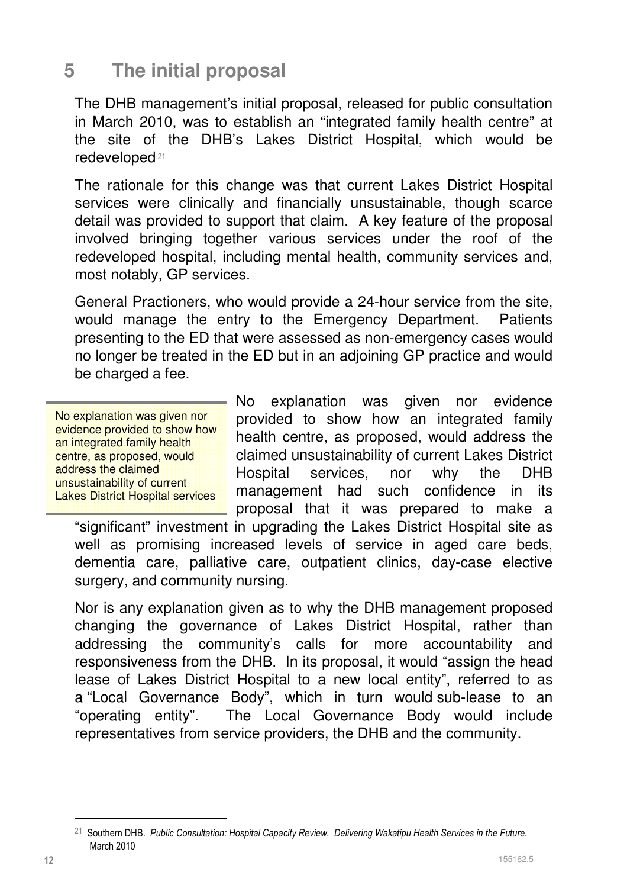## 5 The initial proposal

The DHB management's initial proposal, released for public consultation in March 2010, was to establish an "integrated family health centre" at the site of the DHB's Lakes District Hospital, which would be redeveloped[21]

The rationale for this change was that current Lakes District Hospital services were clinically and financially unsustainable, though scarce detail was provided to support that claim. A key feature of the proposal involved bringing together various services under the roof of the redeveloped hospital, including mental health, community services and, most notably, GP services.

General Practioners, who would provide a 24-hour service from the site, would manage the entry to the Emergency Department. Patients presenting to the ED that were assessed as non-emergency cases would no longer be treated in the ED but in an adjoining GP practice and would be charged a fee.

> No explanation was given nor evidence provided to show how an integrated family health centre, as proposed, would address the claimed unsustainability of current Lakes District Hospital services

No explanation was given nor evidence provided to show how an integrated family health centre, as proposed, would address the claimed unsustainability of current Lakes District Hospital services, nor why the DHB management had such confidence in its proposal that it was prepared to make a "significant" investment in upgrading the Lakes District Hospital site as well as promising increased levels of service in aged care beds, dementia care, palliative care, outpatient clinics, day-case elective surgery, and community nursing.

Nor is any explanation given as to why the DHB management proposed changing the governance of Lakes District Hospital, rather than addressing the community's calls for more accountability and responsiveness from the DHB. In its proposal, it would "assign the head lease of Lakes District Hospital to a new local entity", referred to as a "Local Governance Body", which in turn would sub-lease to an "operating entity". The Local Governance Body would include representatives from service providers, the DHB and the community.

---

[21] Southern DHB. *Public Consultation: Hospital Capacity Review. Delivering Wakatipu Health Services in the Future.* March 2010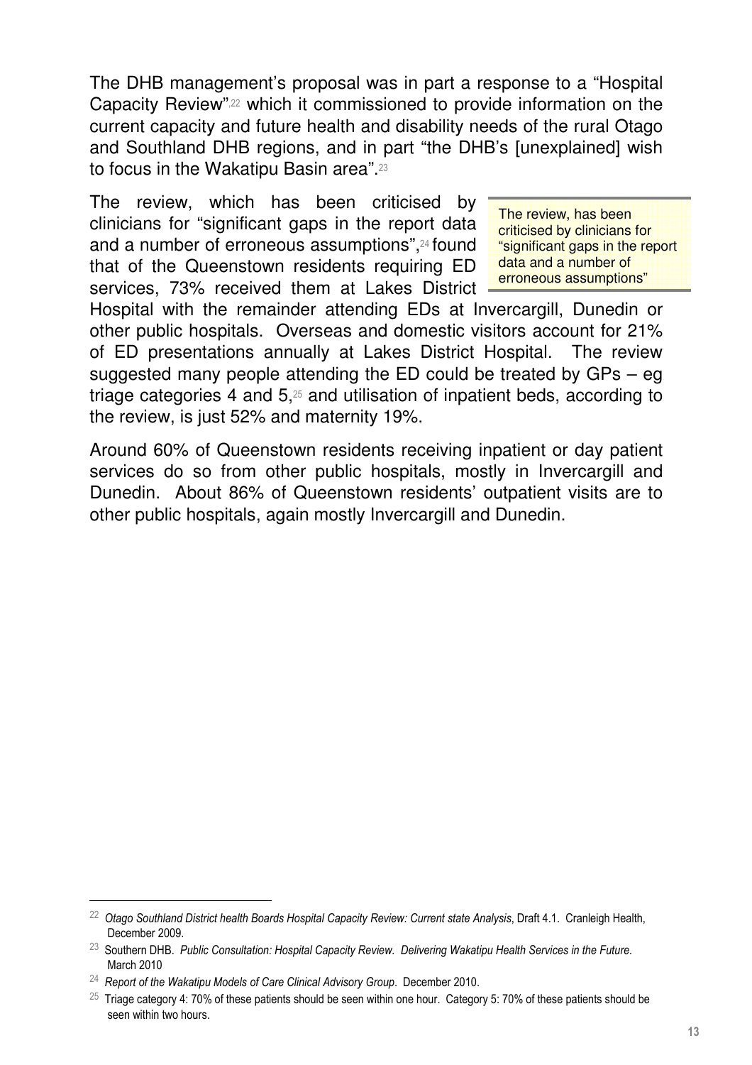The DHB management's proposal was in part a response to a "Hospital Capacity Review"[22] which it commissioned to provide information on the current capacity and future health and disability needs of the rural Otago and Southland DHB regions, and in part "the DHB's [unexplained] wish to focus in the Wakatipu Basin area".[23]

The review, which has been criticised by clinicians for "significant gaps in the report data and a number of erroneous assumptions",[24] found that of the Queenstown residents requiring ED services, 73% received them at Lakes District Hospital with the remainder attending EDs at Invercargill, Dunedin or other public hospitals. Overseas and domestic visitors account for 21% of ED presentations annually at Lakes District Hospital. The review suggested many people attending the ED could be treated by GPs – eg triage categories 4 and 5,[25] and utilisation of inpatient beds, according to the review, is just 52% and maternity 19%.

> The review, has been criticised by clinicians for "significant gaps in the report data and a number of erroneous assumptions"

Around 60% of Queenstown residents receiving inpatient or day patient services do so from other public hospitals, mostly in Invercargill and Dunedin. About 86% of Queenstown residents' outpatient visits are to other public hospitals, again mostly Invercargill and Dunedin.

---

[22] *Otago Southland District health Boards Hospital Capacity Review: Current state Analysis*, Draft 4.1. Cranleigh Health, December 2009.

[23] Southern DHB. *Public Consultation: Hospital Capacity Review. Delivering Wakatipu Health Services in the Future.* March 2010

[24] *Report of the Wakatipu Models of Care Clinical Advisory Group*. December 2010.

[25] Triage category 4: 70% of these patients should be seen within one hour. Category 5: 70% of these patients should be seen within two hours.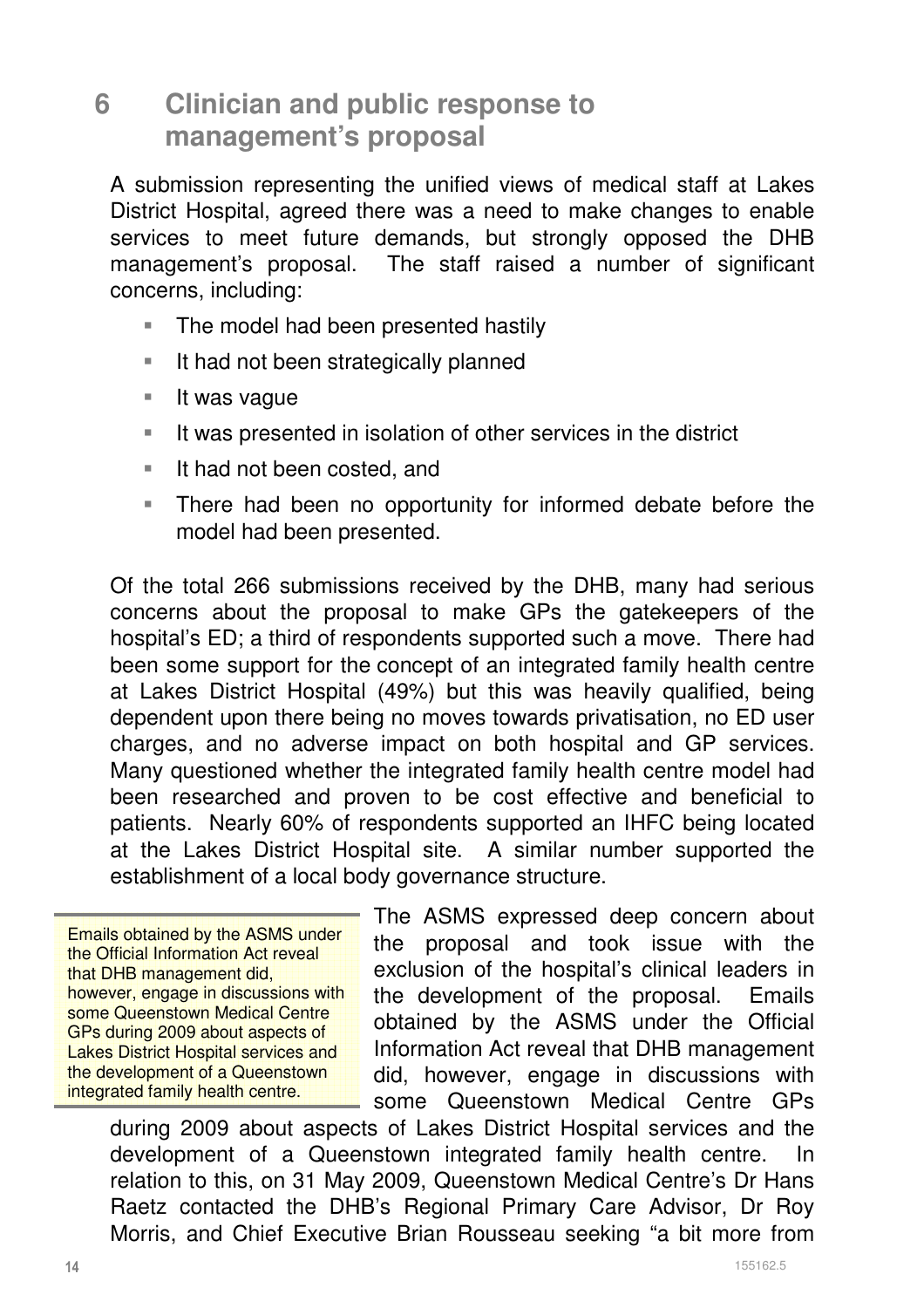# 6 Clinician and public response to management's proposal

A submission representing the unified views of medical staff at Lakes District Hospital, agreed there was a need to make changes to enable services to meet future demands, but strongly opposed the DHB management's proposal. The staff raised a number of significant concerns, including:

- The model had been presented hastily
- It had not been strategically planned
- It was vague
- It was presented in isolation of other services in the district
- It had not been costed, and
- There had been no opportunity for informed debate before the model had been presented.

Of the total 266 submissions received by the DHB, many had serious concerns about the proposal to make GPs the gatekeepers of the hospital's ED; a third of respondents supported such a move. There had been some support for the concept of an integrated family health centre at Lakes District Hospital (49%) but this was heavily qualified, being dependent upon there being no moves towards privatisation, no ED user charges, and no adverse impact on both hospital and GP services. Many questioned whether the integrated family health centre model had been researched and proven to be cost effective and beneficial to patients. Nearly 60% of respondents supported an IHFC being located at the Lakes District Hospital site. A similar number supported the establishment of a local body governance structure.

> Emails obtained by the ASMS under the Official Information Act reveal that DHB management did, however, engage in discussions with some Queenstown Medical Centre GPs during 2009 about aspects of Lakes District Hospital services and the development of a Queenstown integrated family health centre.

The ASMS expressed deep concern about the proposal and took issue with the exclusion of the hospital's clinical leaders in the development of the proposal. Emails obtained by the ASMS under the Official Information Act reveal that DHB management did, however, engage in discussions with some Queenstown Medical Centre GPs during 2009 about aspects of Lakes District Hospital services and the development of a Queenstown integrated family health centre. In relation to this, on 31 May 2009, Queenstown Medical Centre's Dr Hans Raetz contacted the DHB's Regional Primary Care Advisor, Dr Roy Morris, and Chief Executive Brian Rousseau seeking "a bit more from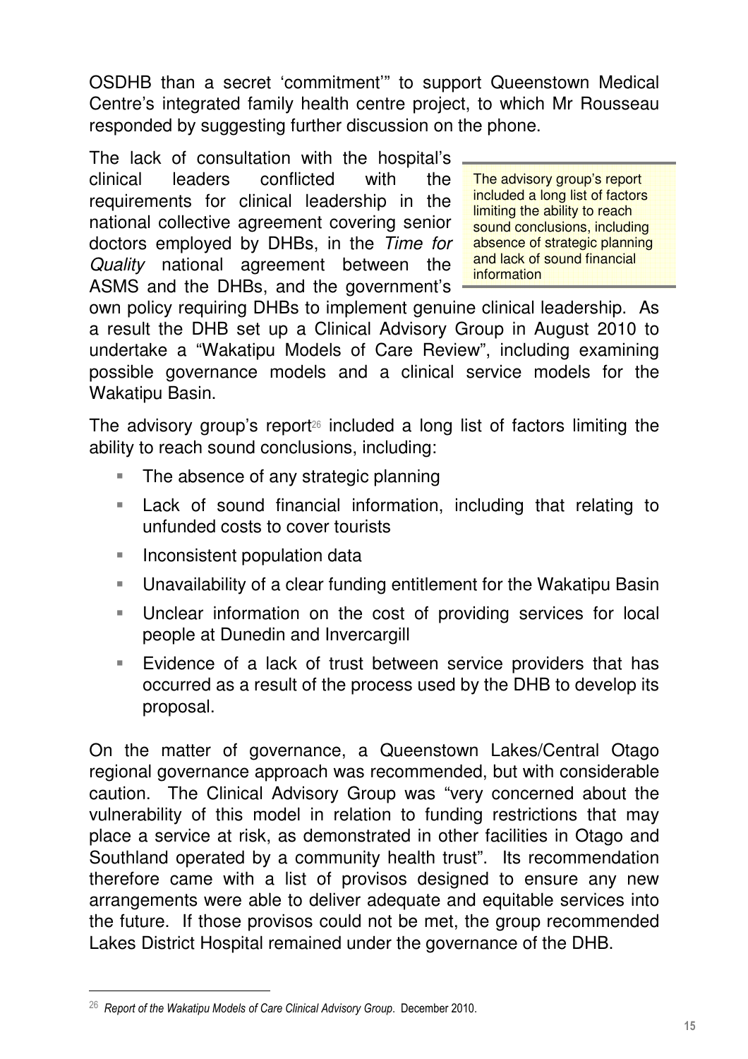OSDHB than a secret 'commitment'" to support Queenstown Medical Centre's integrated family health centre project, to which Mr Rousseau responded by suggesting further discussion on the phone.

The lack of consultation with the hospital's clinical leaders conflicted with the requirements for clinical leadership in the national collective agreement covering senior doctors employed by DHBs, in the *Time for Quality* national agreement between the ASMS and the DHBs, and the government's own policy requiring DHBs to implement genuine clinical leadership. As a result the DHB set up a Clinical Advisory Group in August 2010 to undertake a "Wakatipu Models of Care Review", including examining possible governance models and a clinical service models for the Wakatipu Basin.

> The advisory group's report included a long list of factors limiting the ability to reach sound conclusions, including absence of strategic planning and lack of sound financial information

The advisory group's report[26] included a long list of factors limiting the ability to reach sound conclusions, including:

- The absence of any strategic planning
- Lack of sound financial information, including that relating to unfunded costs to cover tourists
- Inconsistent population data
- Unavailability of a clear funding entitlement for the Wakatipu Basin
- Unclear information on the cost of providing services for local people at Dunedin and Invercargill
- Evidence of a lack of trust between service providers that has occurred as a result of the process used by the DHB to develop its proposal.

On the matter of governance, a Queenstown Lakes/Central Otago regional governance approach was recommended, but with considerable caution. The Clinical Advisory Group was "very concerned about the vulnerability of this model in relation to funding restrictions that may place a service at risk, as demonstrated in other facilities in Otago and Southland operated by a community health trust". Its recommendation therefore came with a list of provisos designed to ensure any new arrangements were able to deliver adequate and equitable services into the future. If those provisos could not be met, the group recommended Lakes District Hospital remained under the governance of the DHB.

---

[26] *Report of the Wakatipu Models of Care Clinical Advisory Group*. December 2010.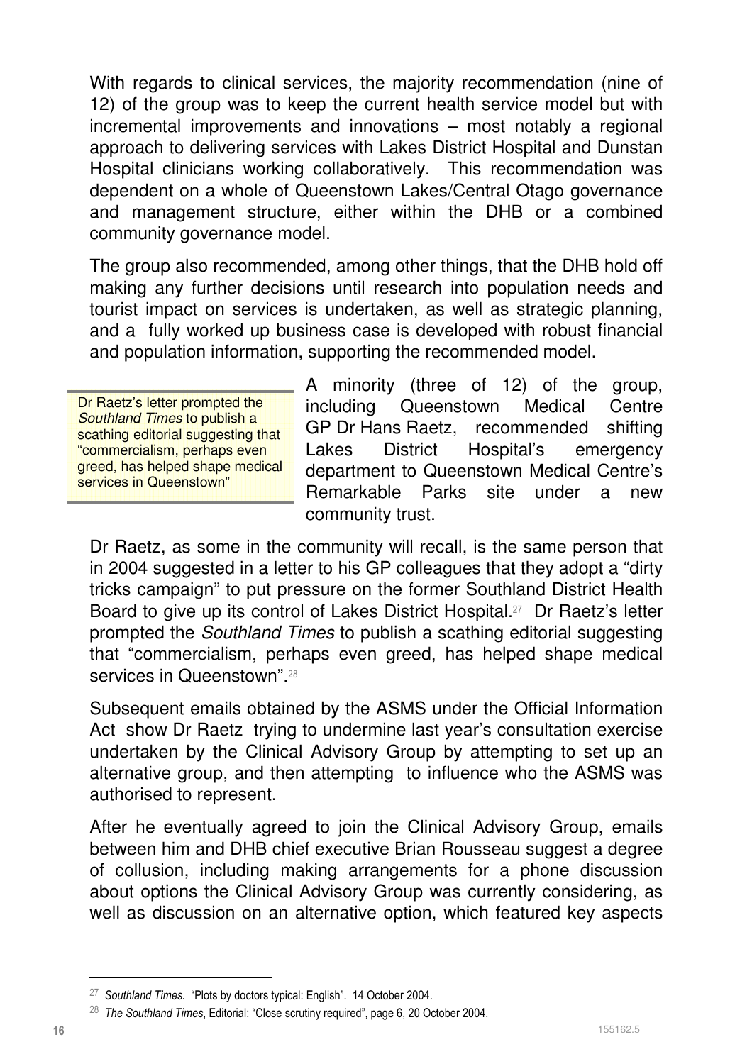With regards to clinical services, the majority recommendation (nine of 12) of the group was to keep the current health service model but with incremental improvements and innovations – most notably a regional approach to delivering services with Lakes District Hospital and Dunstan Hospital clinicians working collaboratively. This recommendation was dependent on a whole of Queenstown Lakes/Central Otago governance and management structure, either within the DHB or a combined community governance model.

The group also recommended, among other things, that the DHB hold off making any further decisions until research into population needs and tourist impact on services is undertaken, as well as strategic planning, and a fully worked up business case is developed with robust financial and population information, supporting the recommended model.

> Dr Raetz's letter prompted the *Southland Times* to publish a scathing editorial suggesting that "commercialism, perhaps even greed, has helped shape medical services in Queenstown"

A minority (three of 12) of the group, including Queenstown Medical Centre GP Dr Hans Raetz, recommended shifting Lakes District Hospital's emergency department to Queenstown Medical Centre's Remarkable Parks site under a new community trust.

Dr Raetz, as some in the community will recall, is the same person that in 2004 suggested in a letter to his GP colleagues that they adopt a "dirty tricks campaign" to put pressure on the former Southland District Health Board to give up its control of Lakes District Hospital.[27] Dr Raetz's letter prompted the *Southland Times* to publish a scathing editorial suggesting that "commercialism, perhaps even greed, has helped shape medical services in Queenstown".[28]

Subsequent emails obtained by the ASMS under the Official Information Act show Dr Raetz trying to undermine last year's consultation exercise undertaken by the Clinical Advisory Group by attempting to set up an alternative group, and then attempting to influence who the ASMS was authorised to represent.

After he eventually agreed to join the Clinical Advisory Group, emails between him and DHB chief executive Brian Rousseau suggest a degree of collusion, including making arrangements for a phone discussion about options the Clinical Advisory Group was currently considering, as well as discussion on an alternative option, which featured key aspects

---

[27] *Southland Times.* "Plots by doctors typical: English". 14 October 2004.

[28] *The Southland Times*, Editorial: "Close scrutiny required", page 6, 20 October 2004.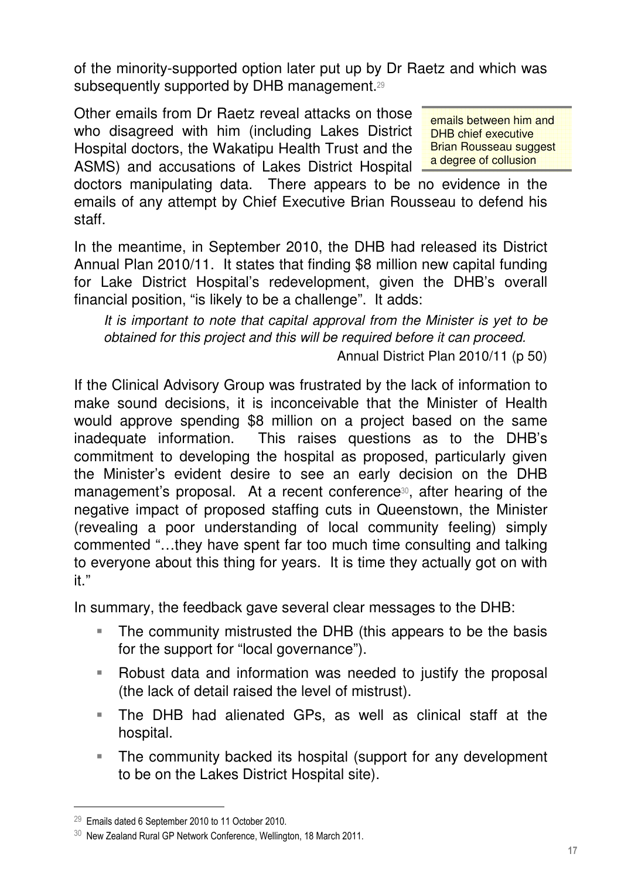of the minority-supported option later put up by Dr Raetz and which was subsequently supported by DHB management.[29]

Other emails from Dr Raetz reveal attacks on those who disagreed with him (including Lakes District Hospital doctors, the Wakatipu Health Trust and the ASMS) and accusations of Lakes District Hospital doctors manipulating data. There appears to be no evidence in the emails of any attempt by Chief Executive Brian Rousseau to defend his staff.

> emails between him and DHB chief executive Brian Rousseau suggest a degree of collusion

In the meantime, in September 2010, the DHB had released its District Annual Plan 2010/11. It states that finding \$8 million new capital funding for Lake District Hospital's redevelopment, given the DHB's overall financial position, "is likely to be a challenge". It adds:

> *It is important to note that capital approval from the Minister is yet to be obtained for this project and this will be required before it can proceed.*
>
> Annual District Plan 2010/11 (p 50)

If the Clinical Advisory Group was frustrated by the lack of information to make sound decisions, it is inconceivable that the Minister of Health would approve spending \$8 million on a project based on the same inadequate information. This raises questions as to the DHB's commitment to developing the hospital as proposed, particularly given the Minister's evident desire to see an early decision on the DHB management's proposal. At a recent conference[30], after hearing of the negative impact of proposed staffing cuts in Queenstown, the Minister (revealing a poor understanding of local community feeling) simply commented "…they have spent far too much time consulting and talking to everyone about this thing for years. It is time they actually got on with it."

In summary, the feedback gave several clear messages to the DHB:

- The community mistrusted the DHB (this appears to be the basis for the support for "local governance").
- Robust data and information was needed to justify the proposal (the lack of detail raised the level of mistrust).
- The DHB had alienated GPs, as well as clinical staff at the hospital.
- The community backed its hospital (support for any development to be on the Lakes District Hospital site).

---

[29] Emails dated 6 September 2010 to 11 October 2010.

[30] New Zealand Rural GP Network Conference, Wellington, 18 March 2011.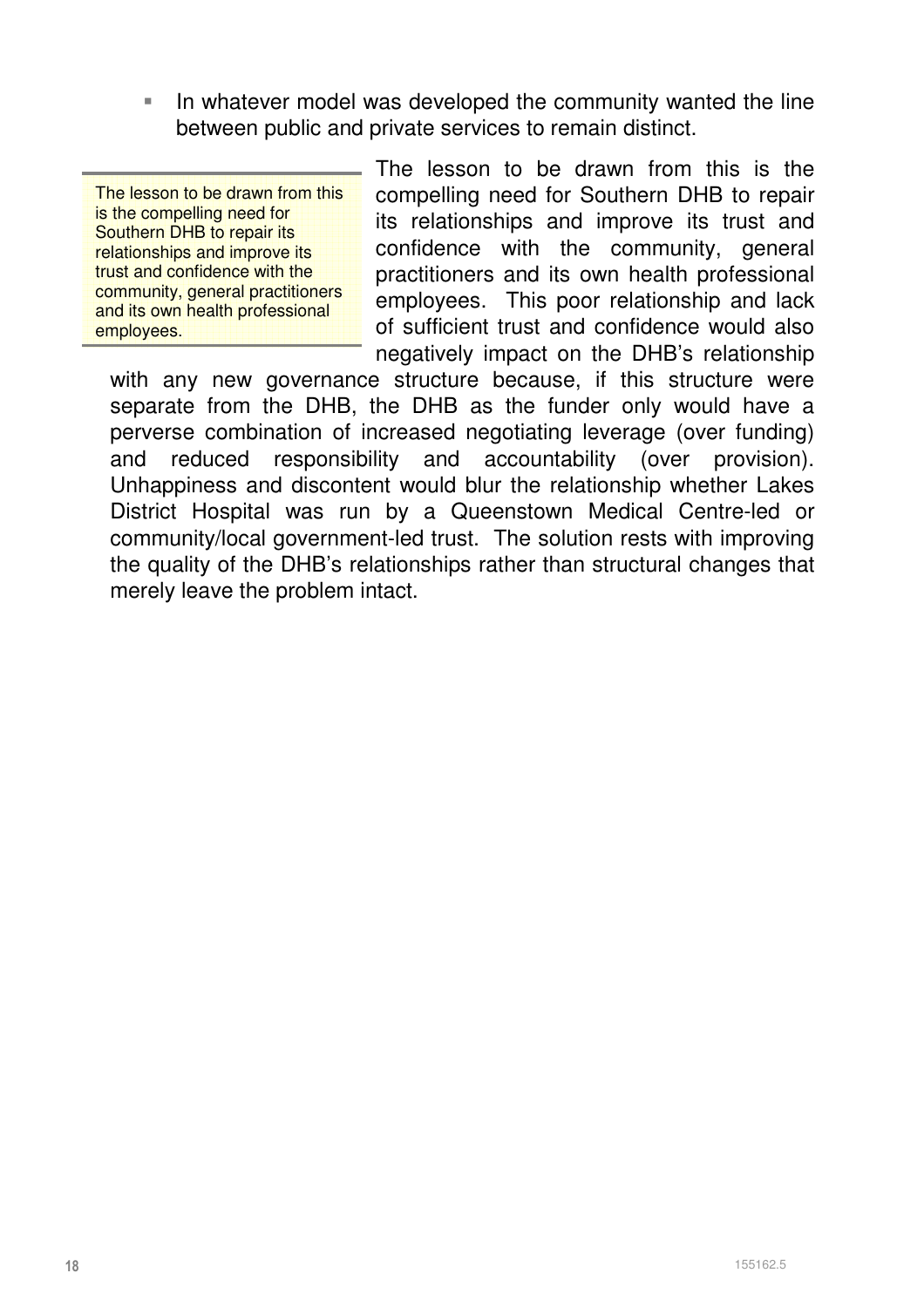- In whatever model was developed the community wanted the line between public and private services to remain distinct.

> The lesson to be drawn from this is the compelling need for Southern DHB to repair its relationships and improve its trust and confidence with the community, general practitioners and its own health professional employees.

The lesson to be drawn from this is the compelling need for Southern DHB to repair its relationships and improve its trust and confidence with the community, general practitioners and its own health professional employees. This poor relationship and lack of sufficient trust and confidence would also negatively impact on the DHB's relationship with any new governance structure because, if this structure were separate from the DHB, the DHB as the funder only would have a perverse combination of increased negotiating leverage (over funding) and reduced responsibility and accountability (over provision). Unhappiness and discontent would blur the relationship whether Lakes District Hospital was run by a Queenstown Medical Centre-led or community/local government-led trust. The solution rests with improving the quality of the DHB's relationships rather than structural changes that merely leave the problem intact.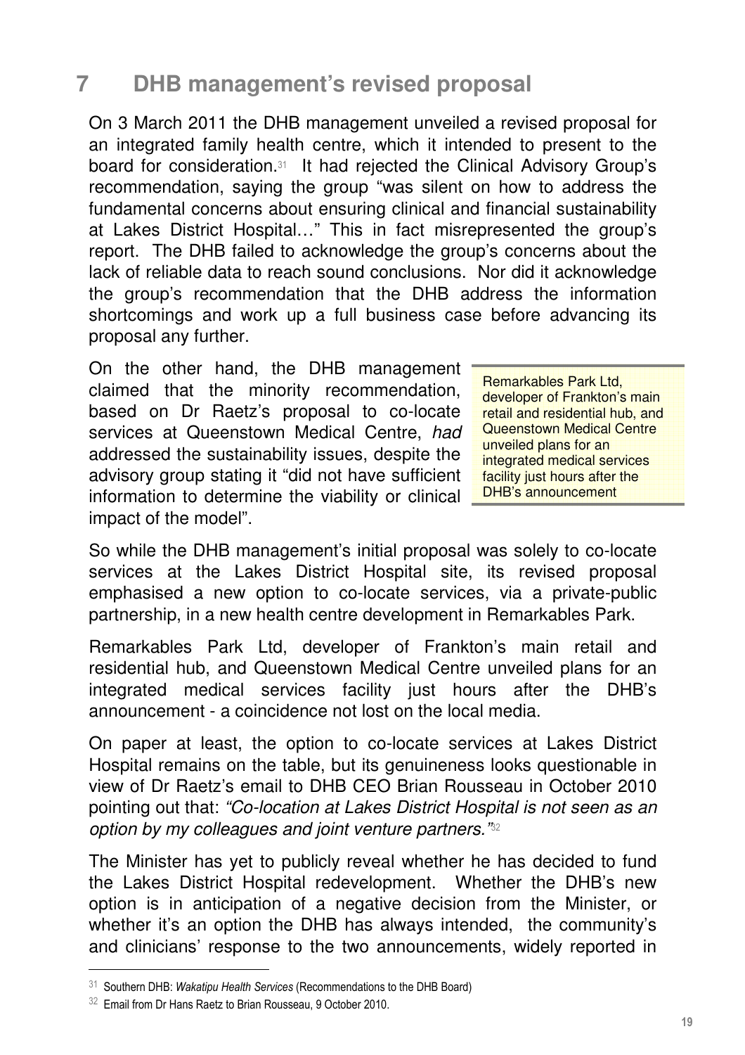# 7 DHB management's revised proposal

On 3 March 2011 the DHB management unveiled a revised proposal for an integrated family health centre, which it intended to present to the board for consideration.[31] It had rejected the Clinical Advisory Group's recommendation, saying the group "was silent on how to address the fundamental concerns about ensuring clinical and financial sustainability at Lakes District Hospital…" This in fact misrepresented the group's report. The DHB failed to acknowledge the group's concerns about the lack of reliable data to reach sound conclusions. Nor did it acknowledge the group's recommendation that the DHB address the information shortcomings and work up a full business case before advancing its proposal any further.

On the other hand, the DHB management claimed that the minority recommendation, based on Dr Raetz's proposal to co-locate services at Queenstown Medical Centre, *had* addressed the sustainability issues, despite the advisory group stating it "did not have sufficient information to determine the viability or clinical impact of the model".

> Remarkables Park Ltd, developer of Frankton's main retail and residential hub, and Queenstown Medical Centre unveiled plans for an integrated medical services facility just hours after the DHB's announcement

So while the DHB management's initial proposal was solely to co-locate services at the Lakes District Hospital site, its revised proposal emphasised a new option to co-locate services, via a private-public partnership, in a new health centre development in Remarkables Park.

Remarkables Park Ltd, developer of Frankton's main retail and residential hub, and Queenstown Medical Centre unveiled plans for an integrated medical services facility just hours after the DHB's announcement - a coincidence not lost on the local media.

On paper at least, the option to co-locate services at Lakes District Hospital remains on the table, but its genuineness looks questionable in view of Dr Raetz's email to DHB CEO Brian Rousseau in October 2010 pointing out that: *"Co-location at Lakes District Hospital is not seen as an option by my colleagues and joint venture partners."*[32]

The Minister has yet to publicly reveal whether he has decided to fund the Lakes District Hospital redevelopment. Whether the DHB's new option is in anticipation of a negative decision from the Minister, or whether it's an option the DHB has always intended, the community's and clinicians' response to the two announcements, widely reported in

---

[31] Southern DHB: *Wakatipu Health Services* (Recommendations to the DHB Board)

[32] Email from Dr Hans Raetz to Brian Rousseau, 9 October 2010.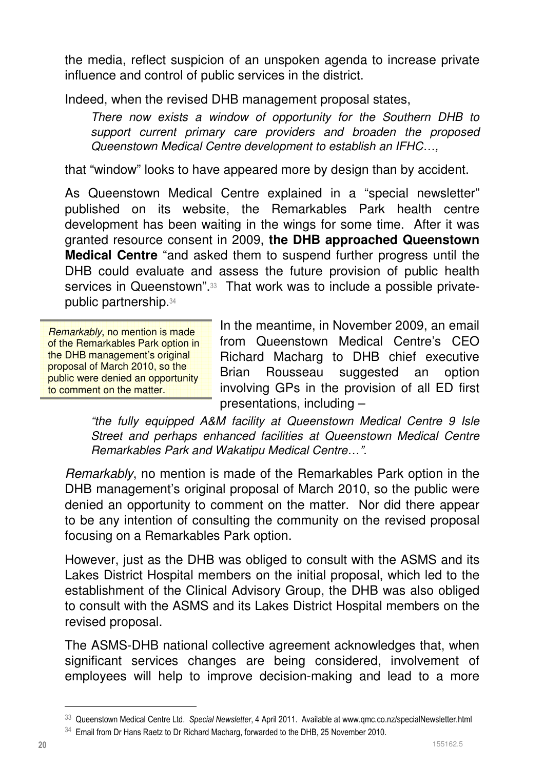the media, reflect suspicion of an unspoken agenda to increase private influence and control of public services in the district.

Indeed, when the revised DHB management proposal states,

> *There now exists a window of opportunity for the Southern DHB to support current primary care providers and broaden the proposed Queenstown Medical Centre development to establish an IFHC…,*

that "window" looks to have appeared more by design than by accident.

As Queenstown Medical Centre explained in a "special newsletter" published on its website, the Remarkables Park health centre development has been waiting in the wings for some time. After it was granted resource consent in 2009, **the DHB approached Queenstown Medical Centre** "and asked them to suspend further progress until the DHB could evaluate and assess the future provision of public health services in Queenstown".[33] That work was to include a possible private-public partnership.[34]

> *Remarkably*, no mention is made of the Remarkables Park option in the DHB management's original proposal of March 2010, so the public were denied an opportunity to comment on the matter.

In the meantime, in November 2009, an email from Queenstown Medical Centre's CEO Richard Macharg to DHB chief executive Brian Rousseau suggested an option involving GPs in the provision of all ED first presentations, including –

> *"the fully equipped A&M facility at Queenstown Medical Centre 9 Isle Street and perhaps enhanced facilities at Queenstown Medical Centre Remarkables Park and Wakatipu Medical Centre…".*

*Remarkably*, no mention is made of the Remarkables Park option in the DHB management's original proposal of March 2010, so the public were denied an opportunity to comment on the matter. Nor did there appear to be any intention of consulting the community on the revised proposal focusing on a Remarkables Park option.

However, just as the DHB was obliged to consult with the ASMS and its Lakes District Hospital members on the initial proposal, which led to the establishment of the Clinical Advisory Group, the DHB was also obliged to consult with the ASMS and its Lakes District Hospital members on the revised proposal.

The ASMS-DHB national collective agreement acknowledges that, when significant services changes are being considered, involvement of employees will help to improve decision-making and lead to a more

---

[33] Queenstown Medical Centre Ltd. *Special Newsletter*, 4 April 2011. Available at www.qmc.co.nz/specialNewsletter.html

[34] Email from Dr Hans Raetz to Dr Richard Macharg, forwarded to the DHB, 25 November 2010.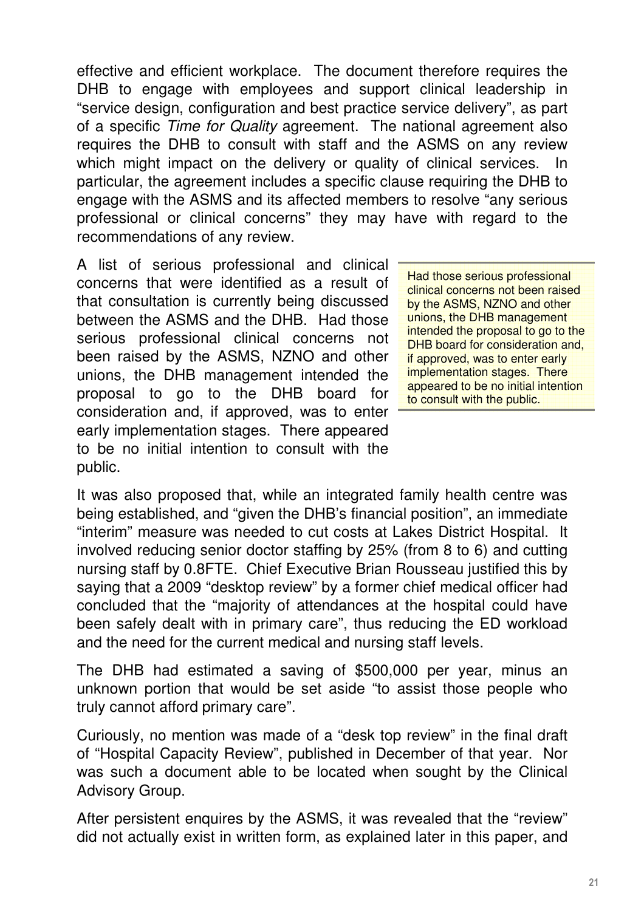effective and efficient workplace. The document therefore requires the DHB to engage with employees and support clinical leadership in "service design, configuration and best practice service delivery", as part of a specific *Time for Quality* agreement. The national agreement also requires the DHB to consult with staff and the ASMS on any review which might impact on the delivery or quality of clinical services. In particular, the agreement includes a specific clause requiring the DHB to engage with the ASMS and its affected members to resolve "any serious professional or clinical concerns" they may have with regard to the recommendations of any review.

A list of serious professional and clinical concerns that were identified as a result of that consultation is currently being discussed between the ASMS and the DHB. Had those serious professional clinical concerns not been raised by the ASMS, NZNO and other unions, the DHB management intended the proposal to go to the DHB board for consideration and, if approved, was to enter early implementation stages. There appeared to be no initial intention to consult with the public.

> Had those serious professional clinical concerns not been raised by the ASMS, NZNO and other unions, the DHB management intended the proposal to go to the DHB board for consideration and, if approved, was to enter early implementation stages. There appeared to be no initial intention to consult with the public.

It was also proposed that, while an integrated family health centre was being established, and "given the DHB's financial position", an immediate "interim" measure was needed to cut costs at Lakes District Hospital. It involved reducing senior doctor staffing by 25% (from 8 to 6) and cutting nursing staff by 0.8FTE. Chief Executive Brian Rousseau justified this by saying that a 2009 "desktop review" by a former chief medical officer had concluded that the "majority of attendances at the hospital could have been safely dealt with in primary care", thus reducing the ED workload and the need for the current medical and nursing staff levels.

The DHB had estimated a saving of $500,000 per year, minus an unknown portion that would be set aside "to assist those people who truly cannot afford primary care".

Curiously, no mention was made of a "desk top review" in the final draft of "Hospital Capacity Review", published in December of that year. Nor was such a document able to be located when sought by the Clinical Advisory Group.

After persistent enquires by the ASMS, it was revealed that the "review" did not actually exist in written form, as explained later in this paper, and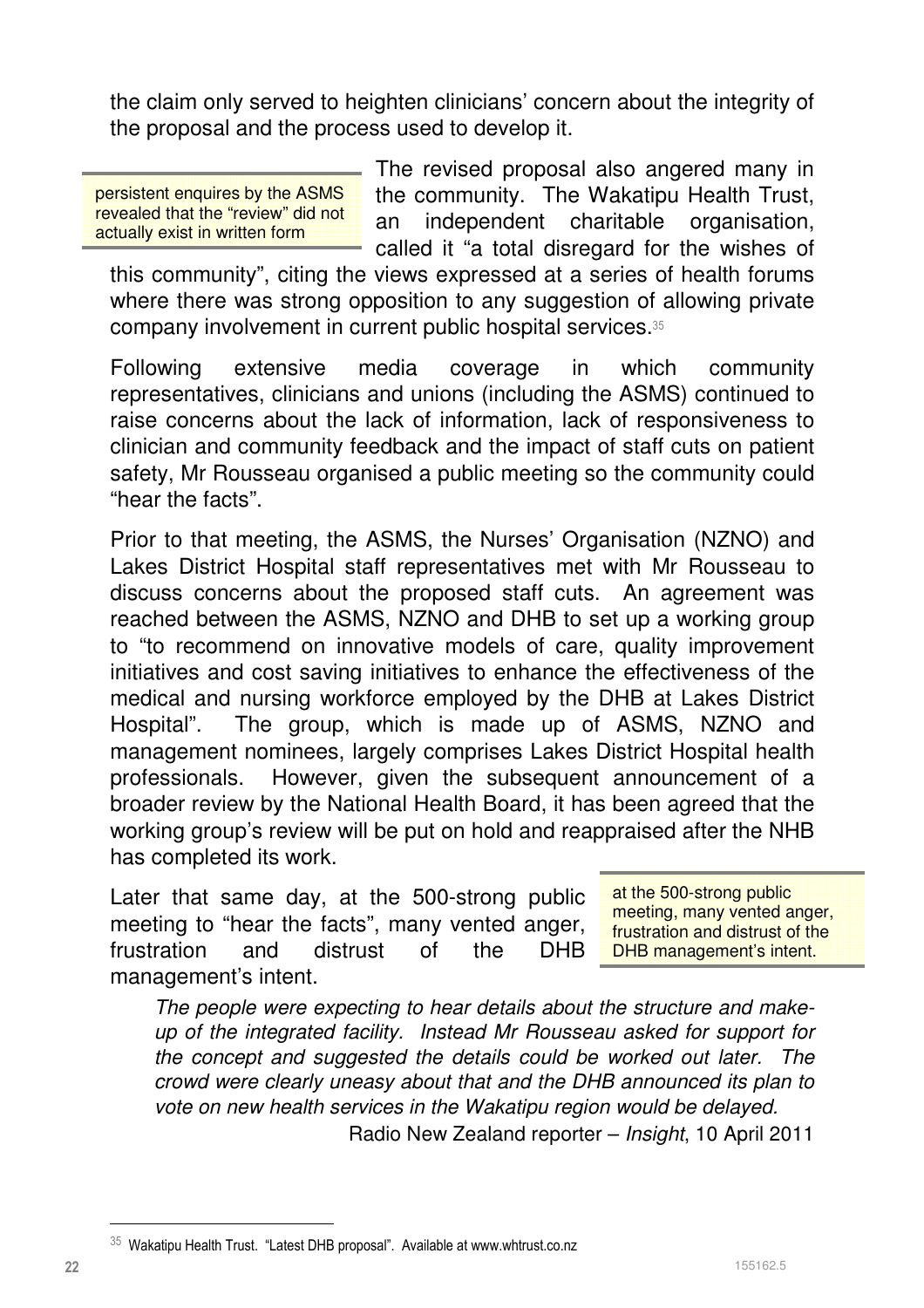the claim only served to heighten clinicians' concern about the integrity of the proposal and the process used to develop it.

> persistent enquires by the ASMS revealed that the "review" did not actually exist in written form

The revised proposal also angered many in the community. The Wakatipu Health Trust, an independent charitable organisation, called it "a total disregard for the wishes of this community", citing the views expressed at a series of health forums where there was strong opposition to any suggestion of allowing private company involvement in current public hospital services.[35]

Following extensive media coverage in which community representatives, clinicians and unions (including the ASMS) continued to raise concerns about the lack of information, lack of responsiveness to clinician and community feedback and the impact of staff cuts on patient safety, Mr Rousseau organised a public meeting so the community could "hear the facts".

Prior to that meeting, the ASMS, the Nurses' Organisation (NZNO) and Lakes District Hospital staff representatives met with Mr Rousseau to discuss concerns about the proposed staff cuts. An agreement was reached between the ASMS, NZNO and DHB to set up a working group to "to recommend on innovative models of care, quality improvement initiatives and cost saving initiatives to enhance the effectiveness of the medical and nursing workforce employed by the DHB at Lakes District Hospital". The group, which is made up of ASMS, NZNO and management nominees, largely comprises Lakes District Hospital health professionals. However, given the subsequent announcement of a broader review by the National Health Board, it has been agreed that the working group's review will be put on hold and reappraised after the NHB has completed its work.

Later that same day, at the 500-strong public meeting to "hear the facts", many vented anger, frustration and distrust of the DHB management's intent.

> at the 500-strong public meeting, many vented anger, frustration and distrust of the DHB management's intent.

> *The people were expecting to hear details about the structure and make-up of the integrated facility. Instead Mr Rousseau asked for support for the concept and suggested the details could be worked out later. The crowd were clearly uneasy about that and the DHB announced its plan to vote on new health services in the Wakatipu region would be delayed.*
>
> Radio New Zealand reporter – *Insight*, 10 April 2011

---

[35] Wakatipu Health Trust. "Latest DHB proposal". Available at www.whtrust.co.nz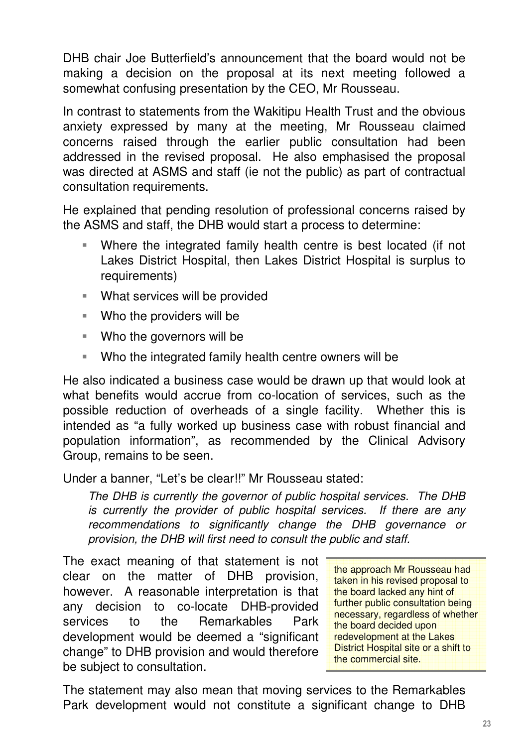DHB chair Joe Butterfield's announcement that the board would not be making a decision on the proposal at its next meeting followed a somewhat confusing presentation by the CEO, Mr Rousseau.

In contrast to statements from the Wakitipu Health Trust and the obvious anxiety expressed by many at the meeting, Mr Rousseau claimed concerns raised through the earlier public consultation had been addressed in the revised proposal. He also emphasised the proposal was directed at ASMS and staff (ie not the public) as part of contractual consultation requirements.

He explained that pending resolution of professional concerns raised by the ASMS and staff, the DHB would start a process to determine:

- Where the integrated family health centre is best located (if not Lakes District Hospital, then Lakes District Hospital is surplus to requirements)
- What services will be provided
- Who the providers will be
- Who the governors will be
- Who the integrated family health centre owners will be

He also indicated a business case would be drawn up that would look at what benefits would accrue from co-location of services, such as the possible reduction of overheads of a single facility. Whether this is intended as "a fully worked up business case with robust financial and population information", as recommended by the Clinical Advisory Group, remains to be seen.

Under a banner, "Let's be clear!!" Mr Rousseau stated:

> *The DHB is currently the governor of public hospital services. The DHB is currently the provider of public hospital services. If there are any recommendations to significantly change the DHB governance or provision, the DHB will first need to consult the public and staff.*

The exact meaning of that statement is not clear on the matter of DHB provision, however. A reasonable interpretation is that any decision to co-locate DHB-provided services to the Remarkables Park development would be deemed a "significant change" to DHB provision and would therefore be subject to consultation.

> the approach Mr Rousseau had taken in his revised proposal to the board lacked any hint of further public consultation being necessary, regardless of whether the board decided upon redevelopment at the Lakes District Hospital site or a shift to the commercial site.

The statement may also mean that moving services to the Remarkables Park development would not constitute a significant change to DHB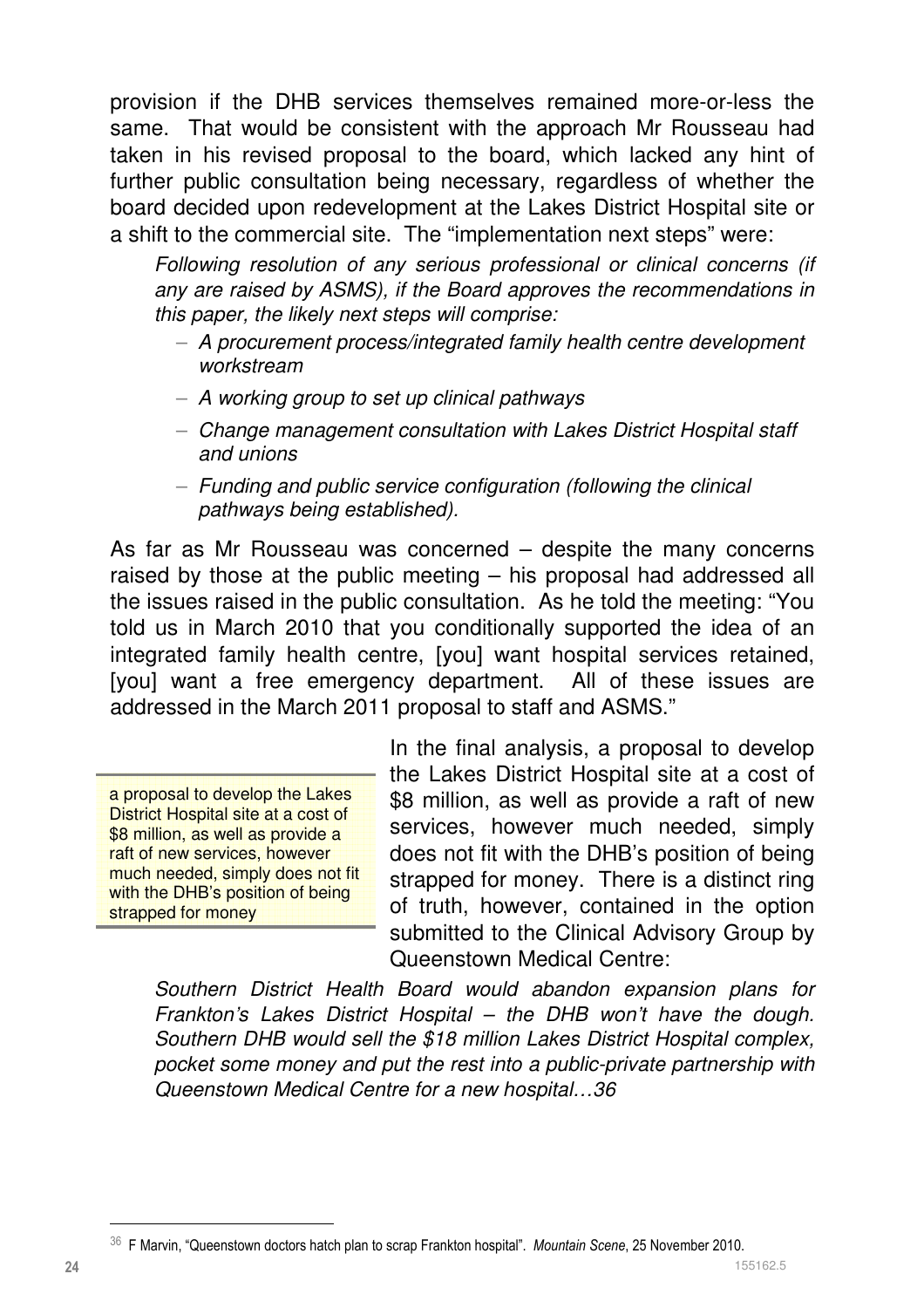provision if the DHB services themselves remained more-or-less the same. That would be consistent with the approach Mr Rousseau had taken in his revised proposal to the board, which lacked any hint of further public consultation being necessary, regardless of whether the board decided upon redevelopment at the Lakes District Hospital site or a shift to the commercial site. The "implementation next steps" were:

> *Following resolution of any serious professional or clinical concerns (if any are raised by ASMS), if the Board approves the recommendations in this paper, the likely next steps will comprise:*
>
> - *A procurement process/integrated family health centre development workstream*
> - *A working group to set up clinical pathways*
> - *Change management consultation with Lakes District Hospital staff and unions*
> - *Funding and public service configuration (following the clinical pathways being established).*

As far as Mr Rousseau was concerned – despite the many concerns raised by those at the public meeting – his proposal had addressed all the issues raised in the public consultation. As he told the meeting: "You told us in March 2010 that you conditionally supported the idea of an integrated family health centre, [you] want hospital services retained, [you] want a free emergency department. All of these issues are addressed in the March 2011 proposal to staff and ASMS."

> a proposal to develop the Lakes District Hospital site at a cost of $8 million, as well as provide a raft of new services, however much needed, simply does not fit with the DHB's position of being strapped for money

In the final analysis, a proposal to develop the Lakes District Hospital site at a cost of $8 million, as well as provide a raft of new services, however much needed, simply does not fit with the DHB's position of being strapped for money. There is a distinct ring of truth, however, contained in the option submitted to the Clinical Advisory Group by Queenstown Medical Centre:

> *Southern District Health Board would abandon expansion plans for Frankton's Lakes District Hospital – the DHB won't have the dough. Southern DHB would sell the $18 million Lakes District Hospital complex, pocket some money and put the rest into a public-private partnership with Queenstown Medical Centre for a new hospital…36*

[36] F Marvin, "Queenstown doctors hatch plan to scrap Frankton hospital". *Mountain Scene*, 25 November 2010.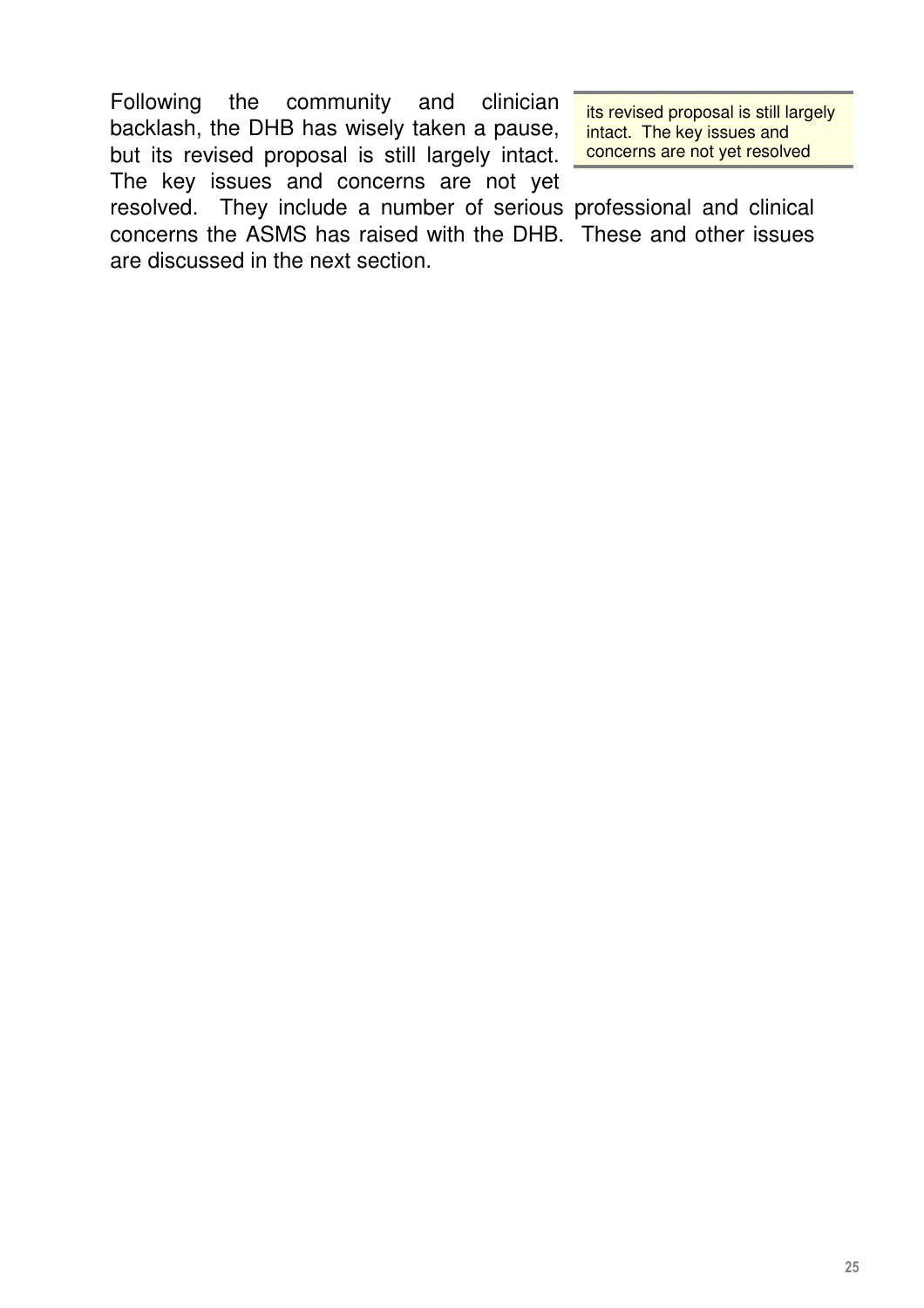Following the community and clinician backlash, the DHB has wisely taken a pause, but its revised proposal is still largely intact. The key issues and concerns are not yet resolved. They include a number of serious professional and clinical concerns the ASMS has raised with the DHB. These and other issues are discussed in the next section.

> its revised proposal is still largely intact. The key issues and concerns are not yet resolved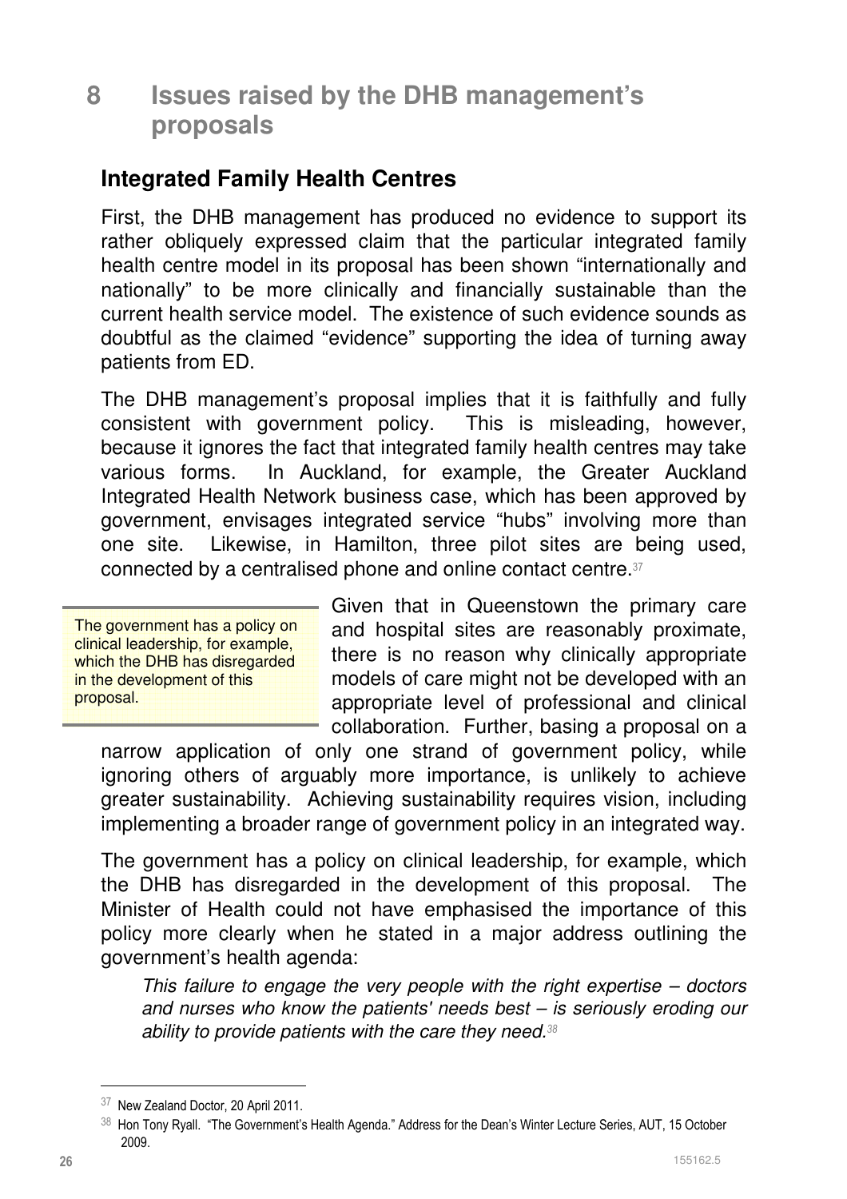# 8 Issues raised by the DHB management's proposals

## Integrated Family Health Centres

First, the DHB management has produced no evidence to support its rather obliquely expressed claim that the particular integrated family health centre model in its proposal has been shown "internationally and nationally" to be more clinically and financially sustainable than the current health service model. The existence of such evidence sounds as doubtful as the claimed "evidence" supporting the idea of turning away patients from ED.

The DHB management's proposal implies that it is faithfully and fully consistent with government policy. This is misleading, however, because it ignores the fact that integrated family health centres may take various forms. In Auckland, for example, the Greater Auckland Integrated Health Network business case, which has been approved by government, envisages integrated service "hubs" involving more than one site. Likewise, in Hamilton, three pilot sites are being used, connected by a centralised phone and online contact centre.[37]

> The government has a policy on clinical leadership, for example, which the DHB has disregarded in the development of this proposal.

Given that in Queenstown the primary care and hospital sites are reasonably proximate, there is no reason why clinically appropriate models of care might not be developed with an appropriate level of professional and clinical collaboration. Further, basing a proposal on a narrow application of only one strand of government policy, while ignoring others of arguably more importance, is unlikely to achieve greater sustainability. Achieving sustainability requires vision, including implementing a broader range of government policy in an integrated way.

The government has a policy on clinical leadership, for example, which the DHB has disregarded in the development of this proposal. The Minister of Health could not have emphasised the importance of this policy more clearly when he stated in a major address outlining the government's health agenda:

> *This failure to engage the very people with the right expertise – doctors and nurses who know the patients' needs best – is seriously eroding our ability to provide patients with the care they need.*[38]

---

[37] New Zealand Doctor, 20 April 2011.

[38] Hon Tony Ryall. "The Government's Health Agenda." Address for the Dean's Winter Lecture Series, AUT, 15 October 2009.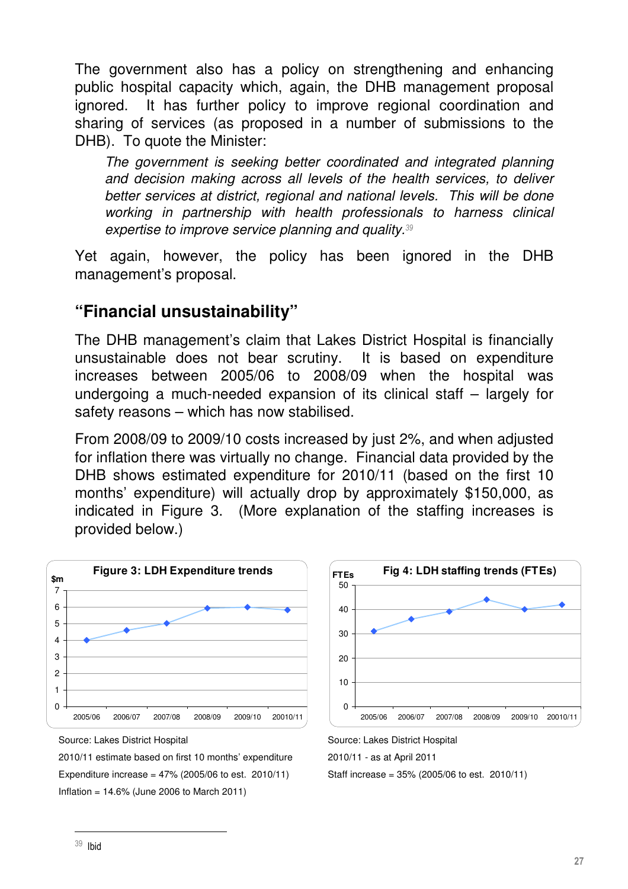The government also has a policy on strengthening and enhancing public hospital capacity which, again, the DHB management proposal ignored. It has further policy to improve regional coordination and sharing of services (as proposed in a number of submissions to the DHB). To quote the Minister:

> *The government is seeking better coordinated and integrated planning and decision making across all levels of the health services, to deliver better services at district, regional and national levels. This will be done working in partnership with health professionals to harness clinical expertise to improve service planning and quality.*[39]

Yet again, however, the policy has been ignored in the DHB management's proposal.

## "Financial unsustainability"

The DHB management's claim that Lakes District Hospital is financially unsustainable does not bear scrutiny. It is based on expenditure increases between 2005/06 to 2008/09 when the hospital was undergoing a much-needed expansion of its clinical staff – largely for safety reasons – which has now stabilised.

From 2008/09 to 2009/10 costs increased by just 2%, and when adjusted for inflation there was virtually no change. Financial data provided by the DHB shows estimated expenditure for 2010/11 (based on the first 10 months' expenditure) will actually drop by approximately $150,000, as indicated in Figure 3. (More explanation of the staffing increases is provided below.)

**Figure 3: LDH Expenditure trends**

Source: Lakes District Hospital

2010/11 estimate based on first 10 months' expenditure

Expenditure increase = 47% (2005/06 to est. 2010/11)

Inflation = 14.6% (June 2006 to March 2011)

**Fig 4: LDH staffing trends (FTEs)**

Source: Lakes District Hospital

2010/11 - as at April 2011

Staff increase = 35% (2005/06 to est. 2010/11)

---

[39] Ibid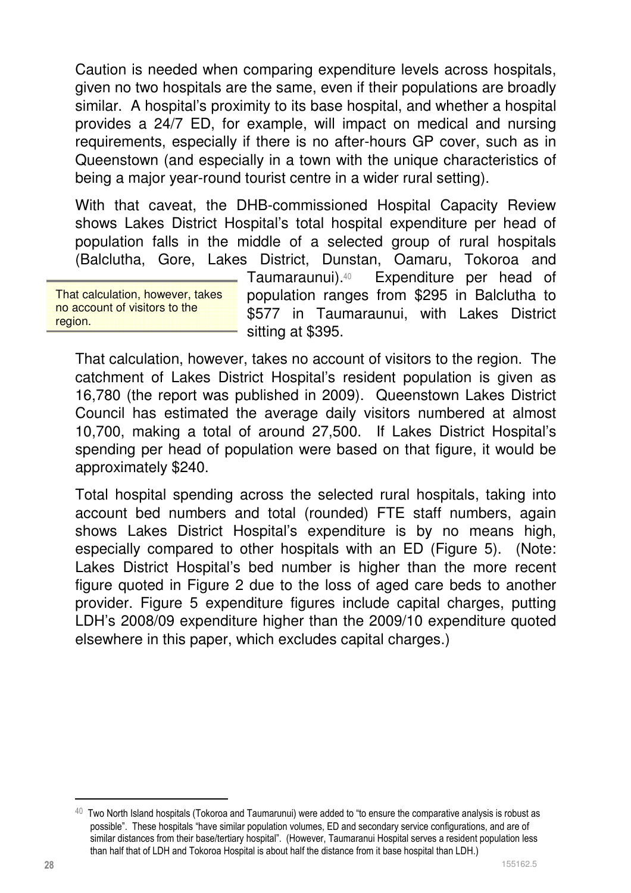Caution is needed when comparing expenditure levels across hospitals, given no two hospitals are the same, even if their populations are broadly similar. A hospital's proximity to its base hospital, and whether a hospital provides a 24/7 ED, for example, will impact on medical and nursing requirements, especially if there is no after-hours GP cover, such as in Queenstown (and especially in a town with the unique characteristics of being a major year-round tourist centre in a wider rural setting).

With that caveat, the DHB-commissioned Hospital Capacity Review shows Lakes District Hospital's total hospital expenditure per head of population falls in the middle of a selected group of rural hospitals (Balclutha, Gore, Lakes District, Dunstan, Oamaru, Tokoroa and Taumaraunui).[40] Expenditure per head of population ranges from $295 in Balclutha to $577 in Taumaraunui, with Lakes District sitting at $395.

> That calculation, however, takes no account of visitors to the region.

That calculation, however, takes no account of visitors to the region. The catchment of Lakes District Hospital's resident population is given as 16,780 (the report was published in 2009). Queenstown Lakes District Council has estimated the average daily visitors numbered at almost 10,700, making a total of around 27,500. If Lakes District Hospital's spending per head of population were based on that figure, it would be approximately $240.

Total hospital spending across the selected rural hospitals, taking into account bed numbers and total (rounded) FTE staff numbers, again shows Lakes District Hospital's expenditure is by no means high, especially compared to other hospitals with an ED (Figure 5). (Note: Lakes District Hospital's bed number is higher than the more recent figure quoted in Figure 2 due to the loss of aged care beds to another provider. Figure 5 expenditure figures include capital charges, putting LDH's 2008/09 expenditure higher than the 2009/10 expenditure quoted elsewhere in this paper, which excludes capital charges.)

[40] Two North Island hospitals (Tokoroa and Taumarunui) were added to "to ensure the comparative analysis is robust as possible". These hospitals "have similar population volumes, ED and secondary service configurations, and are of similar distances from their base/tertiary hospital". (However, Taumaranui Hospital serves a resident population less than half that of LDH and Tokoroa Hospital is about half the distance from it base hospital than LDH.)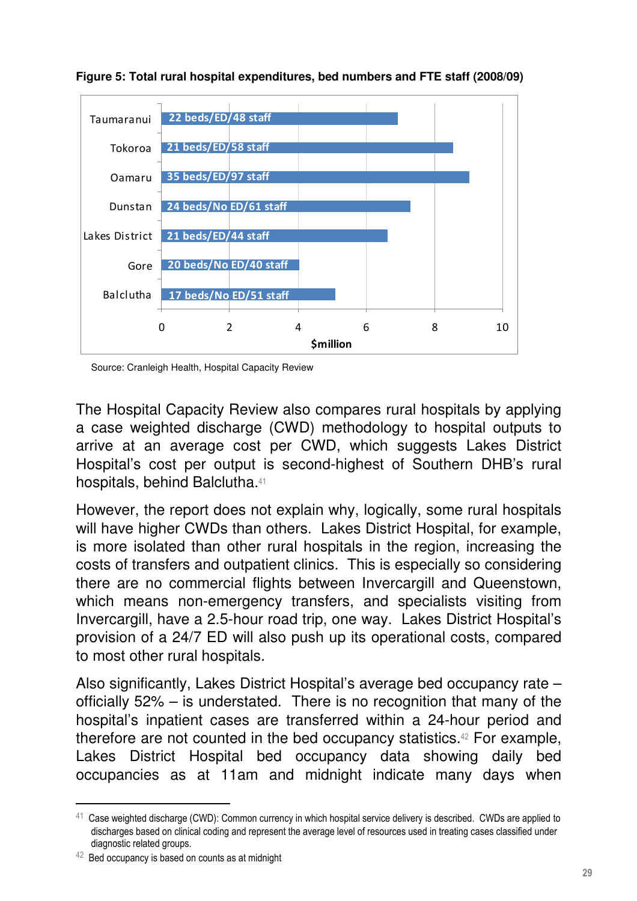**Figure 5: Total rural hospital expenditures, bed numbers and FTE staff (2008/09)**

| Hospital | Beds/ED/Staff | Expenditure ($million, approx.) |
|---|---|---|
| Taumaranui | 22 beds/ED/48 staff | 6.9 |
| Tokoroa | 21 beds/ED/58 staff | 8.5 |
| Oamaru | 35 beds/ED/97 staff | 9.0 |
| Dunstan | 24 beds/No ED/61 staff | 7.3 |
| Lakes District | 21 beds/ED/44 staff | 6.6 |
| Gore | 20 beds/No ED/40 staff | 4.0 |
| Balclutha | 17 beds/No ED/51 staff | 5.1 |

Source: Cranleigh Health, Hospital Capacity Review

The Hospital Capacity Review also compares rural hospitals by applying a case weighted discharge (CWD) methodology to hospital outputs to arrive at an average cost per CWD, which suggests Lakes District Hospital's cost per output is second-highest of Southern DHB's rural hospitals, behind Balclutha.[41]

However, the report does not explain why, logically, some rural hospitals will have higher CWDs than others. Lakes District Hospital, for example, is more isolated than other rural hospitals in the region, increasing the costs of transfers and outpatient clinics. This is especially so considering there are no commercial flights between Invercargill and Queenstown, which means non-emergency transfers, and specialists visiting from Invercargill, have a 2.5-hour road trip, one way. Lakes District Hospital's provision of a 24/7 ED will also push up its operational costs, compared to most other rural hospitals.

Also significantly, Lakes District Hospital's average bed occupancy rate – officially 52% – is understated. There is no recognition that many of the hospital's inpatient cases are transferred within a 24-hour period and therefore are not counted in the bed occupancy statistics.[42] For example, Lakes District Hospital bed occupancy data showing daily bed occupancies as at 11am and midnight indicate many days when

[41] Case weighted discharge (CWD): Common currency in which hospital service delivery is described. CWDs are applied to discharges based on clinical coding and represent the average level of resources used in treating cases classified under diagnostic related groups.

[42] Bed occupancy is based on counts as at midnight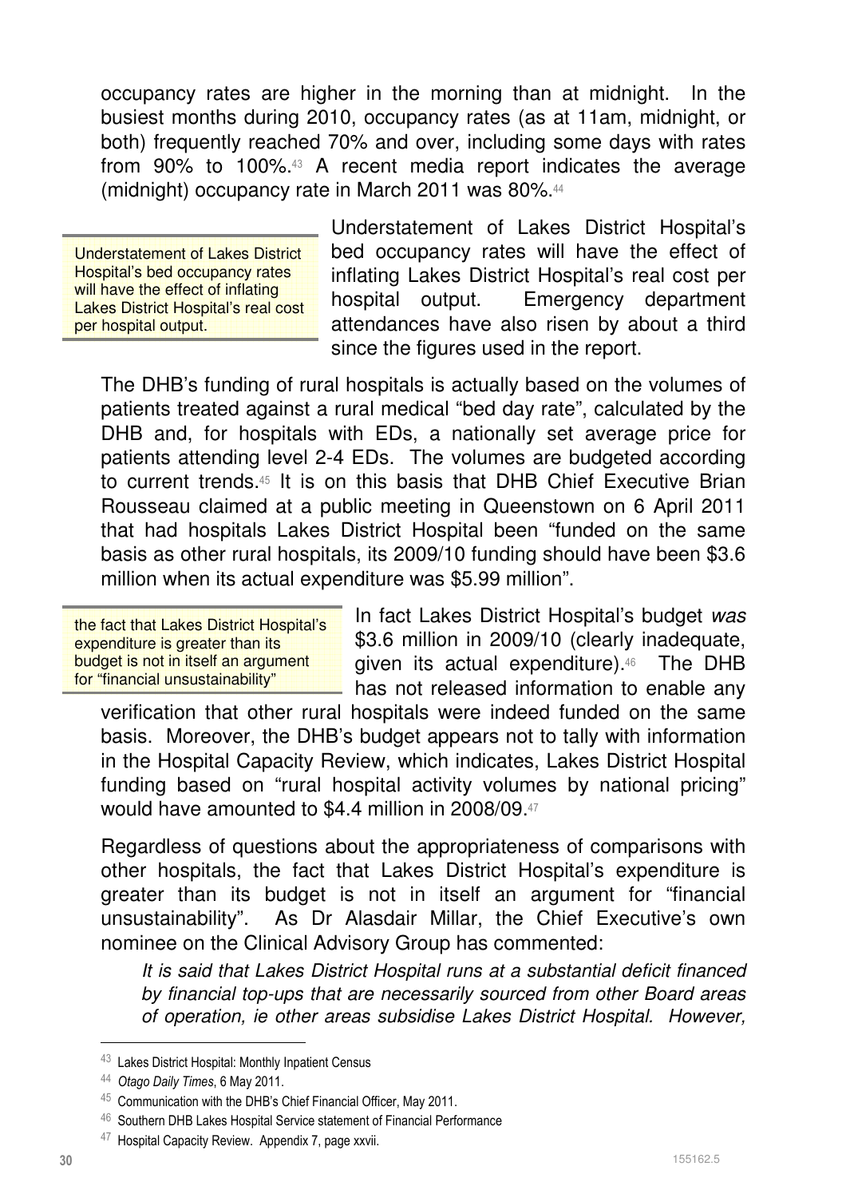occupancy rates are higher in the morning than at midnight. In the busiest months during 2010, occupancy rates (as at 11am, midnight, or both) frequently reached 70% and over, including some days with rates from 90% to 100%.[43] A recent media report indicates the average (midnight) occupancy rate in March 2011 was 80%.[44]

> Understatement of Lakes District Hospital's bed occupancy rates will have the effect of inflating Lakes District Hospital's real cost per hospital output.

Understatement of Lakes District Hospital's bed occupancy rates will have the effect of inflating Lakes District Hospital's real cost per hospital output. Emergency department attendances have also risen by about a third since the figures used in the report.

The DHB's funding of rural hospitals is actually based on the volumes of patients treated against a rural medical "bed day rate", calculated by the DHB and, for hospitals with EDs, a nationally set average price for patients attending level 2-4 EDs. The volumes are budgeted according to current trends.[45] It is on this basis that DHB Chief Executive Brian Rousseau claimed at a public meeting in Queenstown on 6 April 2011 that had hospitals Lakes District Hospital been "funded on the same basis as other rural hospitals, its 2009/10 funding should have been $3.6 million when its actual expenditure was $5.99 million".

> the fact that Lakes District Hospital's expenditure is greater than its budget is not in itself an argument for "financial unsustainability"

In fact Lakes District Hospital's budget *was* $3.6 million in 2009/10 (clearly inadequate, given its actual expenditure).[46] The DHB has not released information to enable any verification that other rural hospitals were indeed funded on the same basis. Moreover, the DHB's budget appears not to tally with information in the Hospital Capacity Review, which indicates, Lakes District Hospital funding based on "rural hospital activity volumes by national pricing" would have amounted to $4.4 million in 2008/09.[47]

Regardless of questions about the appropriateness of comparisons with other hospitals, the fact that Lakes District Hospital's expenditure is greater than its budget is not in itself an argument for "financial unsustainability". As Dr Alasdair Millar, the Chief Executive's own nominee on the Clinical Advisory Group has commented:

*It is said that Lakes District Hospital runs at a substantial deficit financed by financial top-ups that are necessarily sourced from other Board areas of operation, ie other areas subsidise Lakes District Hospital. However,*

---

[43] Lakes District Hospital: Monthly Inpatient Census

[44] *Otago Daily Times*, 6 May 2011.

[45] Communication with the DHB's Chief Financial Officer, May 2011.

[46] Southern DHB Lakes Hospital Service statement of Financial Performance

[47] Hospital Capacity Review. Appendix 7, page xxvii.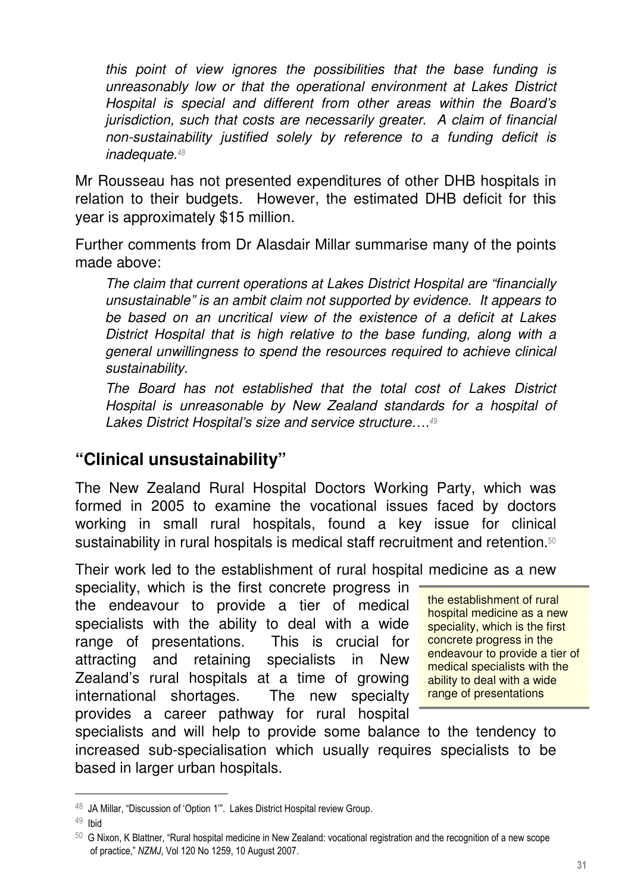> *this point of view ignores the possibilities that the base funding is unreasonably low or that the operational environment at Lakes District Hospital is special and different from other areas within the Board's jurisdiction, such that costs are necessarily greater. A claim of financial non-sustainability justified solely by reference to a funding deficit is inadequate.*[48]

Mr Rousseau has not presented expenditures of other DHB hospitals in relation to their budgets. However, the estimated DHB deficit for this year is approximately $15 million.

Further comments from Dr Alasdair Millar summarise many of the points made above:

> *The claim that current operations at Lakes District Hospital are "financially unsustainable" is an ambit claim not supported by evidence. It appears to be based on an uncritical view of the existence of a deficit at Lakes District Hospital that is high relative to the base funding, along with a general unwillingness to spend the resources required to achieve clinical sustainability.*
>
> *The Board has not established that the total cost of Lakes District Hospital is unreasonable by New Zealand standards for a hospital of Lakes District Hospital's size and service structure….*[49]

## "Clinical unsustainability"

The New Zealand Rural Hospital Doctors Working Party, which was formed in 2005 to examine the vocational issues faced by doctors working in small rural hospitals, found a key issue for clinical sustainability in rural hospitals is medical staff recruitment and retention.[50]

Their work led to the establishment of rural hospital medicine as a new speciality, which is the first concrete progress in the endeavour to provide a tier of medical specialists with the ability to deal with a wide range of presentations. This is crucial for attracting and retaining specialists in New Zealand's rural hospitals at a time of growing international shortages. The new specialty provides a career pathway for rural hospital specialists and will help to provide some balance to the tendency to increased sub-specialisation which usually requires specialists to be based in larger urban hospitals.

> the establishment of rural hospital medicine as a new speciality, which is the first concrete progress in the endeavour to provide a tier of medical specialists with the ability to deal with a wide range of presentations

---

[48] JA Millar, "Discussion of 'Option 1'". Lakes District Hospital review Group.

[49] Ibid

[50] G Nixon, K Blattner, "Rural hospital medicine in New Zealand: vocational registration and the recognition of a new scope of practice," *NZMJ*, Vol 120 No 1259, 10 August 2007.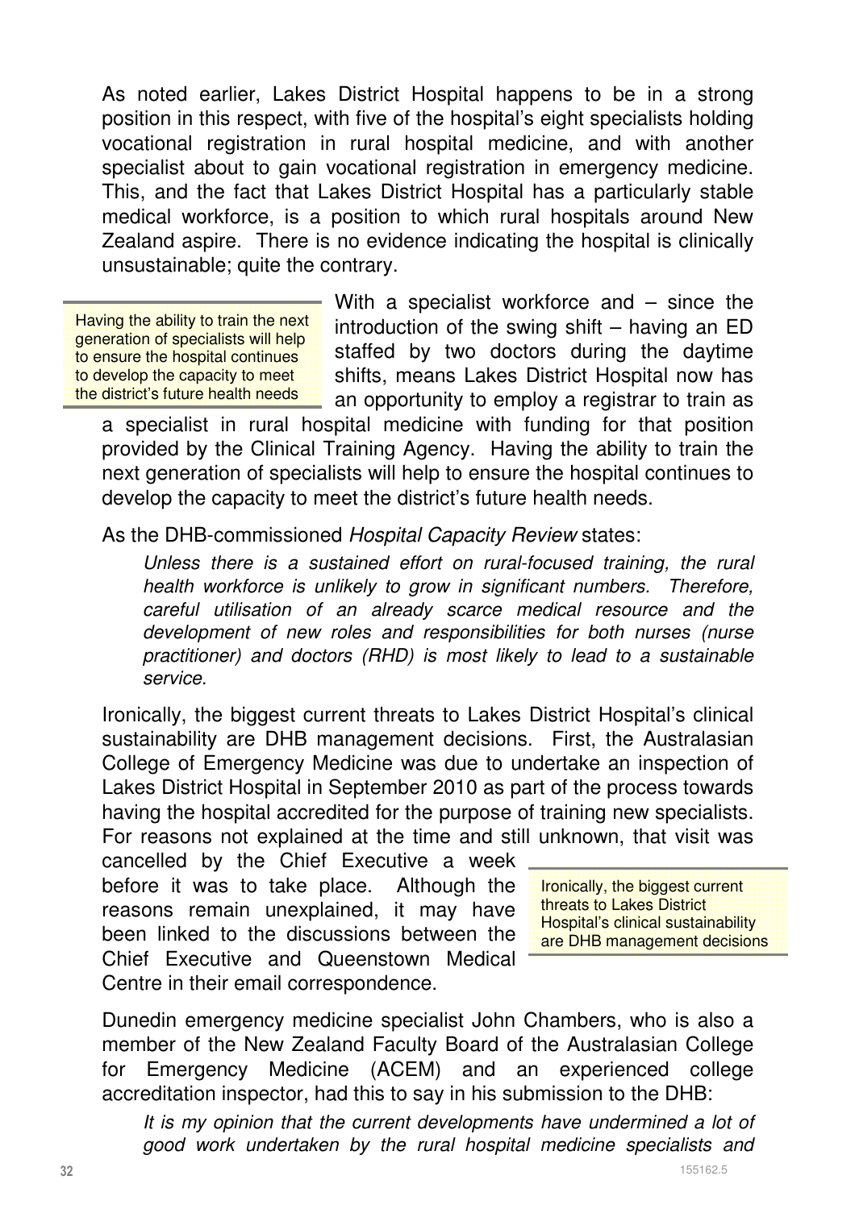As noted earlier, Lakes District Hospital happens to be in a strong position in this respect, with five of the hospital's eight specialists holding vocational registration in rural hospital medicine, and with another specialist about to gain vocational registration in emergency medicine. This, and the fact that Lakes District Hospital has a particularly stable medical workforce, is a position to which rural hospitals around New Zealand aspire. There is no evidence indicating the hospital is clinically unsustainable; quite the contrary.

> Having the ability to train the next generation of specialists will help to ensure the hospital continues to develop the capacity to meet the district's future health needs

With a specialist workforce and – since the introduction of the swing shift – having an ED staffed by two doctors during the daytime shifts, means Lakes District Hospital now has an opportunity to employ a registrar to train as a specialist in rural hospital medicine with funding for that position provided by the Clinical Training Agency. Having the ability to train the next generation of specialists will help to ensure the hospital continues to develop the capacity to meet the district's future health needs.

As the DHB-commissioned *Hospital Capacity Review* states:

> *Unless there is a sustained effort on rural-focused training, the rural health workforce is unlikely to grow in significant numbers. Therefore, careful utilisation of an already scarce medical resource and the development of new roles and responsibilities for both nurses (nurse practitioner) and doctors (RHD) is most likely to lead to a sustainable service.*

Ironically, the biggest current threats to Lakes District Hospital's clinical sustainability are DHB management decisions. First, the Australasian College of Emergency Medicine was due to undertake an inspection of Lakes District Hospital in September 2010 as part of the process towards having the hospital accredited for the purpose of training new specialists. For reasons not explained at the time and still unknown, that visit was cancelled by the Chief Executive a week before it was to take place. Although the reasons remain unexplained, it may have been linked to the discussions between the Chief Executive and Queenstown Medical Centre in their email correspondence.

> Ironically, the biggest current threats to Lakes District Hospital's clinical sustainability are DHB management decisions

Dunedin emergency medicine specialist John Chambers, who is also a member of the New Zealand Faculty Board of the Australasian College for Emergency Medicine (ACEM) and an experienced college accreditation inspector, had this to say in his submission to the DHB:

> *It is my opinion that the current developments have undermined a lot of good work undertaken by the rural hospital medicine specialists and*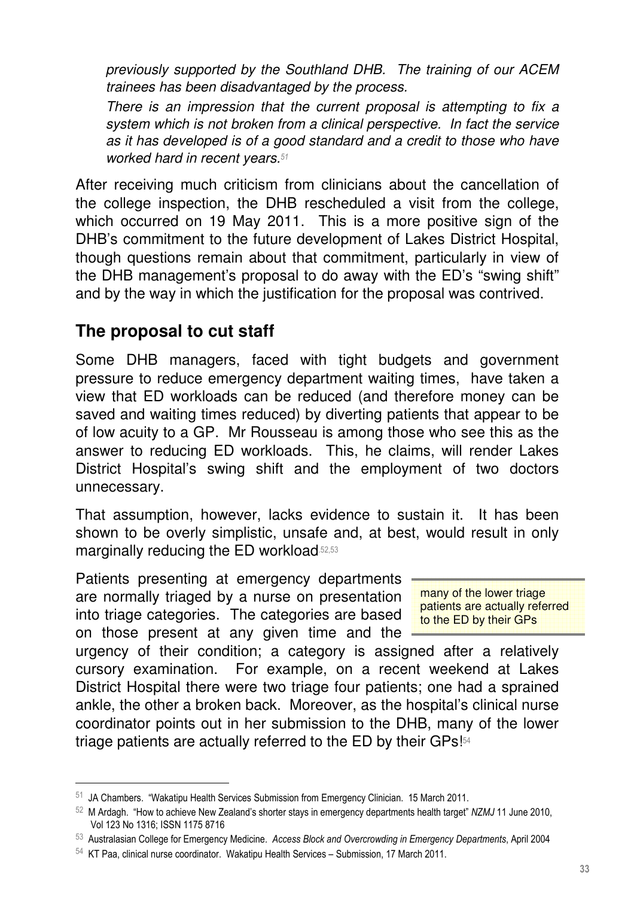*previously supported by the Southland DHB. The training of our ACEM trainees has been disadvantaged by the process.*

*There is an impression that the current proposal is attempting to fix a system which is not broken from a clinical perspective. In fact the service as it has developed is of a good standard and a credit to those who have worked hard in recent years.*[51]

After receiving much criticism from clinicians about the cancellation of the college inspection, the DHB rescheduled a visit from the college, which occurred on 19 May 2011. This is a more positive sign of the DHB's commitment to the future development of Lakes District Hospital, though questions remain about that commitment, particularly in view of the DHB management's proposal to do away with the ED's "swing shift" and by the way in which the justification for the proposal was contrived.

## The proposal to cut staff

Some DHB managers, faced with tight budgets and government pressure to reduce emergency department waiting times, have taken a view that ED workloads can be reduced (and therefore money can be saved and waiting times reduced) by diverting patients that appear to be of low acuity to a GP. Mr Rousseau is among those who see this as the answer to reducing ED workloads. This, he claims, will render Lakes District Hospital's swing shift and the employment of two doctors unnecessary.

That assumption, however, lacks evidence to sustain it. It has been shown to be overly simplistic, unsafe and, at best, would result in only marginally reducing the ED workload.[52,53]

> many of the lower triage patients are actually referred to the ED by their GPs

Patients presenting at emergency departments are normally triaged by a nurse on presentation into triage categories. The categories are based on those present at any given time and the urgency of their condition; a category is assigned after a relatively cursory examination. For example, on a recent weekend at Lakes District Hospital there were two triage four patients; one had a sprained ankle, the other a broken back. Moreover, as the hospital's clinical nurse coordinator points out in her submission to the DHB, many of the lower triage patients are actually referred to the ED by their GPs![54]

---

[51] JA Chambers. "Wakatipu Health Services Submission from Emergency Clinician. 15 March 2011.

[52] M Ardagh. "How to achieve New Zealand's shorter stays in emergency departments health target" *NZMJ* 11 June 2010, Vol 123 No 1316; ISSN 1175 8716

[53] Australasian College for Emergency Medicine. *Access Block and Overcrowding in Emergency Departments*, April 2004

[54] KT Paa, clinical nurse coordinator. Wakatipu Health Services – Submission, 17 March 2011.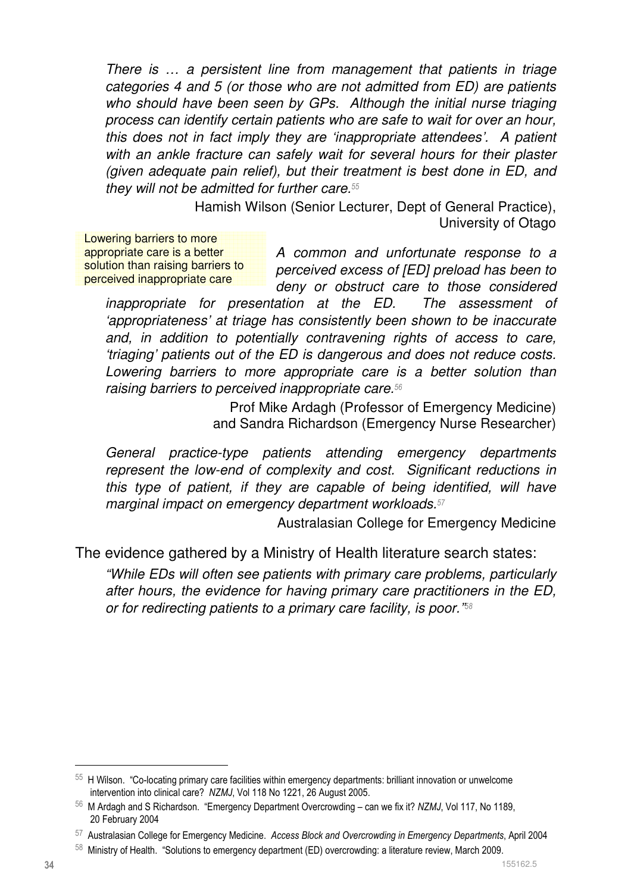*There is … a persistent line from management that patients in triage categories 4 and 5 (or those who are not admitted from ED) are patients who should have been seen by GPs. Although the initial nurse triaging process can identify certain patients who are safe to wait for over an hour, this does not in fact imply they are 'inappropriate attendees'. A patient with an ankle fracture can safely wait for several hours for their plaster (given adequate pain relief), but their treatment is best done in ED, and they will not be admitted for further care.*[55]

Hamish Wilson (Senior Lecturer, Dept of General Practice), University of Otago

Lowering barriers to more appropriate care is a better solution than raising barriers to perceived inappropriate care

*A common and unfortunate response to a perceived excess of [ED] preload has been to deny or obstruct care to those considered inappropriate for presentation at the ED. The assessment of 'appropriateness' at triage has consistently been shown to be inaccurate and, in addition to potentially contravening rights of access to care, 'triaging' patients out of the ED is dangerous and does not reduce costs. Lowering barriers to more appropriate care is a better solution than raising barriers to perceived inappropriate care.*[56]

Prof Mike Ardagh (Professor of Emergency Medicine) and Sandra Richardson (Emergency Nurse Researcher)

*General practice-type patients attending emergency departments represent the low-end of complexity and cost. Significant reductions in this type of patient, if they are capable of being identified, will have marginal impact on emergency department workloads.*[57]

Australasian College for Emergency Medicine

The evidence gathered by a Ministry of Health literature search states:

*"While EDs will often see patients with primary care problems, particularly after hours, the evidence for having primary care practitioners in the ED, or for redirecting patients to a primary care facility, is poor."*[58]

---

[55] H Wilson. "Co-locating primary care facilities within emergency departments: brilliant innovation or unwelcome intervention into clinical care? *NZMJ*, Vol 118 No 1221, 26 August 2005.

[56] M Ardagh and S Richardson. "Emergency Department Overcrowding – can we fix it? *NZMJ*, Vol 117, No 1189, 20 February 2004

[57] Australasian College for Emergency Medicine. *Access Block and Overcrowding in Emergency Departments*, April 2004

[58] Ministry of Health. "Solutions to emergency department (ED) overcrowding: a literature review, March 2009.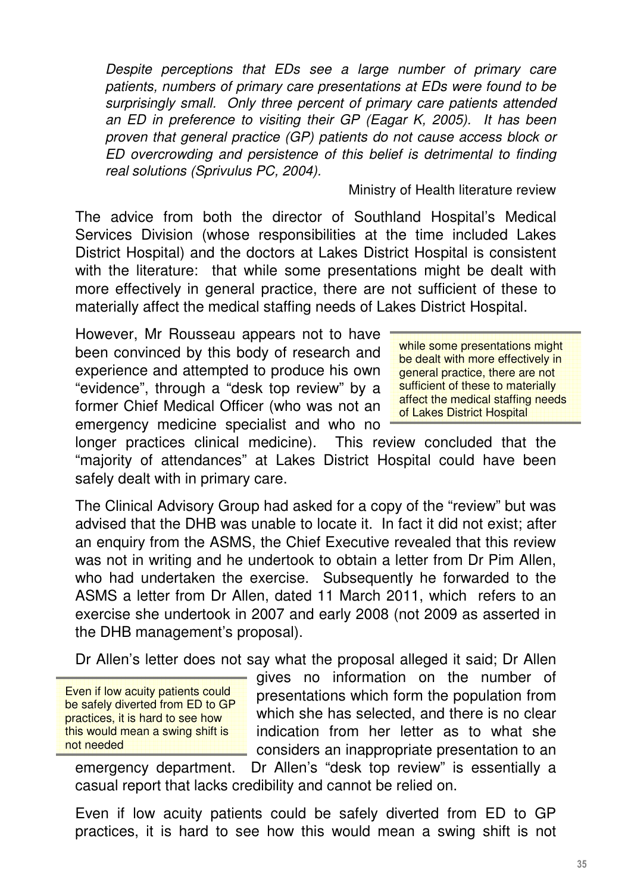*Despite perceptions that EDs see a large number of primary care patients, numbers of primary care presentations at EDs were found to be surprisingly small. Only three percent of primary care patients attended an ED in preference to visiting their GP (Eagar K, 2005). It has been proven that general practice (GP) patients do not cause access block or ED overcrowding and persistence of this belief is detrimental to finding real solutions (Sprivulus PC, 2004).*

Ministry of Health literature review

The advice from both the director of Southland Hospital's Medical Services Division (whose responsibilities at the time included Lakes District Hospital) and the doctors at Lakes District Hospital is consistent with the literature: that while some presentations might be dealt with more effectively in general practice, there are not sufficient of these to materially affect the medical staffing needs of Lakes District Hospital.

> while some presentations might be dealt with more effectively in general practice, there are not sufficient of these to materially affect the medical staffing needs of Lakes District Hospital

However, Mr Rousseau appears not to have been convinced by this body of research and experience and attempted to produce his own "evidence", through a "desk top review" by a former Chief Medical Officer (who was not an emergency medicine specialist and who no longer practices clinical medicine). This review concluded that the "majority of attendances" at Lakes District Hospital could have been safely dealt with in primary care.

The Clinical Advisory Group had asked for a copy of the "review" but was advised that the DHB was unable to locate it. In fact it did not exist; after an enquiry from the ASMS, the Chief Executive revealed that this review was not in writing and he undertook to obtain a letter from Dr Pim Allen, who had undertaken the exercise. Subsequently he forwarded to the ASMS a letter from Dr Allen, dated 11 March 2011, which refers to an exercise she undertook in 2007 and early 2008 (not 2009 as asserted in the DHB management's proposal).

> Even if low acuity patients could be safely diverted from ED to GP practices, it is hard to see how this would mean a swing shift is not needed

Dr Allen's letter does not say what the proposal alleged it said; Dr Allen gives no information on the number of presentations which form the population from which she has selected, and there is no clear indication from her letter as to what she considers an inappropriate presentation to an emergency department. Dr Allen's "desk top review" is essentially a casual report that lacks credibility and cannot be relied on.

Even if low acuity patients could be safely diverted from ED to GP practices, it is hard to see how this would mean a swing shift is not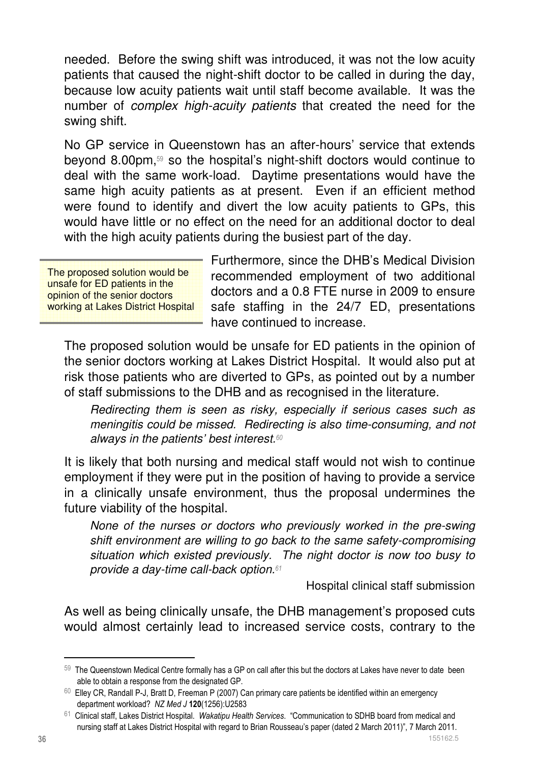needed. Before the swing shift was introduced, it was not the low acuity patients that caused the night-shift doctor to be called in during the day, because low acuity patients wait until staff become available. It was the number of *complex high-acuity patients* that created the need for the swing shift.

No GP service in Queenstown has an after-hours' service that extends beyond 8.00pm,[59] so the hospital's night-shift doctors would continue to deal with the same work-load. Daytime presentations would have the same high acuity patients as at present. Even if an efficient method were found to identify and divert the low acuity patients to GPs, this would have little or no effect on the need for an additional doctor to deal with the high acuity patients during the busiest part of the day.

> The proposed solution would be unsafe for ED patients in the opinion of the senior doctors working at Lakes District Hospital

Furthermore, since the DHB's Medical Division recommended employment of two additional doctors and a 0.8 FTE nurse in 2009 to ensure safe staffing in the 24/7 ED, presentations have continued to increase.

The proposed solution would be unsafe for ED patients in the opinion of the senior doctors working at Lakes District Hospital. It would also put at risk those patients who are diverted to GPs, as pointed out by a number of staff submissions to the DHB and as recognised in the literature.

> *Redirecting them is seen as risky, especially if serious cases such as meningitis could be missed. Redirecting is also time-consuming, and not always in the patients' best interest.*[60]

It is likely that both nursing and medical staff would not wish to continue employment if they were put in the position of having to provide a service in a clinically unsafe environment, thus the proposal undermines the future viability of the hospital.

> *None of the nurses or doctors who previously worked in the pre-swing shift environment are willing to go back to the same safety-compromising situation which existed previously. The night doctor is now too busy to provide a day-time call-back option.*[61]
>
> Hospital clinical staff submission

As well as being clinically unsafe, the DHB management's proposed cuts would almost certainly lead to increased service costs, contrary to the

---

[59] The Queenstown Medical Centre formally has a GP on call after this but the doctors at Lakes have never to date been able to obtain a response from the designated GP.

[60] Elley CR, Randall P-J, Bratt D, Freeman P (2007) Can primary care patients be identified within an emergency department workload? *NZ Med J* **120**(1256):U2583

[61] Clinical staff, Lakes District Hospital. *Wakatipu Health Services*. "Communication to SDHB board from medical and nursing staff at Lakes District Hospital with regard to Brian Rousseau's paper (dated 2 March 2011)", 7 March 2011.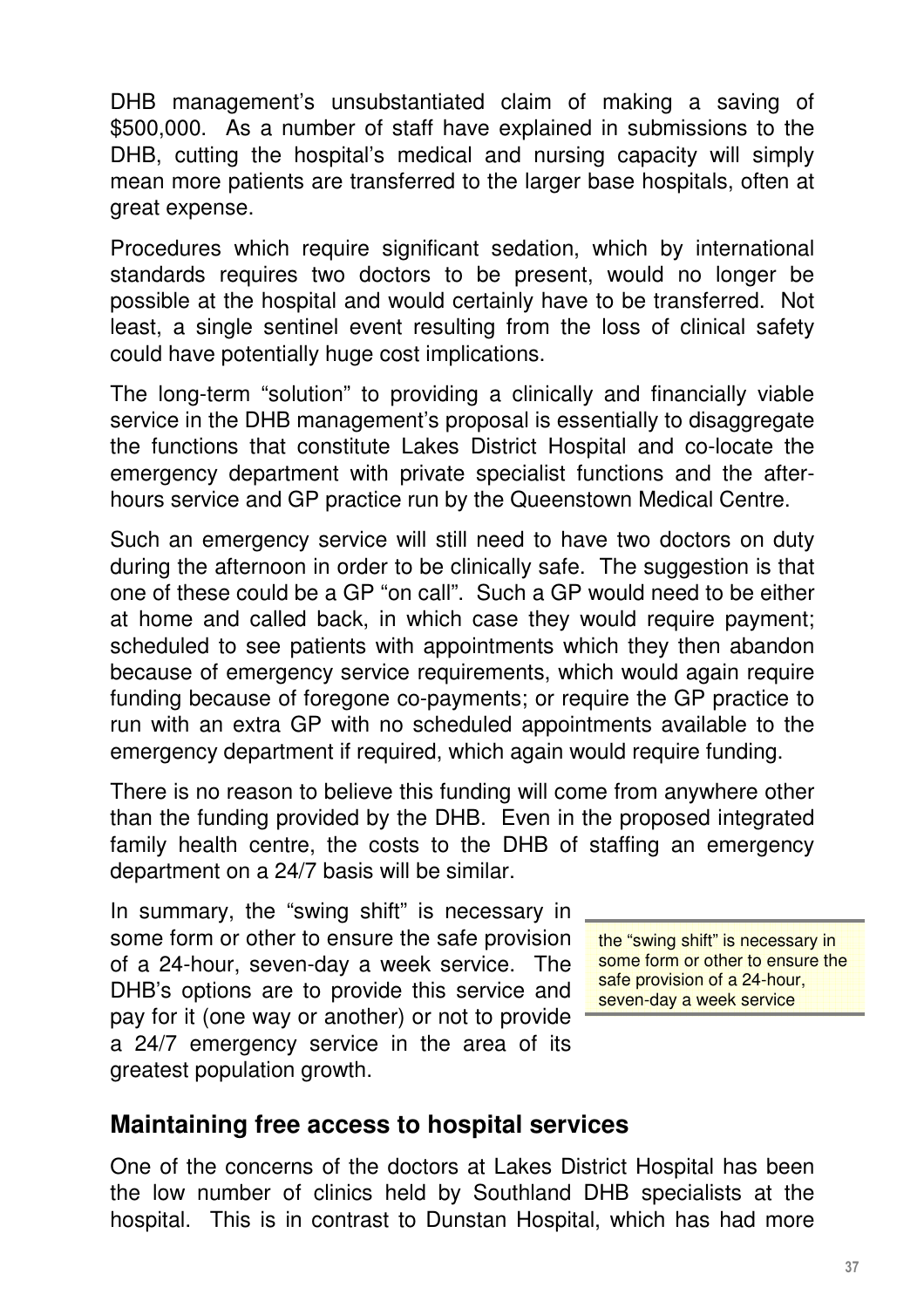DHB management's unsubstantiated claim of making a saving of $500,000. As a number of staff have explained in submissions to the DHB, cutting the hospital's medical and nursing capacity will simply mean more patients are transferred to the larger base hospitals, often at great expense.

Procedures which require significant sedation, which by international standards requires two doctors to be present, would no longer be possible at the hospital and would certainly have to be transferred. Not least, a single sentinel event resulting from the loss of clinical safety could have potentially huge cost implications.

The long-term "solution" to providing a clinically and financially viable service in the DHB management's proposal is essentially to disaggregate the functions that constitute Lakes District Hospital and co-locate the emergency department with private specialist functions and the after-hours service and GP practice run by the Queenstown Medical Centre.

Such an emergency service will still need to have two doctors on duty during the afternoon in order to be clinically safe. The suggestion is that one of these could be a GP "on call". Such a GP would need to be either at home and called back, in which case they would require payment; scheduled to see patients with appointments which they then abandon because of emergency service requirements, which would again require funding because of foregone co-payments; or require the GP practice to run with an extra GP with no scheduled appointments available to the emergency department if required, which again would require funding.

There is no reason to believe this funding will come from anywhere other than the funding provided by the DHB. Even in the proposed integrated family health centre, the costs to the DHB of staffing an emergency department on a 24/7 basis will be similar.

In summary, the "swing shift" is necessary in some form or other to ensure the safe provision of a 24-hour, seven-day a week service. The DHB's options are to provide this service and pay for it (one way or another) or not to provide a 24/7 emergency service in the area of its greatest population growth.

> the "swing shift" is necessary in some form or other to ensure the safe provision of a 24-hour, seven-day a week service

## Maintaining free access to hospital services

One of the concerns of the doctors at Lakes District Hospital has been the low number of clinics held by Southland DHB specialists at the hospital. This is in contrast to Dunstan Hospital, which has had more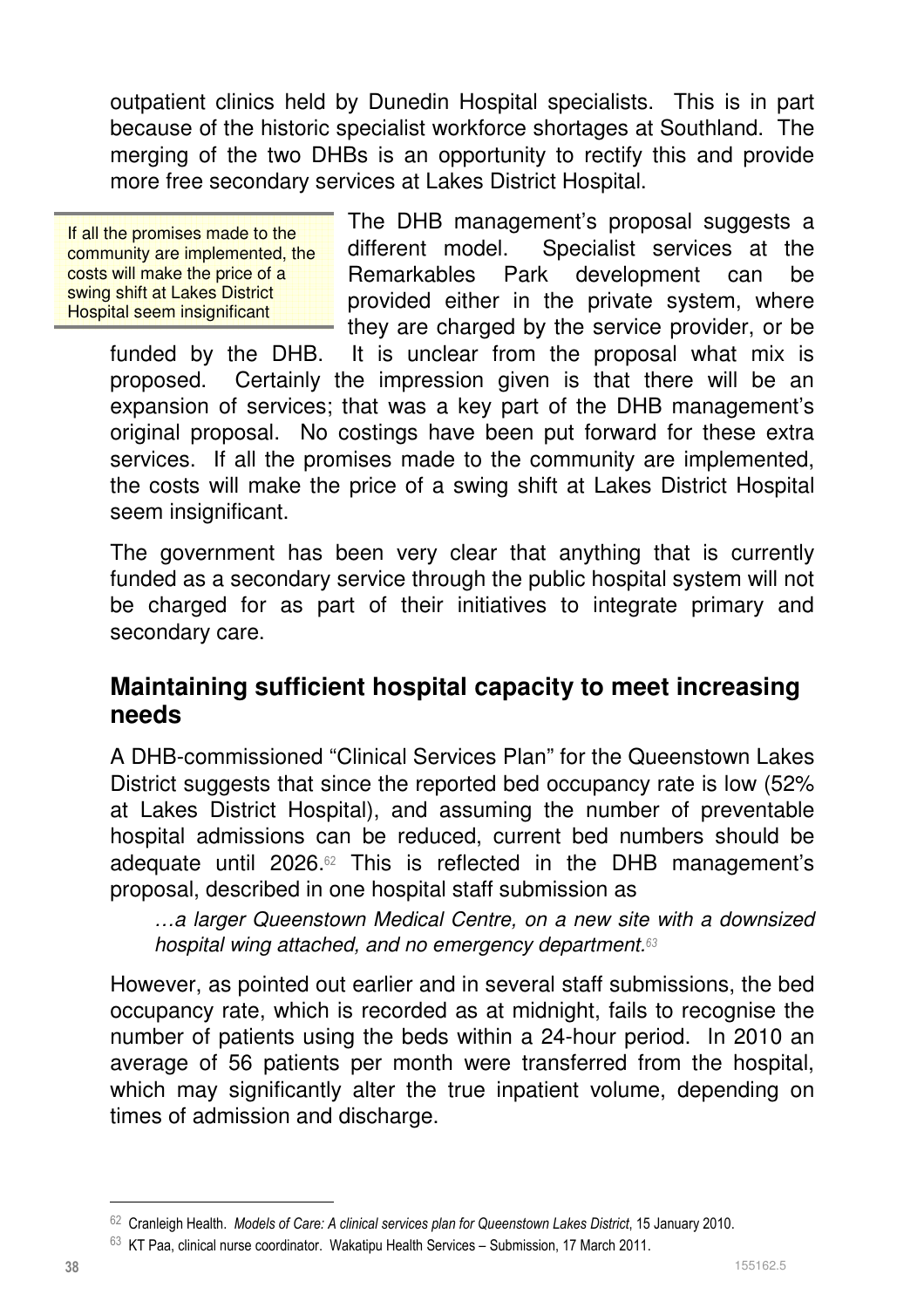outpatient clinics held by Dunedin Hospital specialists. This is in part because of the historic specialist workforce shortages at Southland. The merging of the two DHBs is an opportunity to rectify this and provide more free secondary services at Lakes District Hospital.

> If all the promises made to the community are implemented, the costs will make the price of a swing shift at Lakes District Hospital seem insignificant

The DHB management's proposal suggests a different model. Specialist services at the Remarkables Park development can be provided either in the private system, where they are charged by the service provider, or be funded by the DHB. It is unclear from the proposal what mix is proposed. Certainly the impression given is that there will be an expansion of services; that was a key part of the DHB management's original proposal. No costings have been put forward for these extra services. If all the promises made to the community are implemented, the costs will make the price of a swing shift at Lakes District Hospital seem insignificant.

The government has been very clear that anything that is currently funded as a secondary service through the public hospital system will not be charged for as part of their initiatives to integrate primary and secondary care.

## Maintaining sufficient hospital capacity to meet increasing needs

A DHB-commissioned "Clinical Services Plan" for the Queenstown Lakes District suggests that since the reported bed occupancy rate is low (52% at Lakes District Hospital), and assuming the number of preventable hospital admissions can be reduced, current bed numbers should be adequate until 2026.[62] This is reflected in the DHB management's proposal, described in one hospital staff submission as

> *…a larger Queenstown Medical Centre, on a new site with a downsized hospital wing attached, and no emergency department.*[63]

However, as pointed out earlier and in several staff submissions, the bed occupancy rate, which is recorded as at midnight, fails to recognise the number of patients using the beds within a 24-hour period. In 2010 an average of 56 patients per month were transferred from the hospital, which may significantly alter the true inpatient volume, depending on times of admission and discharge.

---

[62] Cranleigh Health. *Models of Care: A clinical services plan for Queenstown Lakes District*, 15 January 2010.

[63] KT Paa, clinical nurse coordinator. Wakatipu Health Services – Submission, 17 March 2011.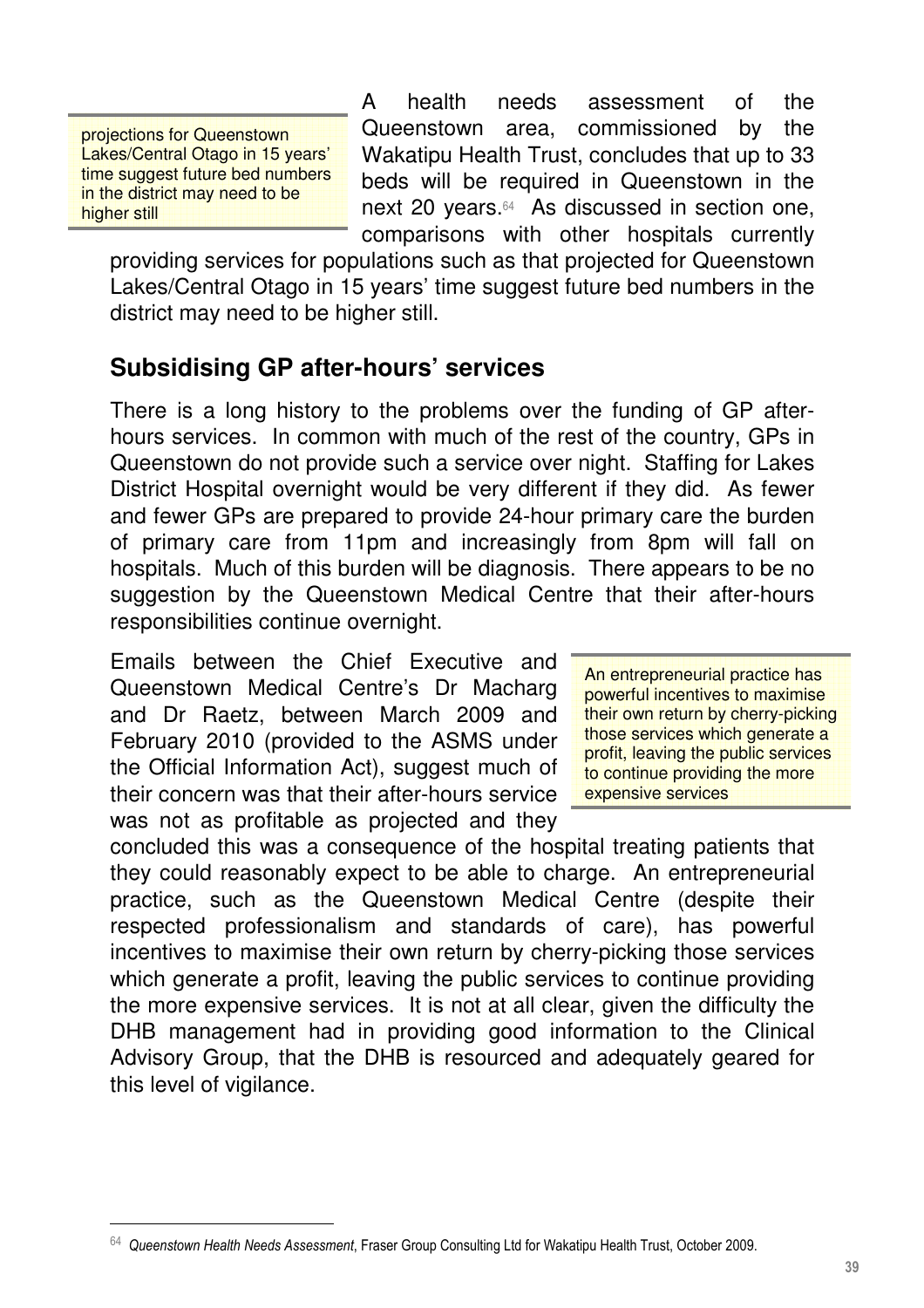> projections for Queenstown Lakes/Central Otago in 15 years' time suggest future bed numbers in the district may need to be higher still

A health needs assessment of the Queenstown area, commissioned by the Wakatipu Health Trust, concludes that up to 33 beds will be required in Queenstown in the next 20 years.[64] As discussed in section one, comparisons with other hospitals currently providing services for populations such as that projected for Queenstown Lakes/Central Otago in 15 years' time suggest future bed numbers in the district may need to be higher still.

## Subsidising GP after-hours' services

There is a long history to the problems over the funding of GP after-hours services. In common with much of the rest of the country, GPs in Queenstown do not provide such a service over night. Staffing for Lakes District Hospital overnight would be very different if they did. As fewer and fewer GPs are prepared to provide 24-hour primary care the burden of primary care from 11pm and increasingly from 8pm will fall on hospitals. Much of this burden will be diagnosis. There appears to be no suggestion by the Queenstown Medical Centre that their after-hours responsibilities continue overnight.

> An entrepreneurial practice has powerful incentives to maximise their own return by cherry-picking those services which generate a profit, leaving the public services to continue providing the more expensive services

Emails between the Chief Executive and Queenstown Medical Centre's Dr Macharg and Dr Raetz, between March 2009 and February 2010 (provided to the ASMS under the Official Information Act), suggest much of their concern was that their after-hours service was not as profitable as projected and they concluded this was a consequence of the hospital treating patients that they could reasonably expect to be able to charge. An entrepreneurial practice, such as the Queenstown Medical Centre (despite their respected professionalism and standards of care), has powerful incentives to maximise their own return by cherry-picking those services which generate a profit, leaving the public services to continue providing the more expensive services. It is not at all clear, given the difficulty the DHB management had in providing good information to the Clinical Advisory Group, that the DHB is resourced and adequately geared for this level of vigilance.

---

[64] *Queenstown Health Needs Assessment*, Fraser Group Consulting Ltd for Wakatipu Health Trust, October 2009.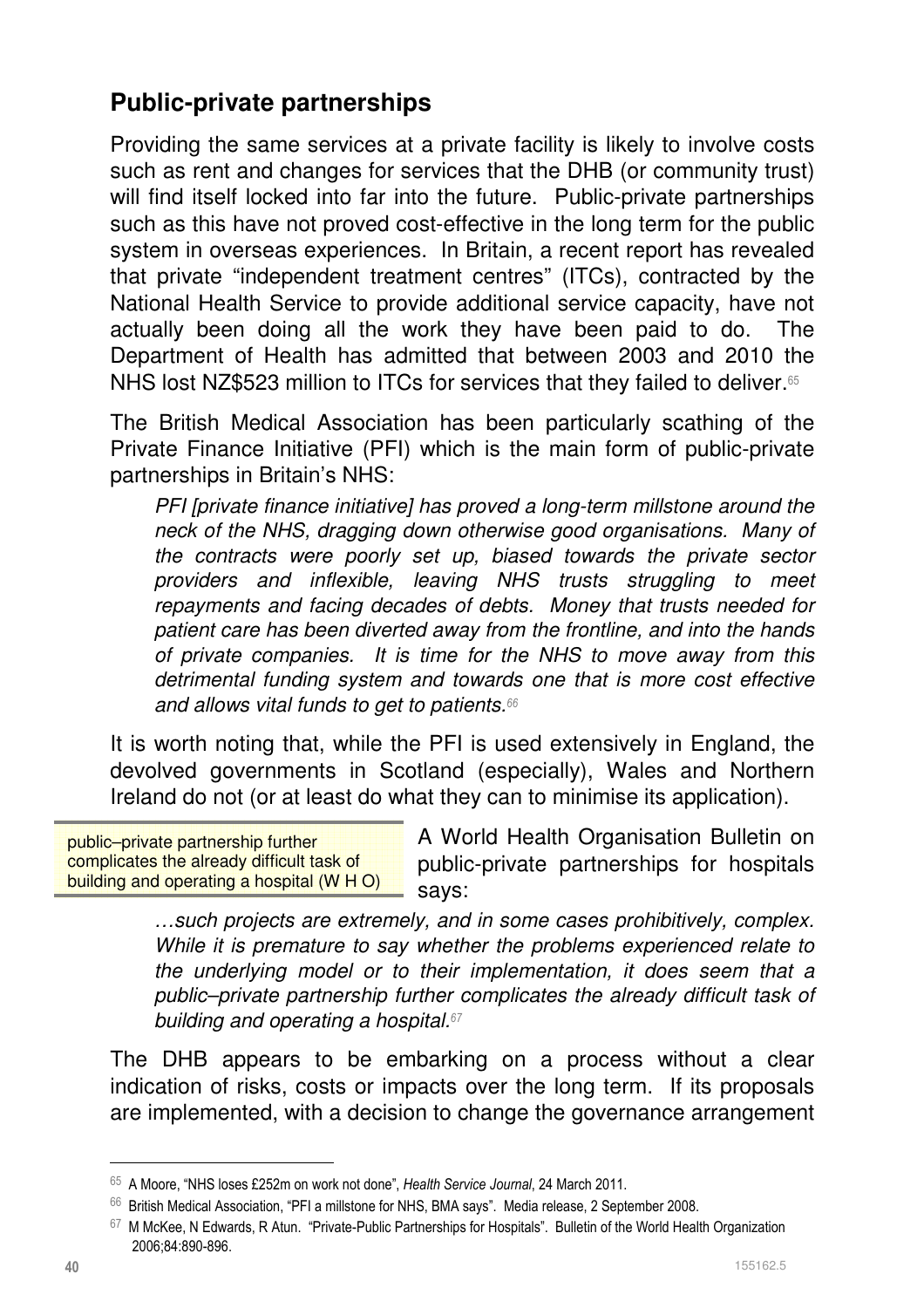## Public-private partnerships

Providing the same services at a private facility is likely to involve costs such as rent and changes for services that the DHB (or community trust) will find itself locked into far into the future. Public-private partnerships such as this have not proved cost-effective in the long term for the public system in overseas experiences. In Britain, a recent report has revealed that private "independent treatment centres" (ITCs), contracted by the National Health Service to provide additional service capacity, have not actually been doing all the work they have been paid to do. The Department of Health has admitted that between 2003 and 2010 the NHS lost NZ$523 million to ITCs for services that they failed to deliver.[65]

The British Medical Association has been particularly scathing of the Private Finance Initiative (PFI) which is the main form of public-private partnerships in Britain's NHS:

> *PFI [private finance initiative] has proved a long-term millstone around the neck of the NHS, dragging down otherwise good organisations. Many of the contracts were poorly set up, biased towards the private sector providers and inflexible, leaving NHS trusts struggling to meet repayments and facing decades of debts. Money that trusts needed for patient care has been diverted away from the frontline, and into the hands of private companies. It is time for the NHS to move away from this detrimental funding system and towards one that is more cost effective and allows vital funds to get to patients.*[66]

It is worth noting that, while the PFI is used extensively in England, the devolved governments in Scotland (especially), Wales and Northern Ireland do not (or at least do what they can to minimise its application).

> public–private partnership further complicates the already difficult task of building and operating a hospital (W H O)

A World Health Organisation Bulletin on public-private partnerships for hospitals says:

> *…such projects are extremely, and in some cases prohibitively, complex. While it is premature to say whether the problems experienced relate to the underlying model or to their implementation, it does seem that a public–private partnership further complicates the already difficult task of building and operating a hospital.*[67]

The DHB appears to be embarking on a process without a clear indication of risks, costs or impacts over the long term. If its proposals are implemented, with a decision to change the governance arrangement

---

[65] A Moore, "NHS loses £252m on work not done", *Health Service Journal*, 24 March 2011.

[66] British Medical Association, "PFI a millstone for NHS, BMA says". Media release, 2 September 2008.

[67] M McKee, N Edwards, R Atun. "Private-Public Partnerships for Hospitals". Bulletin of the World Health Organization 2006;84:890-896.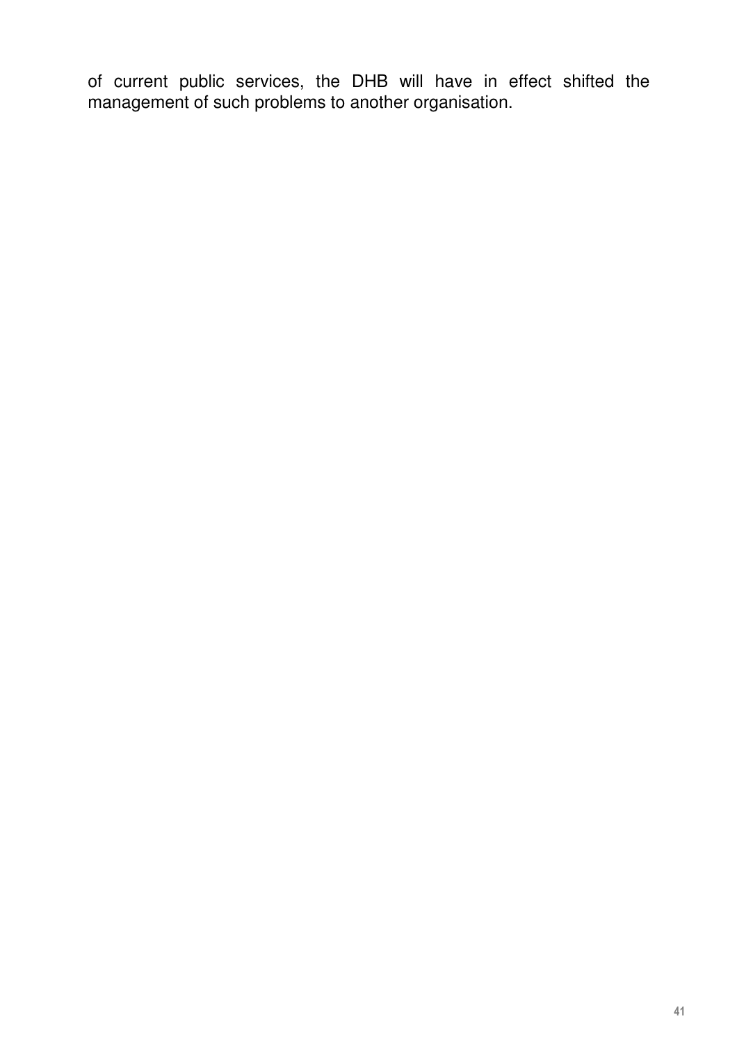of current public services, the DHB will have in effect shifted the management of such problems to another organisation.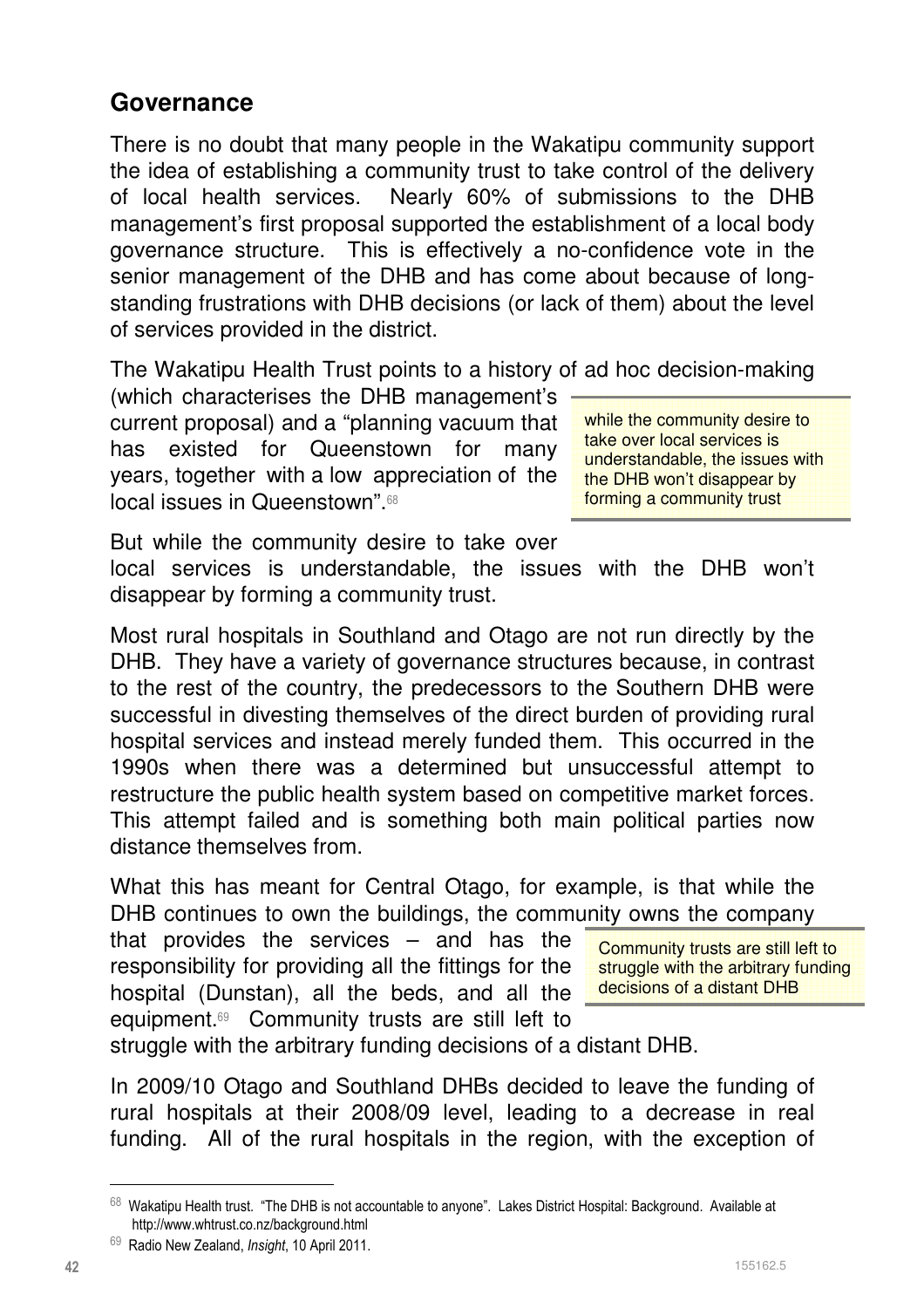## Governance

There is no doubt that many people in the Wakatipu community support the idea of establishing a community trust to take control of the delivery of local health services. Nearly 60% of submissions to the DHB management's first proposal supported the establishment of a local body governance structure. This is effectively a no-confidence vote in the senior management of the DHB and has come about because of long-standing frustrations with DHB decisions (or lack of them) about the level of services provided in the district.

The Wakatipu Health Trust points to a history of ad hoc decision-making (which characterises the DHB management's current proposal) and a "planning vacuum that has existed for Queenstown for many years, together with a low appreciation of the local issues in Queenstown".[68]

> while the community desire to take over local services is understandable, the issues with the DHB won't disappear by forming a community trust

But while the community desire to take over local services is understandable, the issues with the DHB won't disappear by forming a community trust.

Most rural hospitals in Southland and Otago are not run directly by the DHB. They have a variety of governance structures because, in contrast to the rest of the country, the predecessors to the Southern DHB were successful in divesting themselves of the direct burden of providing rural hospital services and instead merely funded them. This occurred in the 1990s when there was a determined but unsuccessful attempt to restructure the public health system based on competitive market forces. This attempt failed and is something both main political parties now distance themselves from.

What this has meant for Central Otago, for example, is that while the DHB continues to own the buildings, the community owns the company that provides the services – and has the responsibility for providing all the fittings for the hospital (Dunstan), all the beds, and all the equipment.[69] Community trusts are still left to struggle with the arbitrary funding decisions of a distant DHB.

> Community trusts are still left to struggle with the arbitrary funding decisions of a distant DHB

In 2009/10 Otago and Southland DHBs decided to leave the funding of rural hospitals at their 2008/09 level, leading to a decrease in real funding. All of the rural hospitals in the region, with the exception of

---

[68] Wakatipu Health trust. "The DHB is not accountable to anyone". Lakes District Hospital: Background. Available at http://www.whtrust.co.nz/background.html

[69] Radio New Zealand, *Insight*, 10 April 2011.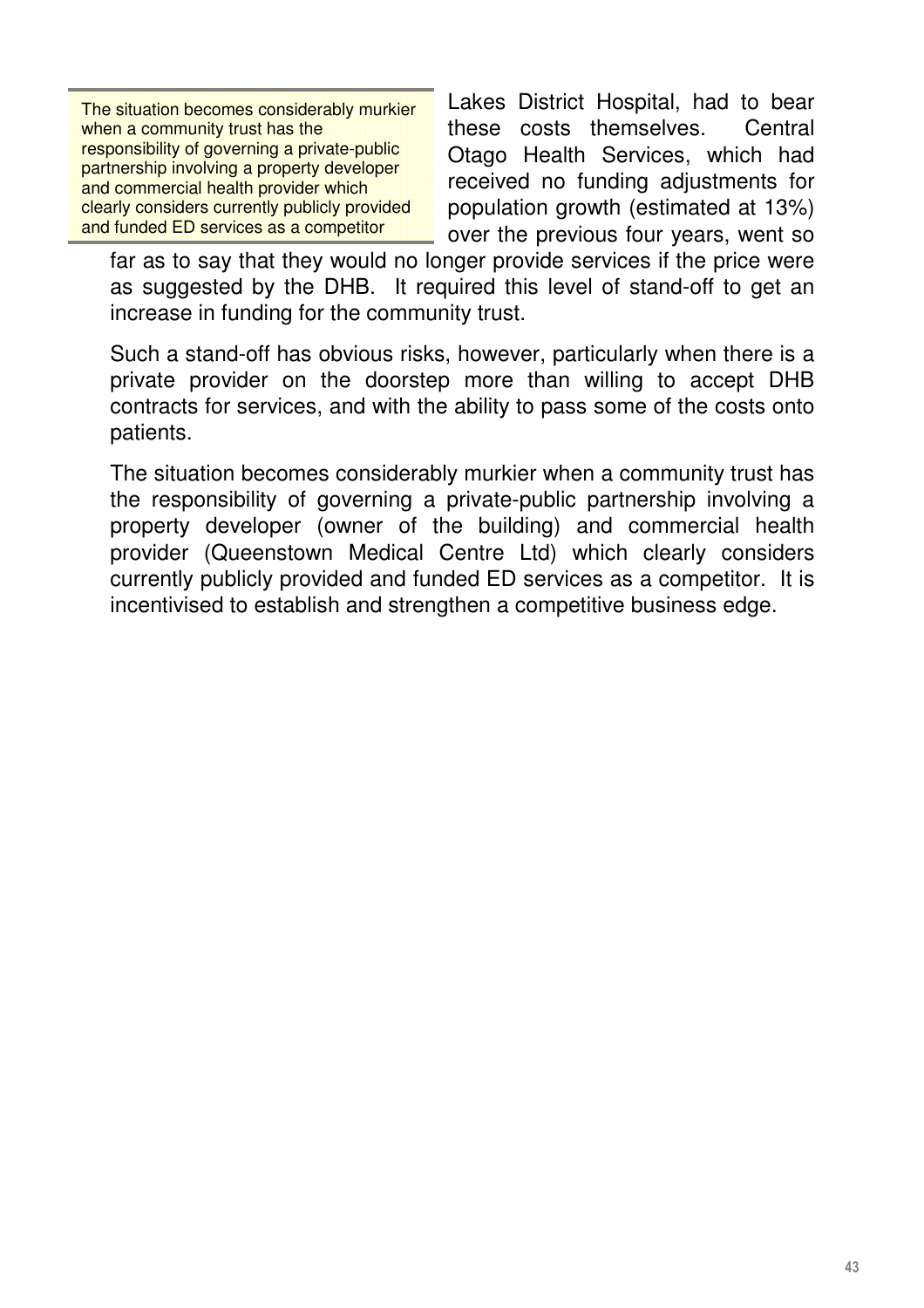> The situation becomes considerably murkier when a community trust has the responsibility of governing a private-public partnership involving a property developer and commercial health provider which clearly considers currently publicly provided and funded ED services as a competitor

Lakes District Hospital, had to bear these costs themselves. Central Otago Health Services, which had received no funding adjustments for population growth (estimated at 13%) over the previous four years, went so far as to say that they would no longer provide services if the price were as suggested by the DHB. It required this level of stand-off to get an increase in funding for the community trust.

Such a stand-off has obvious risks, however, particularly when there is a private provider on the doorstep more than willing to accept DHB contracts for services, and with the ability to pass some of the costs onto patients.

The situation becomes considerably murkier when a community trust has the responsibility of governing a private-public partnership involving a property developer (owner of the building) and commercial health provider (Queenstown Medical Centre Ltd) which clearly considers currently publicly provided and funded ED services as a competitor. It is incentivised to establish and strengthen a competitive business edge.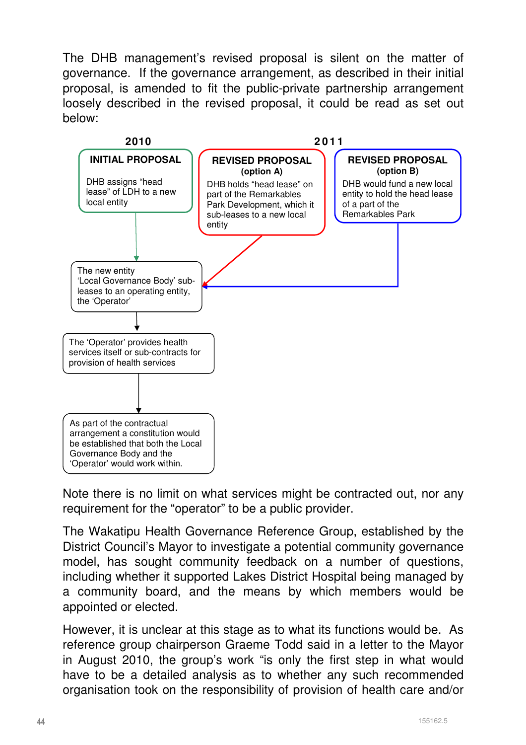The DHB management's revised proposal is silent on the matter of governance. If the governance arrangement, as described in their initial proposal, is amended to fit the public-private partnership arrangement loosely described in the revised proposal, it could be read as set out below:

**2010**

**INITIAL PROPOSAL**

DHB assigns "head lease" of LDH to a new local entity

**2011**

**REVISED PROPOSAL (option A)**

DHB holds "head lease" on part of the Remarkables Park Development, which it sub-leases to a new local entity

**REVISED PROPOSAL (option B)**

DHB would fund a new local entity to hold the head lease of a part of the Remarkables Park

↓

The new entity 'Local Governance Body' sub-leases to an operating entity, the 'Operator'

↓

The 'Operator' provides health services itself or sub-contracts for provision of health services

↓

As part of the contractual arrangement a constitution would be established that both the Local Governance Body and the 'Operator' would work within.

Note there is no limit on what services might be contracted out, nor any requirement for the "operator" to be a public provider.

The Wakatipu Health Governance Reference Group, established by the District Council's Mayor to investigate a potential community governance model, has sought community feedback on a number of questions, including whether it supported Lakes District Hospital being managed by a community board, and the means by which members would be appointed or elected.

However, it is unclear at this stage as to what its functions would be. As reference group chairperson Graeme Todd said in a letter to the Mayor in August 2010, the group's work "is only the first step in what would have to be a detailed analysis as to whether any such recommended organisation took on the responsibility of provision of health care and/or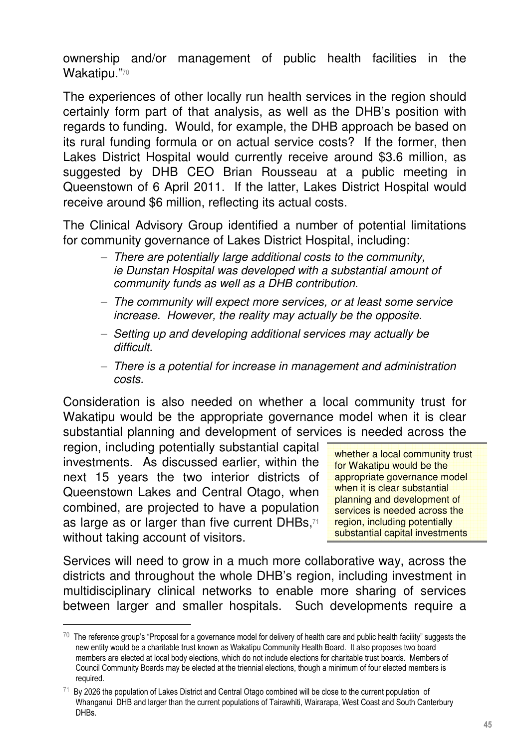ownership and/or management of public health facilities in the Wakatipu."[70]

The experiences of other locally run health services in the region should certainly form part of that analysis, as well as the DHB's position with regards to funding. Would, for example, the DHB approach be based on its rural funding formula or on actual service costs? If the former, then Lakes District Hospital would currently receive around $3.6 million, as suggested by DHB CEO Brian Rousseau at a public meeting in Queenstown of 6 April 2011. If the latter, Lakes District Hospital would receive around $6 million, reflecting its actual costs.

The Clinical Advisory Group identified a number of potential limitations for community governance of Lakes District Hospital, including:

- *There are potentially large additional costs to the community, ie Dunstan Hospital was developed with a substantial amount of community funds as well as a DHB contribution.*
- *The community will expect more services, or at least some service increase. However, the reality may actually be the opposite.*
- *Setting up and developing additional services may actually be difficult.*
- *There is a potential for increase in management and administration costs.*

Consideration is also needed on whether a local community trust for Wakatipu would be the appropriate governance model when it is clear substantial planning and development of services is needed across the region, including potentially substantial capital investments. As discussed earlier, within the next 15 years the two interior districts of Queenstown Lakes and Central Otago, when combined, are projected to have a population as large as or larger than five current DHBs,[71] without taking account of visitors.

> whether a local community trust for Wakatipu would be the appropriate governance model when it is clear substantial planning and development of services is needed across the region, including potentially substantial capital investments

Services will need to grow in a much more collaborative way, across the districts and throughout the whole DHB's region, including investment in multidisciplinary clinical networks to enable more sharing of services between larger and smaller hospitals. Such developments require a

---

[70] The reference group's "Proposal for a governance model for delivery of health care and public health facility" suggests the new entity would be a charitable trust known as Wakatipu Community Health Board. It also proposes two board members are elected at local body elections, which do not include elections for charitable trust boards. Members of Council Community Boards may be elected at the triennial elections, though a minimum of four elected members is required.

[71] By 2026 the population of Lakes District and Central Otago combined will be close to the current population of Whanganui DHB and larger than the current populations of Tairawhiti, Wairarapa, West Coast and South Canterbury DHBs.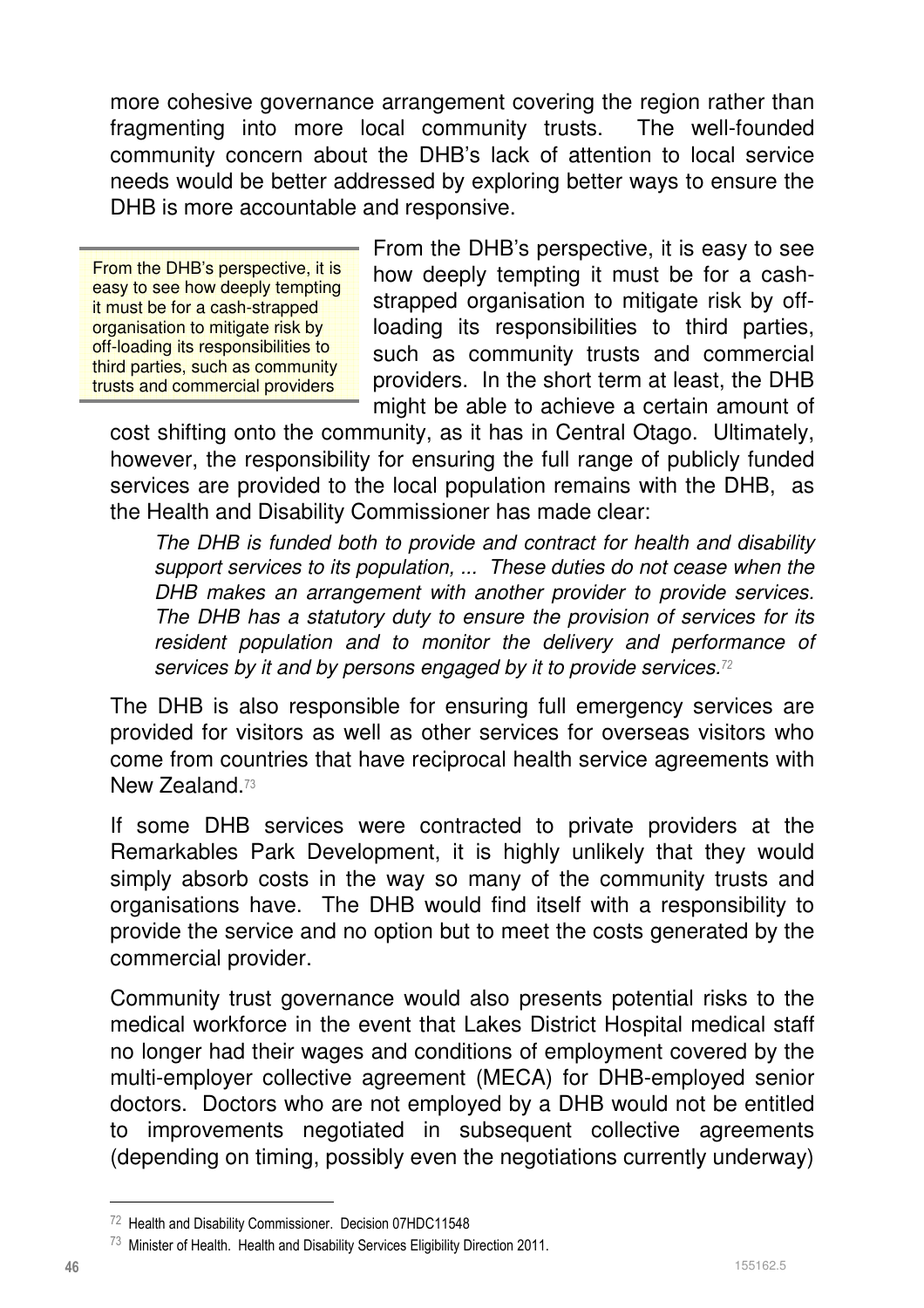more cohesive governance arrangement covering the region rather than fragmenting into more local community trusts. The well-founded community concern about the DHB's lack of attention to local service needs would be better addressed by exploring better ways to ensure the DHB is more accountable and responsive.

> From the DHB's perspective, it is easy to see how deeply tempting it must be for a cash-strapped organisation to mitigate risk by off-loading its responsibilities to third parties, such as community trusts and commercial providers

From the DHB's perspective, it is easy to see how deeply tempting it must be for a cash-strapped organisation to mitigate risk by off-loading its responsibilities to third parties, such as community trusts and commercial providers. In the short term at least, the DHB might be able to achieve a certain amount of cost shifting onto the community, as it has in Central Otago. Ultimately, however, the responsibility for ensuring the full range of publicly funded services are provided to the local population remains with the DHB, as the Health and Disability Commissioner has made clear:

> *The DHB is funded both to provide and contract for health and disability support services to its population, ... These duties do not cease when the DHB makes an arrangement with another provider to provide services. The DHB has a statutory duty to ensure the provision of services for its resident population and to monitor the delivery and performance of services by it and by persons engaged by it to provide services.*[72]

The DHB is also responsible for ensuring full emergency services are provided for visitors as well as other services for overseas visitors who come from countries that have reciprocal health service agreements with New Zealand.[73]

If some DHB services were contracted to private providers at the Remarkables Park Development, it is highly unlikely that they would simply absorb costs in the way so many of the community trusts and organisations have. The DHB would find itself with a responsibility to provide the service and no option but to meet the costs generated by the commercial provider.

Community trust governance would also presents potential risks to the medical workforce in the event that Lakes District Hospital medical staff no longer had their wages and conditions of employment covered by the multi-employer collective agreement (MECA) for DHB-employed senior doctors. Doctors who are not employed by a DHB would not be entitled to improvements negotiated in subsequent collective agreements (depending on timing, possibly even the negotiations currently underway)

---

[72] Health and Disability Commissioner. Decision 07HDC11548

[73] Minister of Health. Health and Disability Services Eligibility Direction 2011.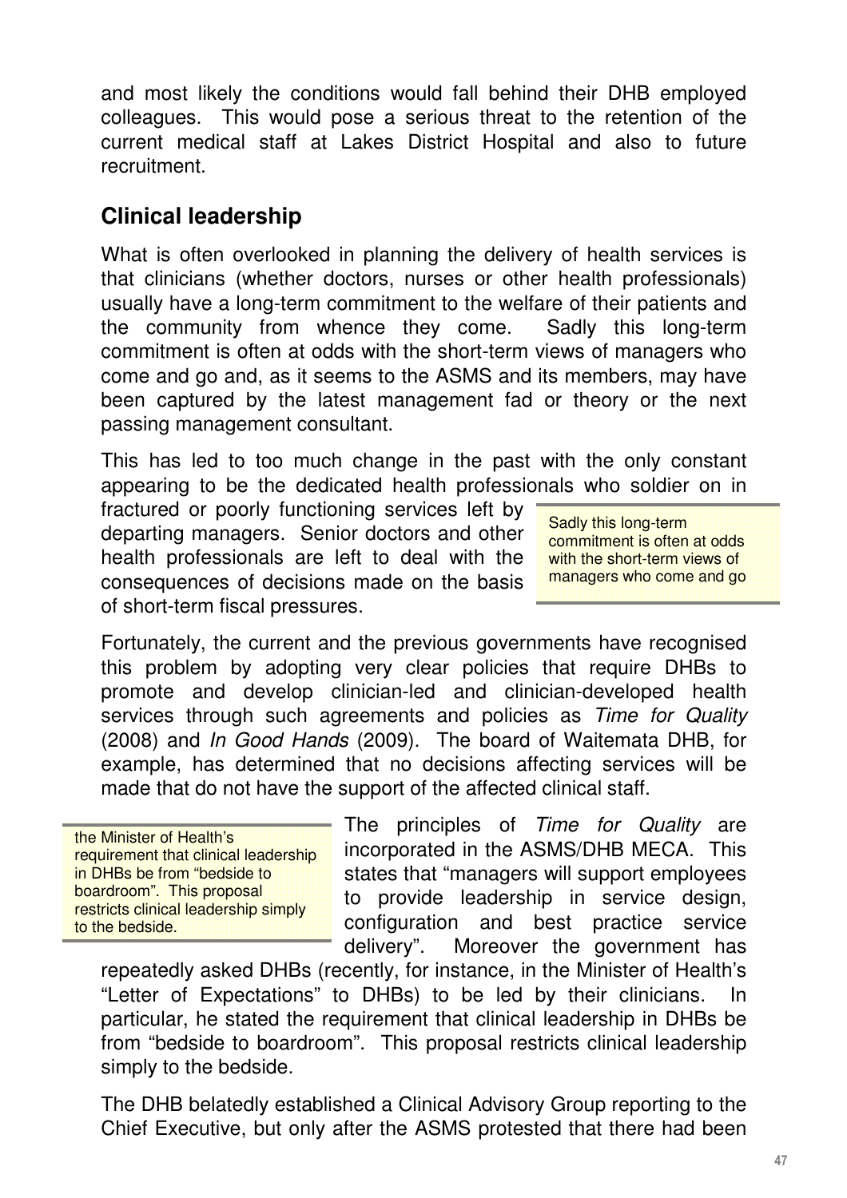and most likely the conditions would fall behind their DHB employed colleagues. This would pose a serious threat to the retention of the current medical staff at Lakes District Hospital and also to future recruitment.

## Clinical leadership

What is often overlooked in planning the delivery of health services is that clinicians (whether doctors, nurses or other health professionals) usually have a long-term commitment to the welfare of their patients and the community from whence they come. Sadly this long-term commitment is often at odds with the short-term views of managers who come and go and, as it seems to the ASMS and its members, may have been captured by the latest management fad or theory or the next passing management consultant.

This has led to too much change in the past with the only constant appearing to be the dedicated health professionals who soldier on in fractured or poorly functioning services left by departing managers. Senior doctors and other health professionals are left to deal with the consequences of decisions made on the basis of short-term fiscal pressures.

> Sadly this long-term commitment is often at odds with the short-term views of managers who come and go

Fortunately, the current and the previous governments have recognised this problem by adopting very clear policies that require DHBs to promote and develop clinician-led and clinician-developed health services through such agreements and policies as *Time for Quality* (2008) and *In Good Hands* (2009). The board of Waitemata DHB, for example, has determined that no decisions affecting services will be made that do not have the support of the affected clinical staff.

> the Minister of Health's requirement that clinical leadership in DHBs be from "bedside to boardroom". This proposal restricts clinical leadership simply to the bedside.

The principles of *Time for Quality* are incorporated in the ASMS/DHB MECA. This states that "managers will support employees to provide leadership in service design, configuration and best practice service delivery". Moreover the government has repeatedly asked DHBs (recently, for instance, in the Minister of Health's "Letter of Expectations" to DHBs) to be led by their clinicians. In particular, he stated the requirement that clinical leadership in DHBs be from "bedside to boardroom". This proposal restricts clinical leadership simply to the bedside.

The DHB belatedly established a Clinical Advisory Group reporting to the Chief Executive, but only after the ASMS protested that there had been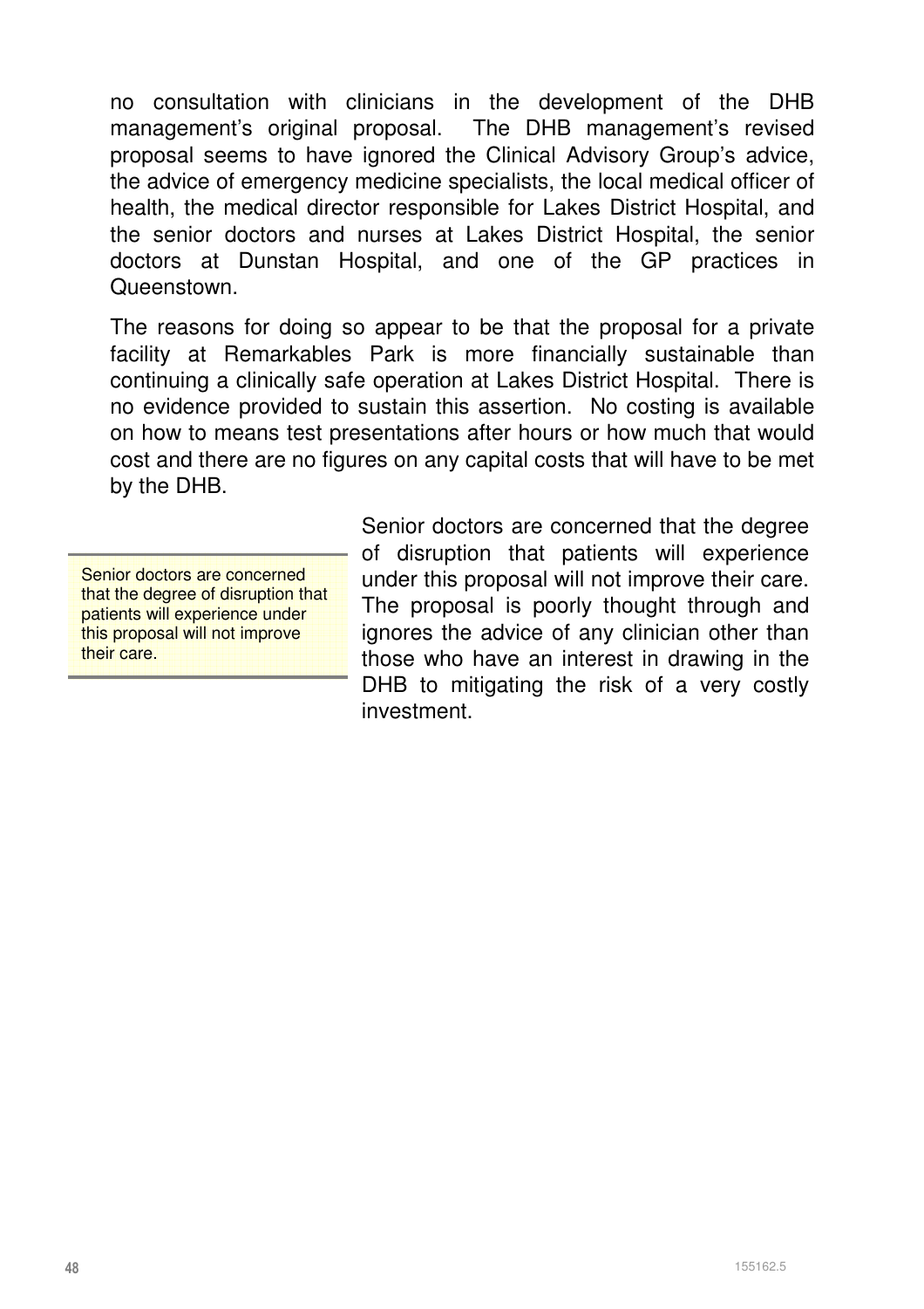no consultation with clinicians in the development of the DHB management's original proposal. The DHB management's revised proposal seems to have ignored the Clinical Advisory Group's advice, the advice of emergency medicine specialists, the local medical officer of health, the medical director responsible for Lakes District Hospital, and the senior doctors and nurses at Lakes District Hospital, the senior doctors at Dunstan Hospital, and one of the GP practices in Queenstown.

The reasons for doing so appear to be that the proposal for a private facility at Remarkables Park is more financially sustainable than continuing a clinically safe operation at Lakes District Hospital. There is no evidence provided to sustain this assertion. No costing is available on how to means test presentations after hours or how much that would cost and there are no figures on any capital costs that will have to be met by the DHB.

> Senior doctors are concerned that the degree of disruption that patients will experience under this proposal will not improve their care.

Senior doctors are concerned that the degree of disruption that patients will experience under this proposal will not improve their care. The proposal is poorly thought through and ignores the advice of any clinician other than those who have an interest in drawing in the DHB to mitigating the risk of a very costly investment.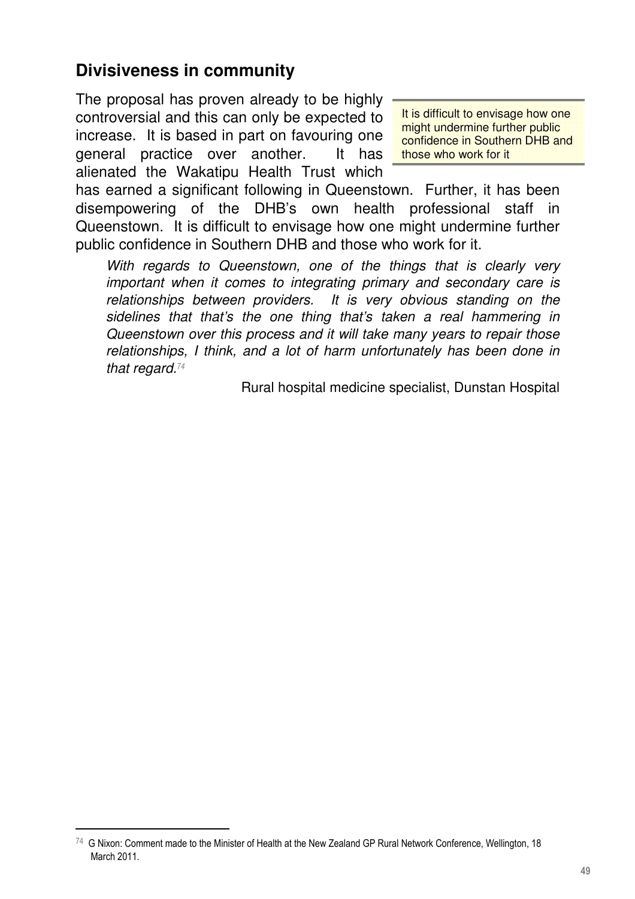## Divisiveness in community

The proposal has proven already to be highly controversial and this can only be expected to increase. It is based in part on favouring one general practice over another. It has alienated the Wakatipu Health Trust which has earned a significant following in Queenstown. Further, it has been disempowering of the DHB's own health professional staff in Queenstown. It is difficult to envisage how one might undermine further public confidence in Southern DHB and those who work for it.

> It is difficult to envisage how one might undermine further public confidence in Southern DHB and those who work for it

> *With regards to Queenstown, one of the things that is clearly very important when it comes to integrating primary and secondary care is relationships between providers. It is very obvious standing on the sidelines that that's the one thing that's taken a real hammering in Queenstown over this process and it will take many years to repair those relationships, I think, and a lot of harm unfortunately has been done in that regard.*[74]
>
> Rural hospital medicine specialist, Dunstan Hospital

---

[74] G Nixon: Comment made to the Minister of Health at the New Zealand GP Rural Network Conference, Wellington, 18 March 2011.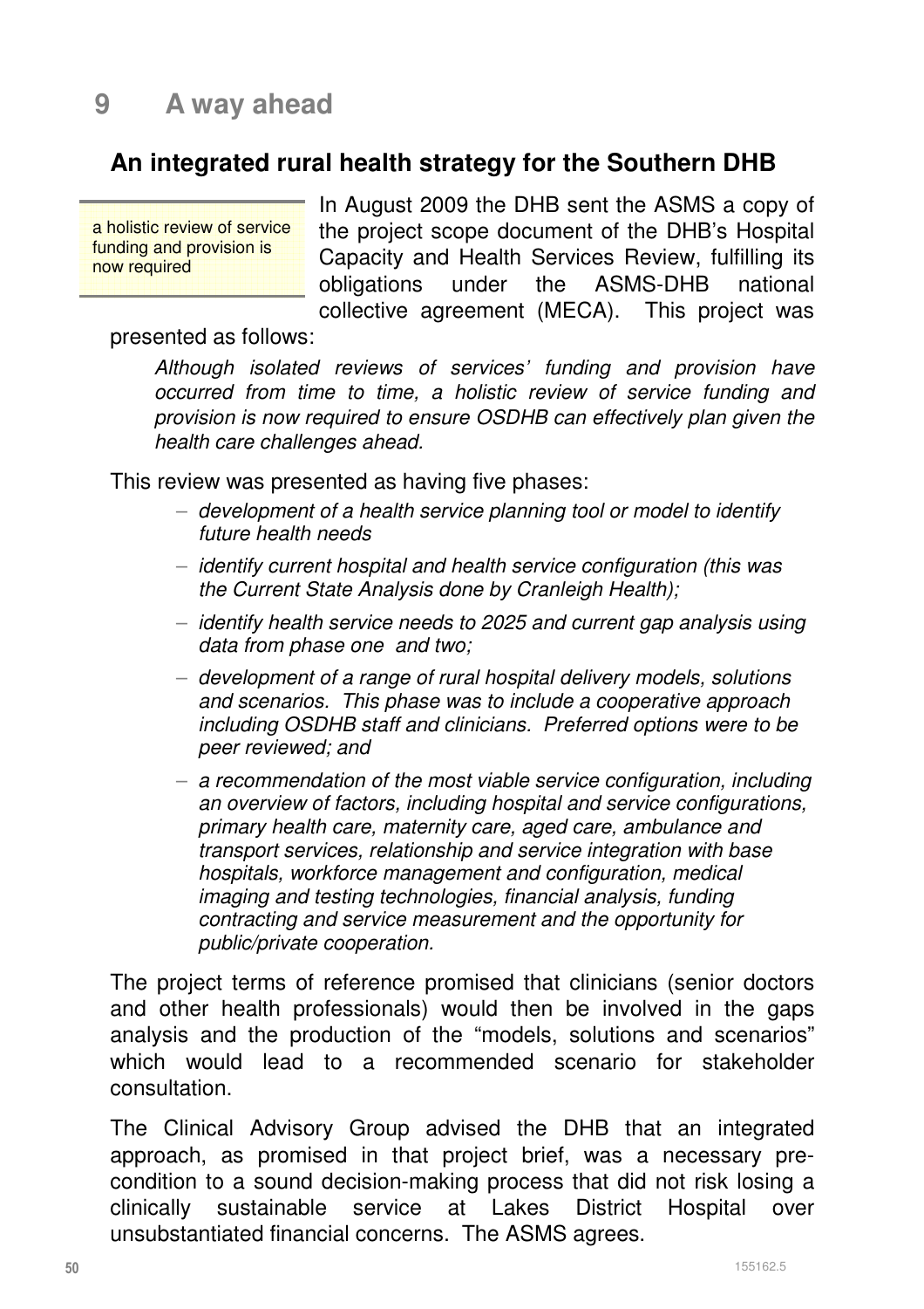# 9 A way ahead

## An integrated rural health strategy for the Southern DHB

> a holistic review of service funding and provision is now required

In August 2009 the DHB sent the ASMS a copy of the project scope document of the DHB's Hospital Capacity and Health Services Review, fulfilling its obligations under the ASMS-DHB national collective agreement (MECA). This project was presented as follows:

> *Although isolated reviews of services' funding and provision have occurred from time to time, a holistic review of service funding and provision is now required to ensure OSDHB can effectively plan given the health care challenges ahead.*

This review was presented as having five phases:

- *development of a health service planning tool or model to identify future health needs*
- *identify current hospital and health service configuration (this was the Current State Analysis done by Cranleigh Health);*
- *identify health service needs to 2025 and current gap analysis using data from phase one and two;*
- *development of a range of rural hospital delivery models, solutions and scenarios. This phase was to include a cooperative approach including OSDHB staff and clinicians. Preferred options were to be peer reviewed; and*
- *a recommendation of the most viable service configuration, including an overview of factors, including hospital and service configurations, primary health care, maternity care, aged care, ambulance and transport services, relationship and service integration with base hospitals, workforce management and configuration, medical imaging and testing technologies, financial analysis, funding contracting and service measurement and the opportunity for public/private cooperation.*

The project terms of reference promised that clinicians (senior doctors and other health professionals) would then be involved in the gaps analysis and the production of the "models, solutions and scenarios" which would lead to a recommended scenario for stakeholder consultation.

The Clinical Advisory Group advised the DHB that an integrated approach, as promised in that project brief, was a necessary pre-condition to a sound decision-making process that did not risk losing a clinically sustainable service at Lakes District Hospital over unsubstantiated financial concerns. The ASMS agrees.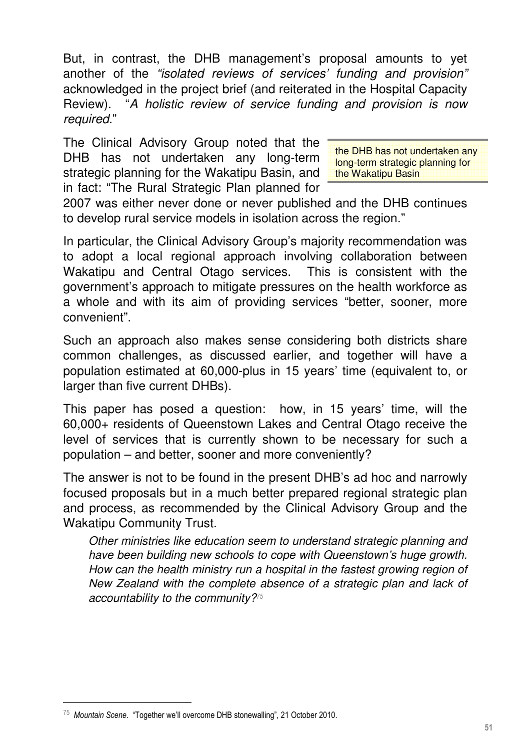But, in contrast, the DHB management's proposal amounts to yet another of the *"isolated reviews of services' funding and provision"* acknowledged in the project brief (and reiterated in the Hospital Capacity Review). "*A holistic review of service funding and provision is now required.*"

The Clinical Advisory Group noted that the DHB has not undertaken any long-term strategic planning for the Wakatipu Basin, and in fact: "The Rural Strategic Plan planned for 2007 was either never done or never published and the DHB continues to develop rural service models in isolation across the region."

> the DHB has not undertaken any long-term strategic planning for the Wakatipu Basin

In particular, the Clinical Advisory Group's majority recommendation was to adopt a local regional approach involving collaboration between Wakatipu and Central Otago services. This is consistent with the government's approach to mitigate pressures on the health workforce as a whole and with its aim of providing services "better, sooner, more convenient".

Such an approach also makes sense considering both districts share common challenges, as discussed earlier, and together will have a population estimated at 60,000-plus in 15 years' time (equivalent to, or larger than five current DHBs).

This paper has posed a question: how, in 15 years' time, will the 60,000+ residents of Queenstown Lakes and Central Otago receive the level of services that is currently shown to be necessary for such a population – and better, sooner and more conveniently?

The answer is not to be found in the present DHB's ad hoc and narrowly focused proposals but in a much better prepared regional strategic plan and process, as recommended by the Clinical Advisory Group and the Wakatipu Community Trust.

> *Other ministries like education seem to understand strategic planning and have been building new schools to cope with Queenstown's huge growth. How can the health ministry run a hospital in the fastest growing region of New Zealand with the complete absence of a strategic plan and lack of accountability to the community?*[75]

---

[75] *Mountain Scene.* "Together we'll overcome DHB stonewalling", 21 October 2010.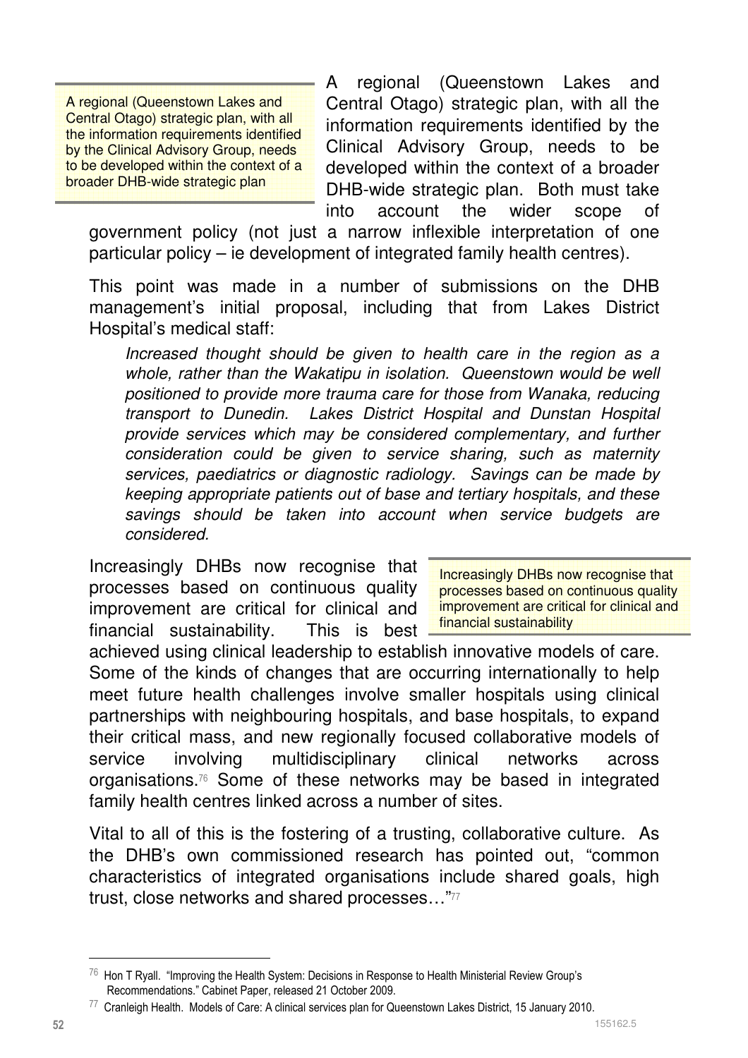> A regional (Queenstown Lakes and Central Otago) strategic plan, with all the information requirements identified by the Clinical Advisory Group, needs to be developed within the context of a broader DHB-wide strategic plan

A regional (Queenstown Lakes and Central Otago) strategic plan, with all the information requirements identified by the Clinical Advisory Group, needs to be developed within the context of a broader DHB-wide strategic plan. Both must take into account the wider scope of government policy (not just a narrow inflexible interpretation of one particular policy – ie development of integrated family health centres).

This point was made in a number of submissions on the DHB management's initial proposal, including that from Lakes District Hospital's medical staff:

> *Increased thought should be given to health care in the region as a whole, rather than the Wakatipu in isolation. Queenstown would be well positioned to provide more trauma care for those from Wanaka, reducing transport to Dunedin. Lakes District Hospital and Dunstan Hospital provide services which may be considered complementary, and further consideration could be given to service sharing, such as maternity services, paediatrics or diagnostic radiology. Savings can be made by keeping appropriate patients out of base and tertiary hospitals, and these savings should be taken into account when service budgets are considered.*

> Increasingly DHBs now recognise that processes based on continuous quality improvement are critical for clinical and financial sustainability

Increasingly DHBs now recognise that processes based on continuous quality improvement are critical for clinical and financial sustainability. This is best achieved using clinical leadership to establish innovative models of care. Some of the kinds of changes that are occurring internationally to help meet future health challenges involve smaller hospitals using clinical partnerships with neighbouring hospitals, and base hospitals, to expand their critical mass, and new regionally focused collaborative models of service involving multidisciplinary clinical networks across organisations.[76] Some of these networks may be based in integrated family health centres linked across a number of sites.

Vital to all of this is the fostering of a trusting, collaborative culture. As the DHB's own commissioned research has pointed out, "common characteristics of integrated organisations include shared goals, high trust, close networks and shared processes…"[77]

---

[76] Hon T Ryall. "Improving the Health System: Decisions in Response to Health Ministerial Review Group's Recommendations." Cabinet Paper, released 21 October 2009.

[77] Cranleigh Health. Models of Care: A clinical services plan for Queenstown Lakes District, 15 January 2010.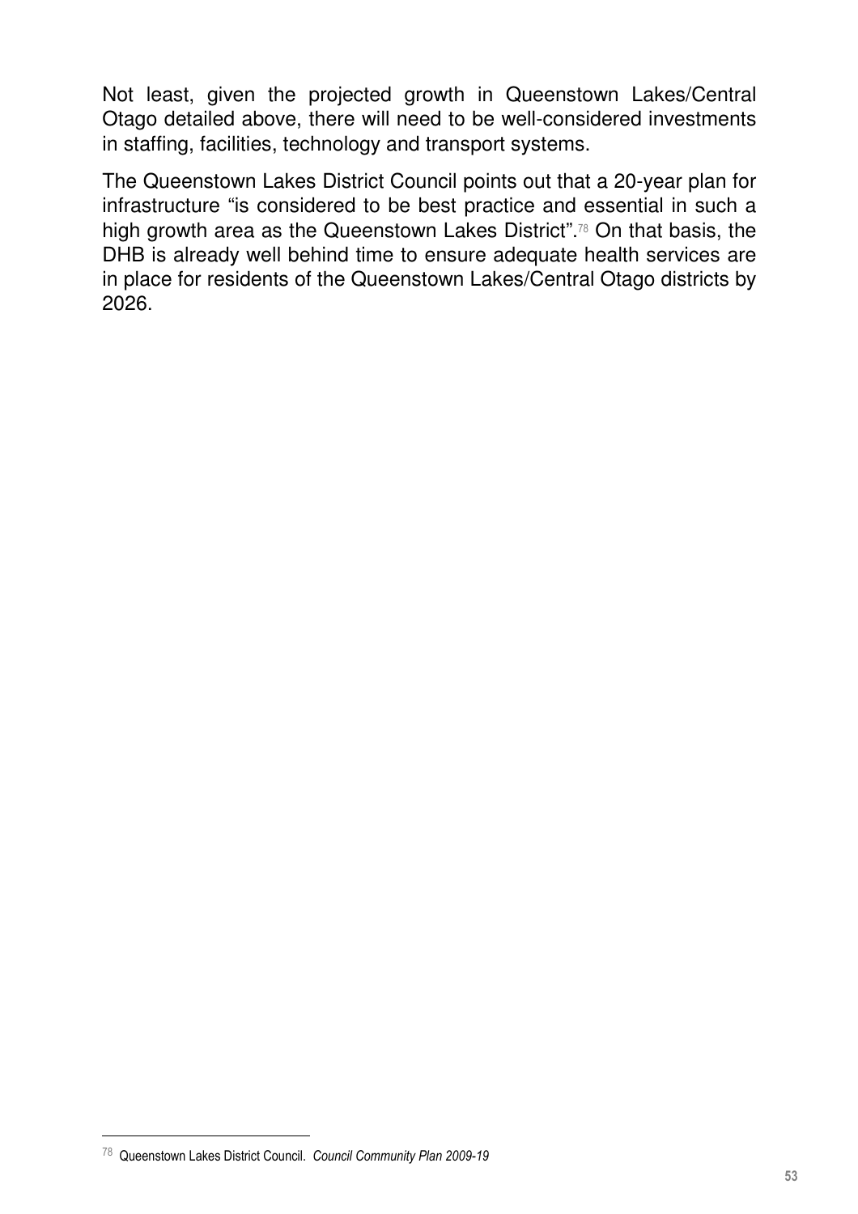Not least, given the projected growth in Queenstown Lakes/Central Otago detailed above, there will need to be well-considered investments in staffing, facilities, technology and transport systems.

The Queenstown Lakes District Council points out that a 20-year plan for infrastructure "is considered to be best practice and essential in such a high growth area as the Queenstown Lakes District".[78] On that basis, the DHB is already well behind time to ensure adequate health services are in place for residents of the Queenstown Lakes/Central Otago districts by 2026.

---

[78] Queenstown Lakes District Council. *Council Community Plan 2009-19*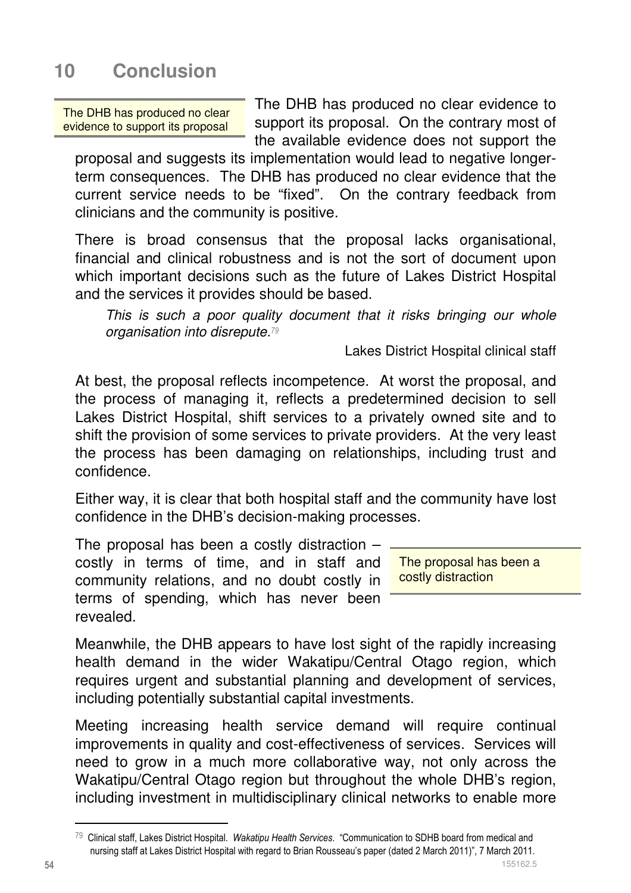# 10 Conclusion

The DHB has produced no clear evidence to support its proposal

The DHB has produced no clear evidence to support its proposal. On the contrary most of the available evidence does not support the proposal and suggests its implementation would lead to negative longer-term consequences. The DHB has produced no clear evidence that the current service needs to be "fixed". On the contrary feedback from clinicians and the community is positive.

There is broad consensus that the proposal lacks organisational, financial and clinical robustness and is not the sort of document upon which important decisions such as the future of Lakes District Hospital and the services it provides should be based.

> *This is such a poor quality document that it risks bringing our whole organisation into disrepute.*[79]
>
> Lakes District Hospital clinical staff

At best, the proposal reflects incompetence. At worst the proposal, and the process of managing it, reflects a predetermined decision to sell Lakes District Hospital, shift services to a privately owned site and to shift the provision of some services to private providers. At the very least the process has been damaging on relationships, including trust and confidence.

Either way, it is clear that both hospital staff and the community have lost confidence in the DHB's decision-making processes.

The proposal has been a costly distraction

The proposal has been a costly distraction – costly in terms of time, and in staff and community relations, and no doubt costly in terms of spending, which has never been revealed.

Meanwhile, the DHB appears to have lost sight of the rapidly increasing health demand in the wider Wakatipu/Central Otago region, which requires urgent and substantial planning and development of services, including potentially substantial capital investments.

Meeting increasing health service demand will require continual improvements in quality and cost-effectiveness of services. Services will need to grow in a much more collaborative way, not only across the Wakatipu/Central Otago region but throughout the whole DHB's region, including investment in multidisciplinary clinical networks to enable more

[79] Clinical staff, Lakes District Hospital. *Wakatipu Health Services.* "Communication to SDHB board from medical and nursing staff at Lakes District Hospital with regard to Brian Rousseau's paper (dated 2 March 2011)", 7 March 2011.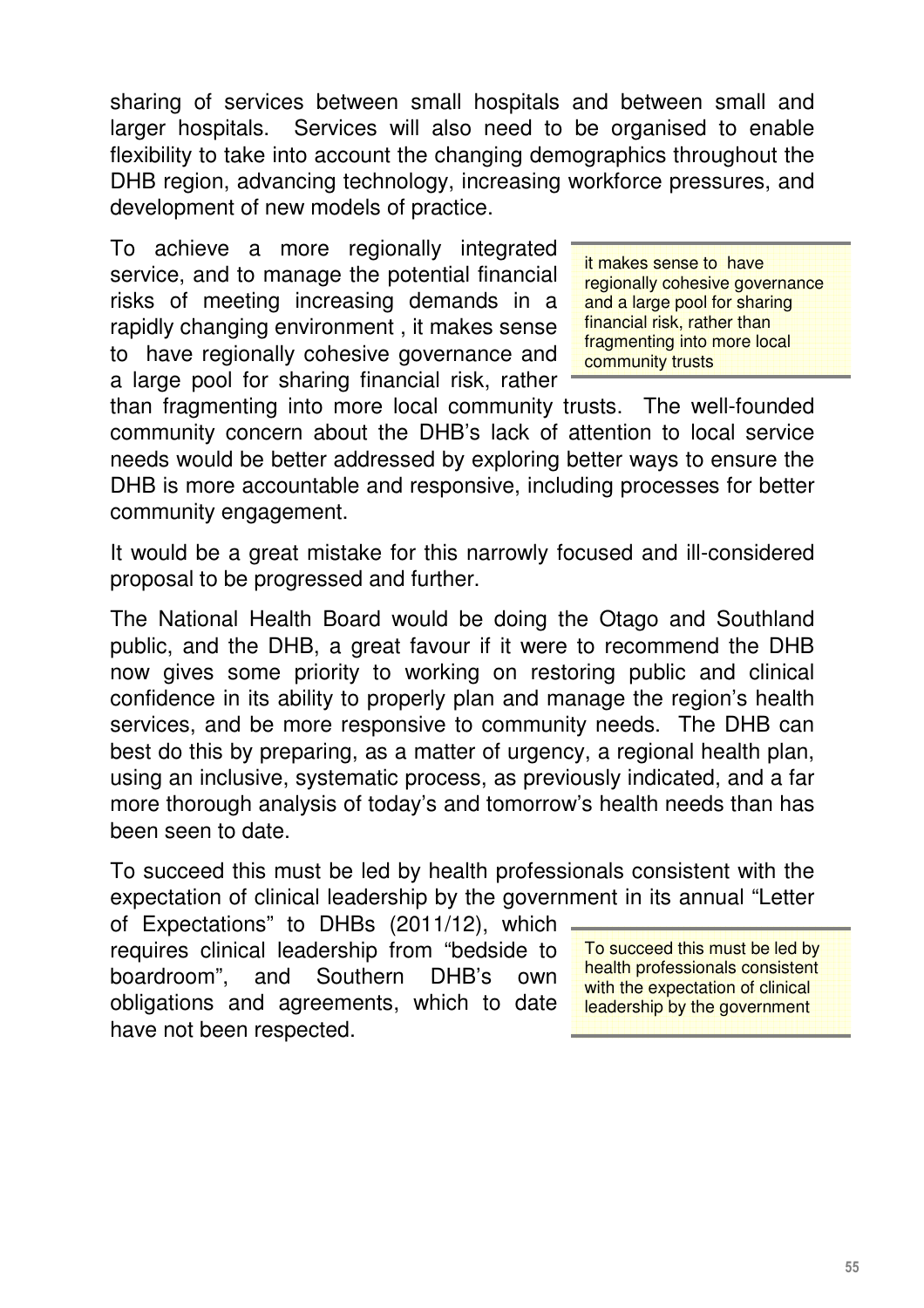sharing of services between small hospitals and between small and larger hospitals. Services will also need to be organised to enable flexibility to take into account the changing demographics throughout the DHB region, advancing technology, increasing workforce pressures, and development of new models of practice.

To achieve a more regionally integrated service, and to manage the potential financial risks of meeting increasing demands in a rapidly changing environment , it makes sense to have regionally cohesive governance and a large pool for sharing financial risk, rather than fragmenting into more local community trusts. The well-founded community concern about the DHB's lack of attention to local service needs would be better addressed by exploring better ways to ensure the DHB is more accountable and responsive, including processes for better community engagement.

> it makes sense to have regionally cohesive governance and a large pool for sharing financial risk, rather than fragmenting into more local community trusts

It would be a great mistake for this narrowly focused and ill-considered proposal to be progressed and further.

The National Health Board would be doing the Otago and Southland public, and the DHB, a great favour if it were to recommend the DHB now gives some priority to working on restoring public and clinical confidence in its ability to properly plan and manage the region's health services, and be more responsive to community needs. The DHB can best do this by preparing, as a matter of urgency, a regional health plan, using an inclusive, systematic process, as previously indicated, and a far more thorough analysis of today's and tomorrow's health needs than has been seen to date.

To succeed this must be led by health professionals consistent with the expectation of clinical leadership by the government in its annual "Letter of Expectations" to DHBs (2011/12), which requires clinical leadership from "bedside to boardroom", and Southern DHB's own obligations and agreements, which to date have not been respected.

> To succeed this must be led by health professionals consistent with the expectation of clinical leadership by the government